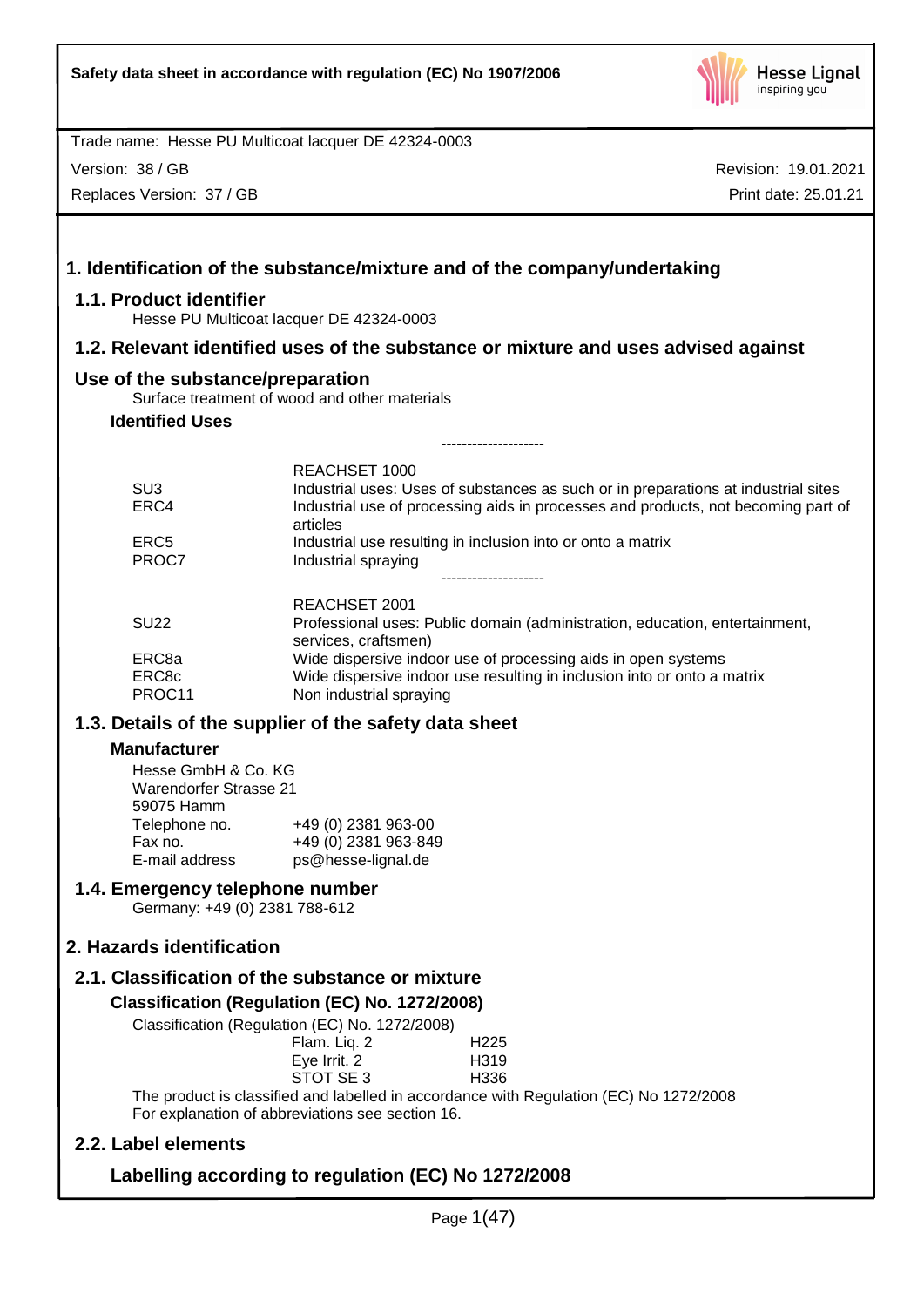Safety data sheet in accordance with regulation (EC) No 1907/2006

Trade name: Hesse PU Multicoat lacquer DE 42324-0003

Version: 38 / GB — Revision: 19.01.2021

Replaces Version: 37 / GB — Print date: 25.01.21

# 1. Identification of the substance/mixture and of the company/undertaking

## 1.1. Product identifier

Hesse PU Multicoat lacquer DE 42324-0003

## 1.2. Relevant identified uses of the substance or mixture and uses advised against

## Use of the substance/preparation

Surface treatment of wood and other materials

### Identified Uses

--------------------

| | REACHSET 1000 |
|---|---|
| SU3 | Industrial uses: Uses of substances as such or in preparations at industrial sites |
| ERC4 | Industrial use of processing aids in processes and products, not becoming part of articles |
| ERC5 | Industrial use resulting in inclusion into or onto a matrix |
| PROC7 | Industrial spraying |

--------------------

| | REACHSET 2001 |
|---|---|
| SU22 | Professional uses: Public domain (administration, education, entertainment, services, craftsmen) |
| ERC8a | Wide dispersive indoor use of processing aids in open systems |
| ERC8c | Wide dispersive indoor use resulting in inclusion into or onto a matrix |
| PROC11 | Non industrial spraying |

## 1.3. Details of the supplier of the safety data sheet

### Manufacturer

Hesse GmbH & Co. KG
Warendorfer Strasse 21
59075 Hamm

| | |
|---|---|
| Telephone no. | +49 (0) 2381 963-00 |
| Fax no. | +49 (0) 2381 963-849 |
| E-mail address | ps@hesse-lignal.de |

## 1.4. Emergency telephone number

Germany: +49 (0) 2381 788-612

# 2. Hazards identification

## 2.1. Classification of the substance or mixture

### Classification (Regulation (EC) No. 1272/2008)

Classification (Regulation (EC) No. 1272/2008)

| | |
|---|---|
| Flam. Liq. 2 | H225 |
| Eye Irrit. 2 | H319 |
| STOT SE 3 | H336 |

The product is classified and labelled in accordance with Regulation (EC) No 1272/2008
For explanation of abbreviations see section 16.

## 2.2. Label elements

### Labelling according to regulation (EC) No 1272/2008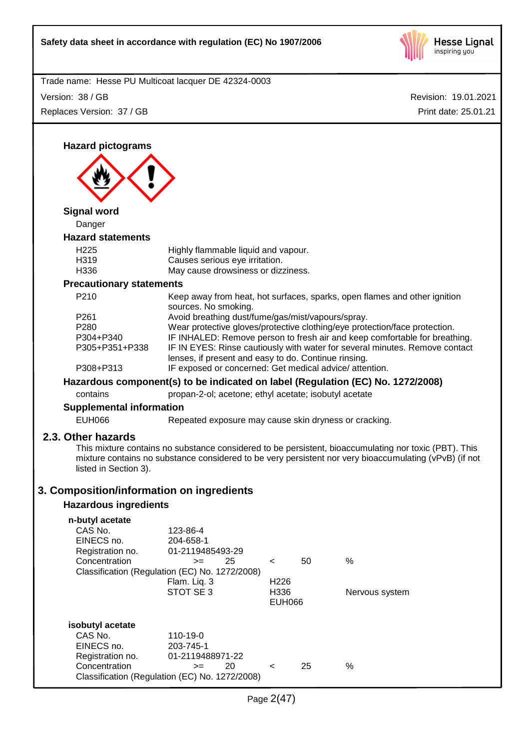### Hazard pictograms

### Signal word

Danger

### Hazard statements

| | |
|---|---|
| H225 | Highly flammable liquid and vapour. |
| H319 | Causes serious eye irritation. |
| H336 | May cause drowsiness or dizziness. |

### Precautionary statements

| | |
|---|---|
| P210 | Keep away from heat, hot surfaces, sparks, open flames and other ignition sources. No smoking. |
| P261 | Avoid breathing dust/fume/gas/mist/vapours/spray. |
| P280 | Wear protective gloves/protective clothing/eye protection/face protection. |
| P304+P340 | IF INHALED: Remove person to fresh air and keep comfortable for breathing. |
| P305+P351+P338 | IF IN EYES: Rinse cautiously with water for several minutes. Remove contact lenses, if present and easy to do. Continue rinsing. |
| P308+P313 | IF exposed or concerned: Get medical advice/ attention. |

### Hazardous component(s) to be indicated on label (Regulation (EC) No. 1272/2008)

contains propan-2-ol; acetone; ethyl acetate; isobutyl acetate

### Supplemental information

| | |
|---|---|
| EUH066 | Repeated exposure may cause skin dryness or cracking. |

## 2.3. Other hazards

This mixture contains no substance considered to be persistent, bioaccumulating nor toxic (PBT). This mixture contains no substance considered to be very persistent nor very bioaccumulating (vPvB) (if not listed in Section 3).

# 3. Composition/information on ingredients

### Hazardous ingredients

**n-butyl acetate**

| | | | | |
|---|---|---|---|---|
| CAS No. | 123-86-4 | | | |
| EINECS no. | 204-658-1 | | | |
| Registration no. | 01-2119485493-29 | | | |
| Concentration | >= 25 | < | 50 | % |

Classification (Regulation (EC) No. 1272/2008)

| | | |
|---|---|---|
| Flam. Liq. 3 | H226 | |
| STOT SE 3 | H336 | Nervous system |
| | EUH066 | |

**isobutyl acetate**

| | | | | |
|---|---|---|---|---|
| CAS No. | 110-19-0 | | | |
| EINECS no. | 203-745-1 | | | |
| Registration no. | 01-2119488971-22 | | | |
| Concentration | >= 20 | < | 25 | % |

Classification (Regulation (EC) No. 1272/2008)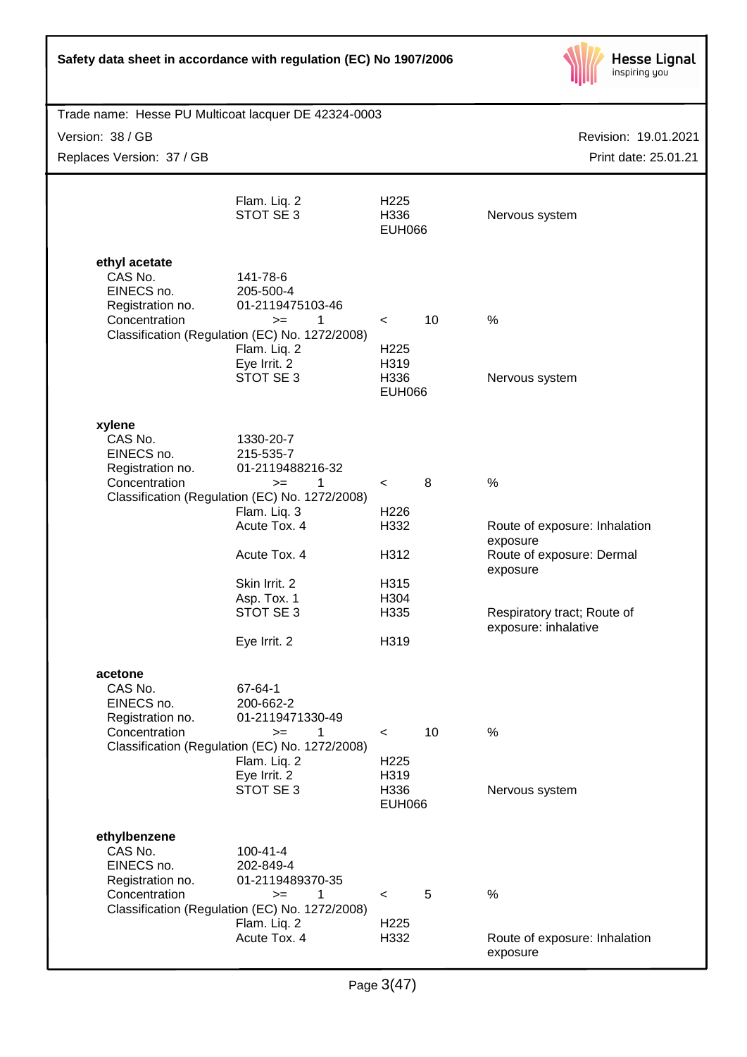| | | | |
|---|---|---|---|
| | Flam. Liq. 2 | H225 | |
| | STOT SE 3 | H336 | Nervous system |
| | | EUH066 | |

**ethyl acetate**

| | | | |
|---|---|---|---|
| CAS No. | 141-78-6 | | |
| EINECS no. | 205-500-4 | | |
| Registration no. | 01-2119475103-46 | | |
| Concentration | >= 1 | < 10 | % |
| Classification (Regulation (EC) No. 1272/2008) | | | |
| | Flam. Liq. 2 | H225 | |
| | Eye Irrit. 2 | H319 | |
| | STOT SE 3 | H336 | Nervous system |
| | | EUH066 | |

**xylene**

| | | | |
|---|---|---|---|
| CAS No. | 1330-20-7 | | |
| EINECS no. | 215-535-7 | | |
| Registration no. | 01-2119488216-32 | | |
| Concentration | >= 1 | < 8 | % |
| Classification (Regulation (EC) No. 1272/2008) | | | |
| | Flam. Liq. 3 | H226 | |
| | Acute Tox. 4 | H332 | Route of exposure: Inhalation exposure |
| | Acute Tox. 4 | H312 | Route of exposure: Dermal exposure |
| | Skin Irrit. 2 | H315 | |
| | Asp. Tox. 1 | H304 | |
| | STOT SE 3 | H335 | Respiratory tract; Route of exposure: inhalative |
| | Eye Irrit. 2 | H319 | |

**acetone**

| | | | |
|---|---|---|---|
| CAS No. | 67-64-1 | | |
| EINECS no. | 200-662-2 | | |
| Registration no. | 01-2119471330-49 | | |
| Concentration | >= 1 | < 10 | % |
| Classification (Regulation (EC) No. 1272/2008) | | | |
| | Flam. Liq. 2 | H225 | |
| | Eye Irrit. 2 | H319 | |
| | STOT SE 3 | H336 | Nervous system |
| | | EUH066 | |

**ethylbenzene**

| | | | |
|---|---|---|---|
| CAS No. | 100-41-4 | | |
| EINECS no. | 202-849-4 | | |
| Registration no. | 01-2119489370-35 | | |
| Concentration | >= 1 | < 5 | % |
| Classification (Regulation (EC) No. 1272/2008) | | | |
| | Flam. Liq. 2 | H225 | |
| | Acute Tox. 4 | H332 | Route of exposure: Inhalation exposure |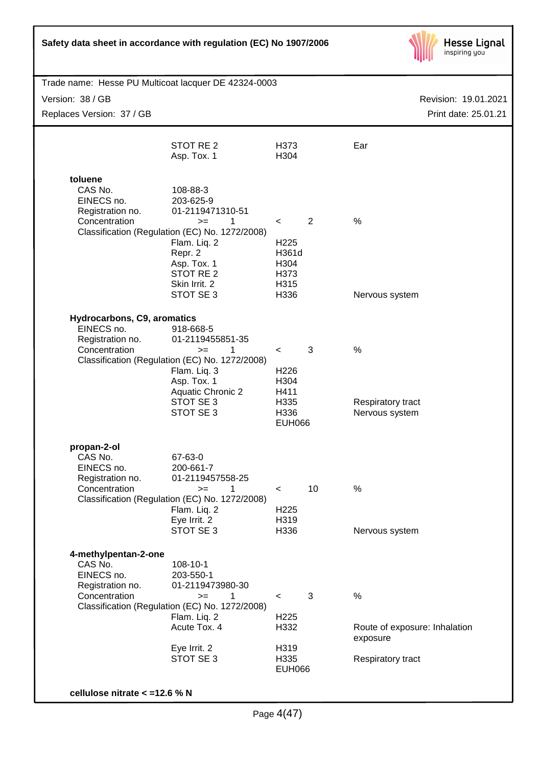| | | | |
|---|---|---|---|
| | STOT RE 2 | H373 | Ear |
| | Asp. Tox. 1 | H304 | |

**toluene**

| | | | |
|---|---|---|---|
| CAS No. | 108-88-3 | | |
| EINECS no. | 203-625-9 | | |
| Registration no. | 01-2119471310-51 | | |
| Concentration | >= 1 | < 2 | % |
| Classification (Regulation (EC) No. 1272/2008) | | | |
| | Flam. Liq. 2 | H225 | |
| | Repr. 2 | H361d | |
| | Asp. Tox. 1 | H304 | |
| | STOT RE 2 | H373 | |
| | Skin Irrit. 2 | H315 | |
| | STOT SE 3 | H336 | Nervous system |

**Hydrocarbons, C9, aromatics**

| | | | |
|---|---|---|---|
| EINECS no. | 918-668-5 | | |
| Registration no. | 01-2119455851-35 | | |
| Concentration | >= 1 | < 3 | % |
| Classification (Regulation (EC) No. 1272/2008) | | | |
| | Flam. Liq. 3 | H226 | |
| | Asp. Tox. 1 | H304 | |
| | Aquatic Chronic 2 | H411 | |
| | STOT SE 3 | H335 | Respiratory tract |
| | STOT SE 3 | H336 | Nervous system |
| | | EUH066 | |

**propan-2-ol**

| | | | |
|---|---|---|---|
| CAS No. | 67-63-0 | | |
| EINECS no. | 200-661-7 | | |
| Registration no. | 01-2119457558-25 | | |
| Concentration | >= 1 | < 10 | % |
| Classification (Regulation (EC) No. 1272/2008) | | | |
| | Flam. Liq. 2 | H225 | |
| | Eye Irrit. 2 | H319 | |
| | STOT SE 3 | H336 | Nervous system |

**4-methylpentan-2-one**

| | | | |
|---|---|---|---|
| CAS No. | 108-10-1 | | |
| EINECS no. | 203-550-1 | | |
| Registration no. | 01-2119473980-30 | | |
| Concentration | >= 1 | < 3 | % |
| Classification (Regulation (EC) No. 1272/2008) | | | |
| | Flam. Liq. 2 | H225 | |
| | Acute Tox. 4 | H332 | Route of exposure: Inhalation exposure |
| | Eye Irrit. 2 | H319 | |
| | STOT SE 3 | H335 | Respiratory tract |
| | | EUH066 | |

**cellulose nitrate < =12.6 % N**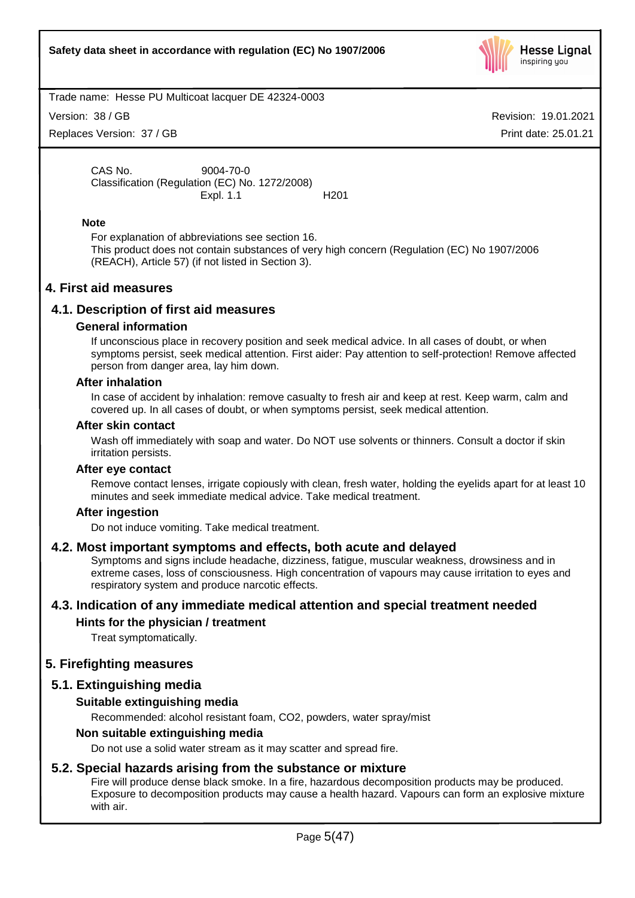CAS No. 9004-70-0

Classification (Regulation (EC) No. 1272/2008)

| | |
|---|---|
| Expl. 1.1 | H201 |

**Note**

For explanation of abbreviations see section 16.
This product does not contain substances of very high concern (Regulation (EC) No 1907/2006 (REACH), Article 57) (if not listed in Section 3).

# 4. First aid measures

## 4.1. Description of first aid measures

### General information

If unconscious place in recovery position and seek medical advice. In all cases of doubt, or when symptoms persist, seek medical attention. First aider: Pay attention to self-protection! Remove affected person from danger area, lay him down.

### After inhalation

In case of accident by inhalation: remove casualty to fresh air and keep at rest. Keep warm, calm and covered up. In all cases of doubt, or when symptoms persist, seek medical attention.

### After skin contact

Wash off immediately with soap and water. Do NOT use solvents or thinners. Consult a doctor if skin irritation persists.

### After eye contact

Remove contact lenses, irrigate copiously with clean, fresh water, holding the eyelids apart for at least 10 minutes and seek immediate medical advice. Take medical treatment.

### After ingestion

Do not induce vomiting. Take medical treatment.

## 4.2. Most important symptoms and effects, both acute and delayed

Symptoms and signs include headache, dizziness, fatigue, muscular weakness, drowsiness and in extreme cases, loss of consciousness. High concentration of vapours may cause irritation to eyes and respiratory system and produce narcotic effects.

## 4.3. Indication of any immediate medical attention and special treatment needed

### Hints for the physician / treatment

Treat symptomatically.

# 5. Firefighting measures

## 5.1. Extinguishing media

### Suitable extinguishing media

Recommended: alcohol resistant foam, $CO_2$, powders, water spray/mist

### Non suitable extinguishing media

Do not use a solid water stream as it may scatter and spread fire.

## 5.2. Special hazards arising from the substance or mixture

Fire will produce dense black smoke. In a fire, hazardous decomposition products may be produced. Exposure to decomposition products may cause a health hazard. Vapours can form an explosive mixture with air.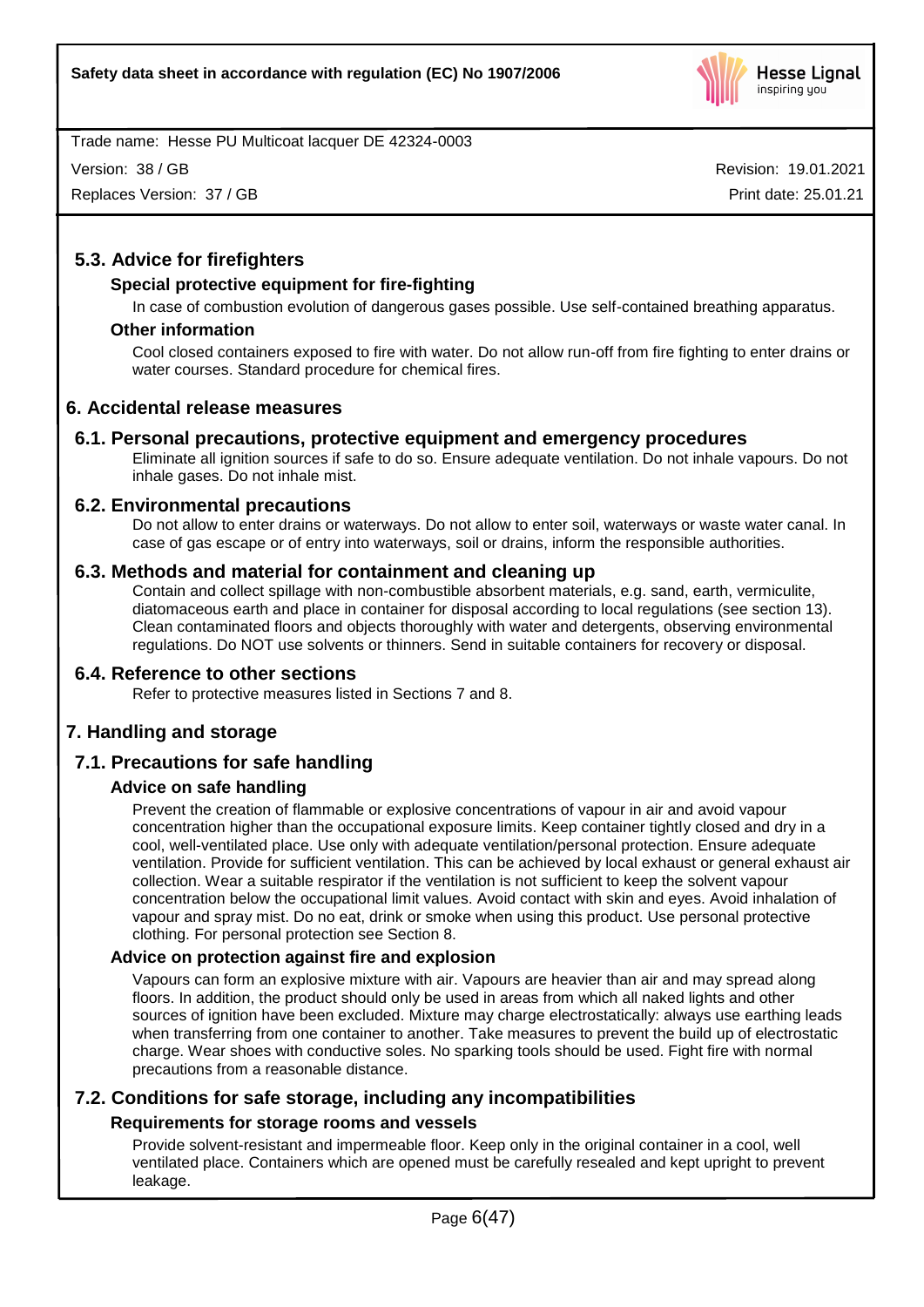## 5.3. Advice for firefighters

### Special protective equipment for fire-fighting

In case of combustion evolution of dangerous gases possible. Use self-contained breathing apparatus.

### Other information

Cool closed containers exposed to fire with water. Do not allow run-off from fire fighting to enter drains or water courses. Standard procedure for chemical fires.

# 6. Accidental release measures

## 6.1. Personal precautions, protective equipment and emergency procedures

Eliminate all ignition sources if safe to do so. Ensure adequate ventilation. Do not inhale vapours. Do not inhale gases. Do not inhale mist.

## 6.2. Environmental precautions

Do not allow to enter drains or waterways. Do not allow to enter soil, waterways or waste water canal. In case of gas escape or of entry into waterways, soil or drains, inform the responsible authorities.

## 6.3. Methods and material for containment and cleaning up

Contain and collect spillage with non-combustible absorbent materials, e.g. sand, earth, vermiculite, diatomaceous earth and place in container for disposal according to local regulations (see section 13). Clean contaminated floors and objects thoroughly with water and detergents, observing environmental regulations. Do NOT use solvents or thinners. Send in suitable containers for recovery or disposal.

## 6.4. Reference to other sections

Refer to protective measures listed in Sections 7 and 8.

# 7. Handling and storage

## 7.1. Precautions for safe handling

### Advice on safe handling

Prevent the creation of flammable or explosive concentrations of vapour in air and avoid vapour concentration higher than the occupational exposure limits. Keep container tightly closed and dry in a cool, well-ventilated place. Use only with adequate ventilation/personal protection. Ensure adequate ventilation. Provide for sufficient ventilation. This can be achieved by local exhaust or general exhaust air collection. Wear a suitable respirator if the ventilation is not sufficient to keep the solvent vapour concentration below the occupational limit values. Avoid contact with skin and eyes. Avoid inhalation of vapour and spray mist. Do no eat, drink or smoke when using this product. Use personal protective clothing. For personal protection see Section 8.

### Advice on protection against fire and explosion

Vapours can form an explosive mixture with air. Vapours are heavier than air and may spread along floors. In addition, the product should only be used in areas from which all naked lights and other sources of ignition have been excluded. Mixture may charge electrostatically: always use earthing leads when transferring from one container to another. Take measures to prevent the build up of electrostatic charge. Wear shoes with conductive soles. No sparking tools should be used. Fight fire with normal precautions from a reasonable distance.

## 7.2. Conditions for safe storage, including any incompatibilities

### Requirements for storage rooms and vessels

Provide solvent-resistant and impermeable floor. Keep only in the original container in a cool, well ventilated place. Containers which are opened must be carefully resealed and kept upright to prevent leakage.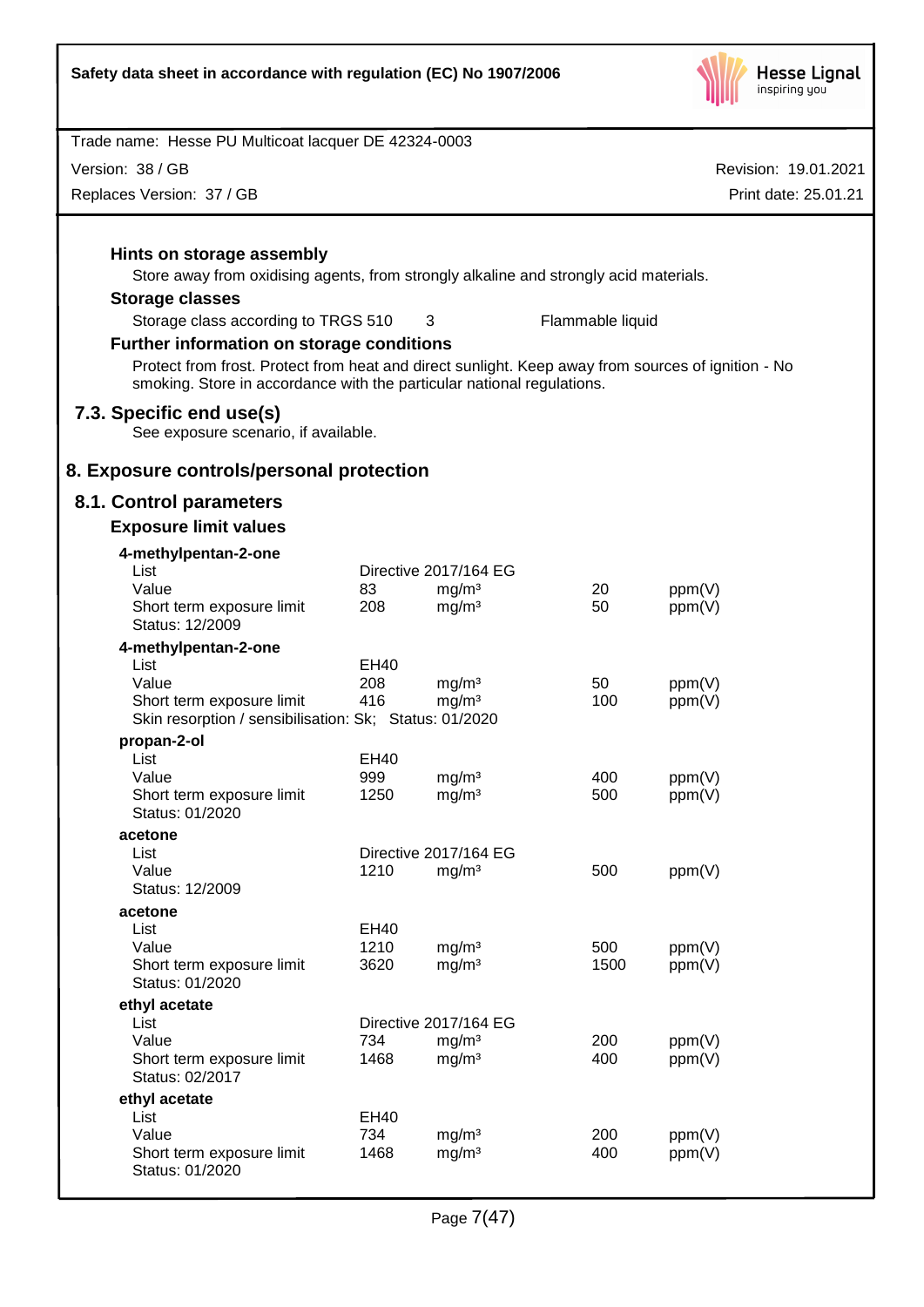**Hints on storage assembly**

Store away from oxidising agents, from strongly alkaline and strongly acid materials.

**Storage classes**

Storage class according to TRGS 510 3 Flammable liquid

**Further information on storage conditions**

Protect from frost. Protect from heat and direct sunlight. Keep away from sources of ignition - No smoking. Store in accordance with the particular national regulations.

## 7.3. Specific end use(s)

See exposure scenario, if available.

# 8. Exposure controls/personal protection

## 8.1. Control parameters

### Exposure limit values

**4-methylpentan-2-one**

| | | | | |
|---|---|---|---|---|
| List | Directive 2017/164 EG | | | |
| Value | 83 | mg/m³ | 20 | ppm(V) |
| Short term exposure limit | 208 | mg/m³ | 50 | ppm(V) |

Status: 12/2009

**4-methylpentan-2-one**

| | | | | |
|---|---|---|---|---|
| List | EH40 | | | |
| Value | 208 | mg/m³ | 50 | ppm(V) |
| Short term exposure limit | 416 | mg/m³ | 100 | ppm(V) |

Skin resorption / sensibilisation: Sk; Status: 01/2020

**propan-2-ol**

| | | | | |
|---|---|---|---|---|
| List | EH40 | | | |
| Value | 999 | mg/m³ | 400 | ppm(V) |
| Short term exposure limit | 1250 | mg/m³ | 500 | ppm(V) |

Status: 01/2020

**acetone**

| | | | | |
|---|---|---|---|---|
| List | Directive 2017/164 EG | | | |
| Value | 1210 | mg/m³ | 500 | ppm(V) |

Status: 12/2009

**acetone**

| | | | | |
|---|---|---|---|---|
| List | EH40 | | | |
| Value | 1210 | mg/m³ | 500 | ppm(V) |
| Short term exposure limit | 3620 | mg/m³ | 1500 | ppm(V) |

Status: 01/2020

**ethyl acetate**

| | | | | |
|---|---|---|---|---|
| List | Directive 2017/164 EG | | | |
| Value | 734 | mg/m³ | 200 | ppm(V) |
| Short term exposure limit | 1468 | mg/m³ | 400 | ppm(V) |

Status: 02/2017

**ethyl acetate**

| | | | | |
|---|---|---|---|---|
| List | EH40 | | | |
| Value | 734 | mg/m³ | 200 | ppm(V) |
| Short term exposure limit | 1468 | mg/m³ | 400 | ppm(V) |

Status: 01/2020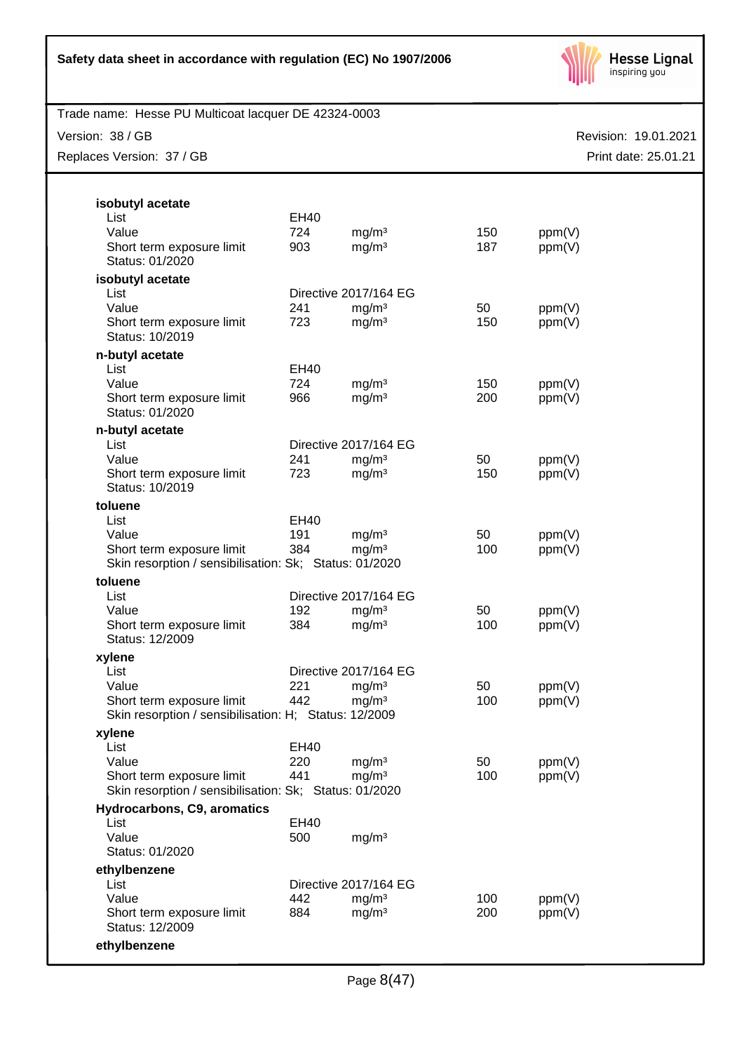**isobutyl acetate**

| | | | | |
|---|---|---|---|---|
| List | EH40 | | | |
| Value | 724 | mg/m³ | 150 | ppm(V) |
| Short term exposure limit | 903 | mg/m³ | 187 | ppm(V) |

Status: 01/2020

**isobutyl acetate**

| | | | | |
|---|---|---|---|---|
| List | Directive 2017/164 EG | | | |
| Value | 241 | mg/m³ | 50 | ppm(V) |
| Short term exposure limit | 723 | mg/m³ | 150 | ppm(V) |

Status: 10/2019

**n-butyl acetate**

| | | | | |
|---|---|---|---|---|
| List | EH40 | | | |
| Value | 724 | mg/m³ | 150 | ppm(V) |
| Short term exposure limit | 966 | mg/m³ | 200 | ppm(V) |

Status: 01/2020

**n-butyl acetate**

| | | | | |
|---|---|---|---|---|
| List | Directive 2017/164 EG | | | |
| Value | 241 | mg/m³ | 50 | ppm(V) |
| Short term exposure limit | 723 | mg/m³ | 150 | ppm(V) |

Status: 10/2019

**toluene**

| | | | | |
|---|---|---|---|---|
| List | EH40 | | | |
| Value | 191 | mg/m³ | 50 | ppm(V) |
| Short term exposure limit | 384 | mg/m³ | 100 | ppm(V) |

Skin resorption / sensibilisation: Sk; Status: 01/2020

**toluene**

| | | | | |
|---|---|---|---|---|
| List | Directive 2017/164 EG | | | |
| Value | 192 | mg/m³ | 50 | ppm(V) |
| Short term exposure limit | 384 | mg/m³ | 100 | ppm(V) |

Status: 12/2009

**xylene**

| | | | | |
|---|---|---|---|---|
| List | Directive 2017/164 EG | | | |
| Value | 221 | mg/m³ | 50 | ppm(V) |
| Short term exposure limit | 442 | mg/m³ | 100 | ppm(V) |

Skin resorption / sensibilisation: H; Status: 12/2009

**xylene**

| | | | | |
|---|---|---|---|---|
| List | EH40 | | | |
| Value | 220 | mg/m³ | 50 | ppm(V) |
| Short term exposure limit | 441 | mg/m³ | 100 | ppm(V) |

Skin resorption / sensibilisation: Sk; Status: 01/2020

**Hydrocarbons, C9, aromatics**

| | | |
|---|---|---|
| List | EH40 | |
| Value | 500 | mg/m³ |

Status: 01/2020

**ethylbenzene**

| | | | | |
|---|---|---|---|---|
| List | Directive 2017/164 EG | | | |
| Value | 442 | mg/m³ | 100 | ppm(V) |
| Short term exposure limit | 884 | mg/m³ | 200 | ppm(V) |

Status: 12/2009

**ethylbenzene**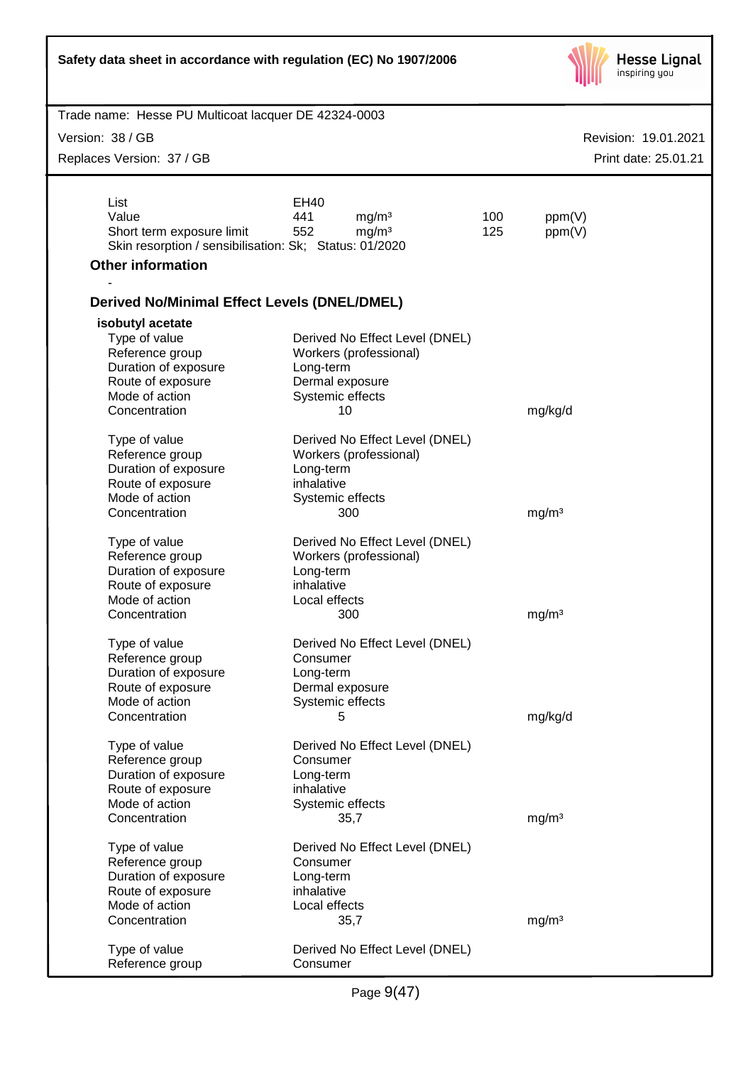| | | | | |
|---|---|---|---|---|
| List | EH40 | | | |
| Value | 441 | mg/m³ | 100 | ppm(V) |
| Short term exposure limit | 552 | mg/m³ | 125 | ppm(V) |

Skin resorption / sensibilisation: Sk; Status: 01/2020

### Other information

-

### Derived No/Minimal Effect Levels (DNEL/DMEL)

**isobutyl acetate**

| | | |
|---|---|---|
| Type of value | Derived No Effect Level (DNEL) | |
| Reference group | Workers (professional) | |
| Duration of exposure | Long-term | |
| Route of exposure | Dermal exposure | |
| Mode of action | Systemic effects | |
| Concentration | 10 | mg/kg/d |

| | | |
|---|---|---|
| Type of value | Derived No Effect Level (DNEL) | |
| Reference group | Workers (professional) | |
| Duration of exposure | Long-term | |
| Route of exposure | inhalative | |
| Mode of action | Systemic effects | |
| Concentration | 300 | mg/m³ |

| | | |
|---|---|---|
| Type of value | Derived No Effect Level (DNEL) | |
| Reference group | Workers (professional) | |
| Duration of exposure | Long-term | |
| Route of exposure | inhalative | |
| Mode of action | Local effects | |
| Concentration | 300 | mg/m³ |

| | | |
|---|---|---|
| Type of value | Derived No Effect Level (DNEL) | |
| Reference group | Consumer | |
| Duration of exposure | Long-term | |
| Route of exposure | Dermal exposure | |
| Mode of action | Systemic effects | |
| Concentration | 5 | mg/kg/d |

| | | |
|---|---|---|
| Type of value | Derived No Effect Level (DNEL) | |
| Reference group | Consumer | |
| Duration of exposure | Long-term | |
| Route of exposure | inhalative | |
| Mode of action | Systemic effects | |
| Concentration | 35,7 | mg/m³ |

| | | |
|---|---|---|
| Type of value | Derived No Effect Level (DNEL) | |
| Reference group | Consumer | |
| Duration of exposure | Long-term | |
| Route of exposure | inhalative | |
| Mode of action | Local effects | |
| Concentration | 35,7 | mg/m³ |

| | |
|---|---|
| Type of value | Derived No Effect Level (DNEL) |
| Reference group | Consumer |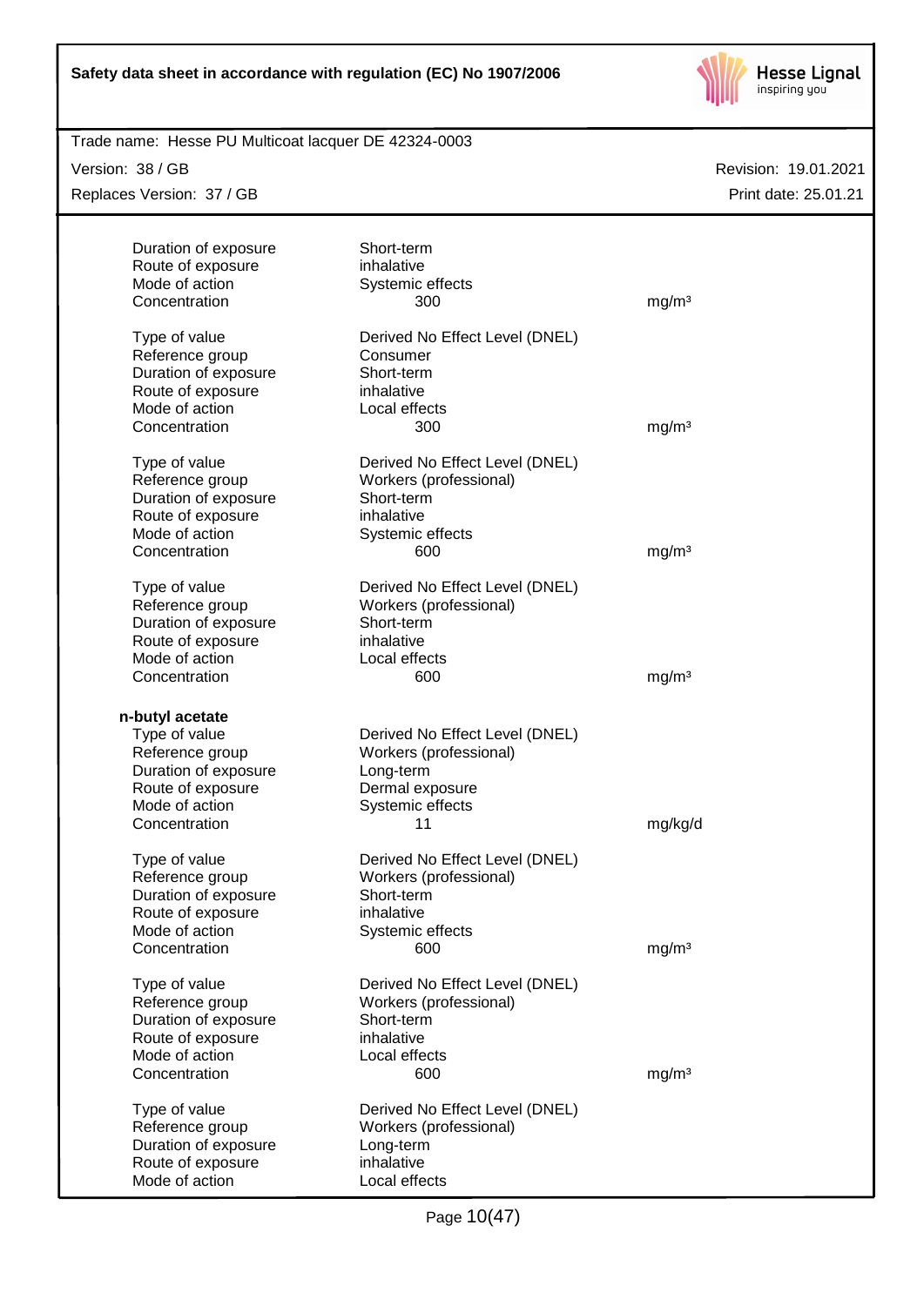| | | |
|---|---|---|
| Duration of exposure | Short-term | |
| Route of exposure | inhalative | |
| Mode of action | Systemic effects | |
| Concentration | 300 | mg/m³ |
| | | |
| Type of value | Derived No Effect Level (DNEL) | |
| Reference group | Consumer | |
| Duration of exposure | Short-term | |
| Route of exposure | inhalative | |
| Mode of action | Local effects | |
| Concentration | 300 | mg/m³ |
| | | |
| Type of value | Derived No Effect Level (DNEL) | |
| Reference group | Workers (professional) | |
| Duration of exposure | Short-term | |
| Route of exposure | inhalative | |
| Mode of action | Systemic effects | |
| Concentration | 600 | mg/m³ |
| | | |
| Type of value | Derived No Effect Level (DNEL) | |
| Reference group | Workers (professional) | |
| Duration of exposure | Short-term | |
| Route of exposure | inhalative | |
| Mode of action | Local effects | |
| Concentration | 600 | mg/m³ |

**n-butyl acetate**

| | | |
|---|---|---|
| Type of value | Derived No Effect Level (DNEL) | |
| Reference group | Workers (professional) | |
| Duration of exposure | Long-term | |
| Route of exposure | Dermal exposure | |
| Mode of action | Systemic effects | |
| Concentration | 11 | mg/kg/d |
| | | |
| Type of value | Derived No Effect Level (DNEL) | |
| Reference group | Workers (professional) | |
| Duration of exposure | Short-term | |
| Route of exposure | inhalative | |
| Mode of action | Systemic effects | |
| Concentration | 600 | mg/m³ |
| | | |
| Type of value | Derived No Effect Level (DNEL) | |
| Reference group | Workers (professional) | |
| Duration of exposure | Short-term | |
| Route of exposure | inhalative | |
| Mode of action | Local effects | |
| Concentration | 600 | mg/m³ |
| | | |
| Type of value | Derived No Effect Level (DNEL) | |
| Reference group | Workers (professional) | |
| Duration of exposure | Long-term | |
| Route of exposure | inhalative | |
| Mode of action | Local effects | |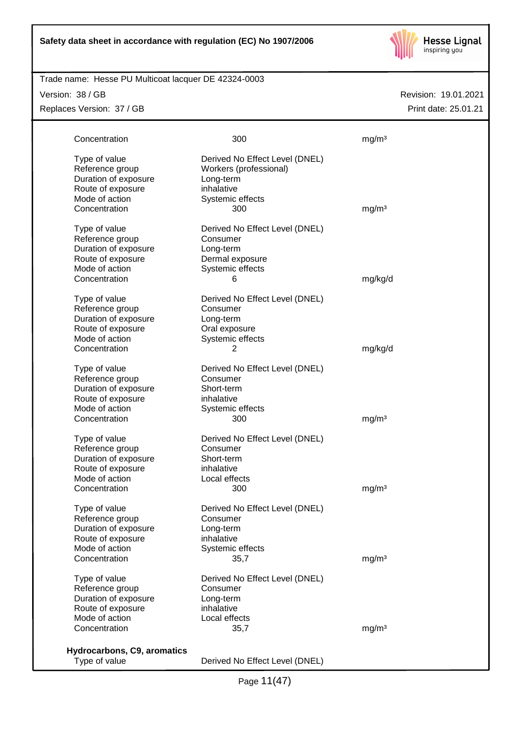| | | |
|---|---|---|
| Concentration | 300 | mg/m³ |
| | | |
| Type of value | Derived No Effect Level (DNEL) | |
| Reference group | Workers (professional) | |
| Duration of exposure | Long-term | |
| Route of exposure | inhalative | |
| Mode of action | Systemic effects | |
| Concentration | 300 | mg/m³ |
| | | |
| Type of value | Derived No Effect Level (DNEL) | |
| Reference group | Consumer | |
| Duration of exposure | Long-term | |
| Route of exposure | Dermal exposure | |
| Mode of action | Systemic effects | |
| Concentration | 6 | mg/kg/d |
| | | |
| Type of value | Derived No Effect Level (DNEL) | |
| Reference group | Consumer | |
| Duration of exposure | Long-term | |
| Route of exposure | Oral exposure | |
| Mode of action | Systemic effects | |
| Concentration | 2 | mg/kg/d |
| | | |
| Type of value | Derived No Effect Level (DNEL) | |
| Reference group | Consumer | |
| Duration of exposure | Short-term | |
| Route of exposure | inhalative | |
| Mode of action | Systemic effects | |
| Concentration | 300 | mg/m³ |
| | | |
| Type of value | Derived No Effect Level (DNEL) | |
| Reference group | Consumer | |
| Duration of exposure | Short-term | |
| Route of exposure | inhalative | |
| Mode of action | Local effects | |
| Concentration | 300 | mg/m³ |
| | | |
| Type of value | Derived No Effect Level (DNEL) | |
| Reference group | Consumer | |
| Duration of exposure | Long-term | |
| Route of exposure | inhalative | |
| Mode of action | Systemic effects | |
| Concentration | 35,7 | mg/m³ |
| | | |
| Type of value | Derived No Effect Level (DNEL) | |
| Reference group | Consumer | |
| Duration of exposure | Long-term | |
| Route of exposure | inhalative | |
| Mode of action | Local effects | |
| Concentration | 35,7 | mg/m³ |

**Hydrocarbons, C9, aromatics**

| | | |
|---|---|---|
| Type of value | Derived No Effect Level (DNEL) | |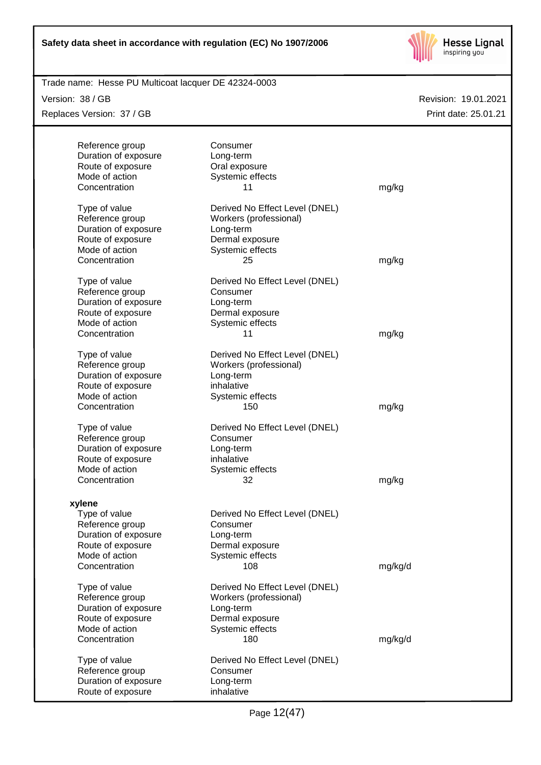| | | |
|---|---|---|
| Reference group | Consumer | |
| Duration of exposure | Long-term | |
| Route of exposure | Oral exposure | |
| Mode of action | Systemic effects | |
| Concentration | 11 | mg/kg |

| | | |
|---|---|---|
| Type of value | Derived No Effect Level (DNEL) | |
| Reference group | Workers (professional) | |
| Duration of exposure | Long-term | |
| Route of exposure | Dermal exposure | |
| Mode of action | Systemic effects | |
| Concentration | 25 | mg/kg |

| | | |
|---|---|---|
| Type of value | Derived No Effect Level (DNEL) | |
| Reference group | Consumer | |
| Duration of exposure | Long-term | |
| Route of exposure | Dermal exposure | |
| Mode of action | Systemic effects | |
| Concentration | 11 | mg/kg |

| | | |
|---|---|---|
| Type of value | Derived No Effect Level (DNEL) | |
| Reference group | Workers (professional) | |
| Duration of exposure | Long-term | |
| Route of exposure | inhalative | |
| Mode of action | Systemic effects | |
| Concentration | 150 | mg/kg |

| | | |
|---|---|---|
| Type of value | Derived No Effect Level (DNEL) | |
| Reference group | Consumer | |
| Duration of exposure | Long-term | |
| Route of exposure | inhalative | |
| Mode of action | Systemic effects | |
| Concentration | 32 | mg/kg |

**xylene**

| | | |
|---|---|---|
| Type of value | Derived No Effect Level (DNEL) | |
| Reference group | Consumer | |
| Duration of exposure | Long-term | |
| Route of exposure | Dermal exposure | |
| Mode of action | Systemic effects | |
| Concentration | 108 | mg/kg/d |

| | | |
|---|---|---|
| Type of value | Derived No Effect Level (DNEL) | |
| Reference group | Workers (professional) | |
| Duration of exposure | Long-term | |
| Route of exposure | Dermal exposure | |
| Mode of action | Systemic effects | |
| Concentration | 180 | mg/kg/d |

| | | |
|---|---|---|
| Type of value | Derived No Effect Level (DNEL) | |
| Reference group | Consumer | |
| Duration of exposure | Long-term | |
| Route of exposure | inhalative | |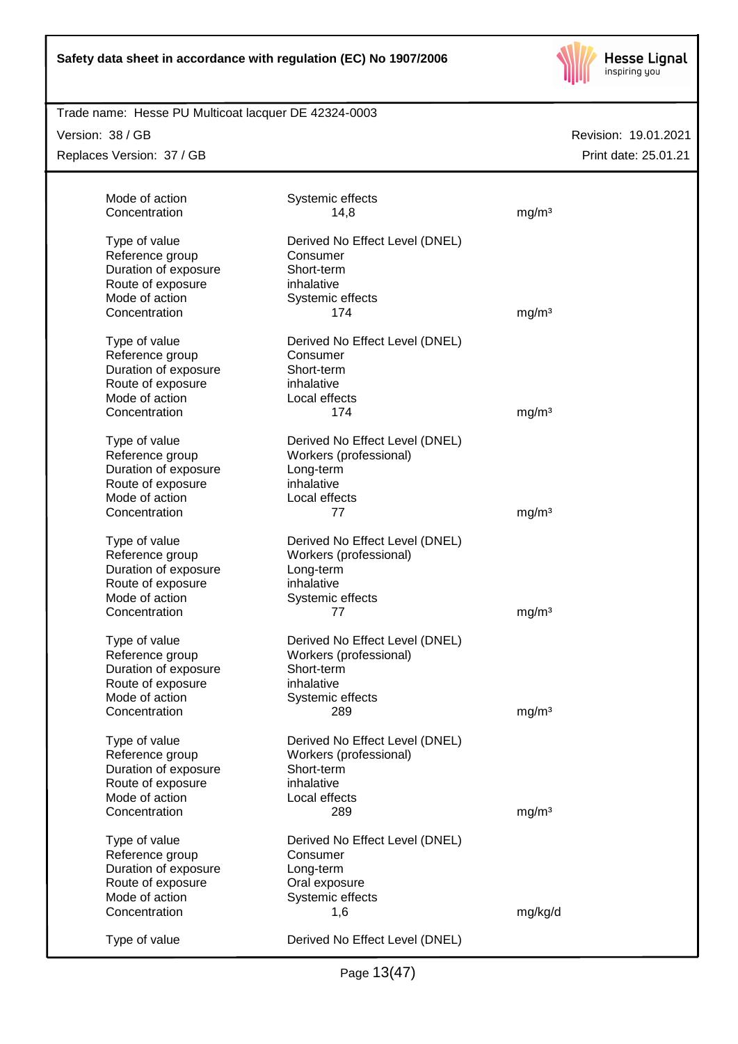| | | |
|---|---|---|
| Mode of action | Systemic effects | |
| Concentration | 14,8 | mg/m³ |
| | | |
| Type of value | Derived No Effect Level (DNEL) | |
| Reference group | Consumer | |
| Duration of exposure | Short-term | |
| Route of exposure | inhalative | |
| Mode of action | Systemic effects | |
| Concentration | 174 | mg/m³ |
| | | |
| Type of value | Derived No Effect Level (DNEL) | |
| Reference group | Consumer | |
| Duration of exposure | Short-term | |
| Route of exposure | inhalative | |
| Mode of action | Local effects | |
| Concentration | 174 | mg/m³ |
| | | |
| Type of value | Derived No Effect Level (DNEL) | |
| Reference group | Workers (professional) | |
| Duration of exposure | Long-term | |
| Route of exposure | inhalative | |
| Mode of action | Local effects | |
| Concentration | 77 | mg/m³ |
| | | |
| Type of value | Derived No Effect Level (DNEL) | |
| Reference group | Workers (professional) | |
| Duration of exposure | Long-term | |
| Route of exposure | inhalative | |
| Mode of action | Systemic effects | |
| Concentration | 77 | mg/m³ |
| | | |
| Type of value | Derived No Effect Level (DNEL) | |
| Reference group | Workers (professional) | |
| Duration of exposure | Short-term | |
| Route of exposure | inhalative | |
| Mode of action | Systemic effects | |
| Concentration | 289 | mg/m³ |
| | | |
| Type of value | Derived No Effect Level (DNEL) | |
| Reference group | Workers (professional) | |
| Duration of exposure | Short-term | |
| Route of exposure | inhalative | |
| Mode of action | Local effects | |
| Concentration | 289 | mg/m³ |
| | | |
| Type of value | Derived No Effect Level (DNEL) | |
| Reference group | Consumer | |
| Duration of exposure | Long-term | |
| Route of exposure | Oral exposure | |
| Mode of action | Systemic effects | |
| Concentration | 1,6 | mg/kg/d |
| | | |
| Type of value | Derived No Effect Level (DNEL) | |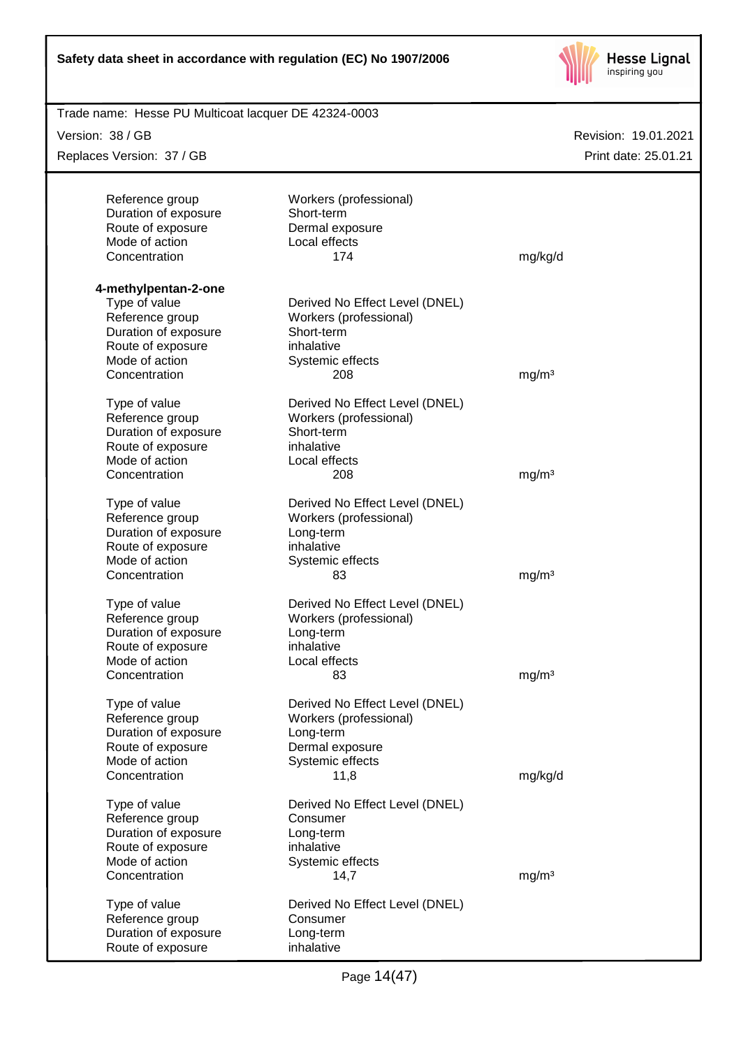| | | |
|---|---|---|
| Reference group | Workers (professional) | |
| Duration of exposure | Short-term | |
| Route of exposure | Dermal exposure | |
| Mode of action | Local effects | |
| Concentration | 174 | mg/kg/d |

**4-methylpentan-2-one**

| | | |
|---|---|---|
| Type of value | Derived No Effect Level (DNEL) | |
| Reference group | Workers (professional) | |
| Duration of exposure | Short-term | |
| Route of exposure | inhalative | |
| Mode of action | Systemic effects | |
| Concentration | 208 | mg/m³ |

| | | |
|---|---|---|
| Type of value | Derived No Effect Level (DNEL) | |
| Reference group | Workers (professional) | |
| Duration of exposure | Short-term | |
| Route of exposure | inhalative | |
| Mode of action | Local effects | |
| Concentration | 208 | mg/m³ |

| | | |
|---|---|---|
| Type of value | Derived No Effect Level (DNEL) | |
| Reference group | Workers (professional) | |
| Duration of exposure | Long-term | |
| Route of exposure | inhalative | |
| Mode of action | Systemic effects | |
| Concentration | 83 | mg/m³ |

| | | |
|---|---|---|
| Type of value | Derived No Effect Level (DNEL) | |
| Reference group | Workers (professional) | |
| Duration of exposure | Long-term | |
| Route of exposure | inhalative | |
| Mode of action | Local effects | |
| Concentration | 83 | mg/m³ |

| | | |
|---|---|---|
| Type of value | Derived No Effect Level (DNEL) | |
| Reference group | Workers (professional) | |
| Duration of exposure | Long-term | |
| Route of exposure | Dermal exposure | |
| Mode of action | Systemic effects | |
| Concentration | 11,8 | mg/kg/d |

| | | |
|---|---|---|
| Type of value | Derived No Effect Level (DNEL) | |
| Reference group | Consumer | |
| Duration of exposure | Long-term | |
| Route of exposure | inhalative | |
| Mode of action | Systemic effects | |
| Concentration | 14,7 | mg/m³ |

| | |
|---|---|
| Type of value | Derived No Effect Level (DNEL) |
| Reference group | Consumer |
| Duration of exposure | Long-term |
| Route of exposure | inhalative |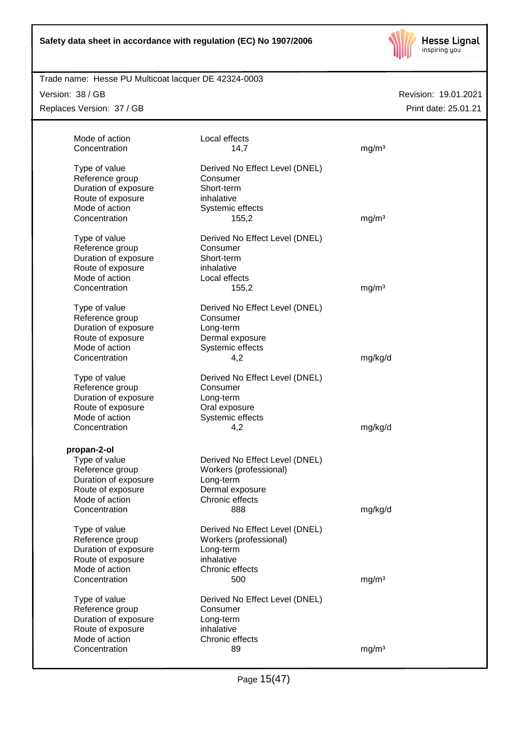| | | |
|---|---|---|
| Mode of action | Local effects | |
| Concentration | 14,7 | mg/m³ |

| | | |
|---|---|---|
| Type of value | Derived No Effect Level (DNEL) | |
| Reference group | Consumer | |
| Duration of exposure | Short-term | |
| Route of exposure | inhalative | |
| Mode of action | Systemic effects | |
| Concentration | 155,2 | mg/m³ |

| | | |
|---|---|---|
| Type of value | Derived No Effect Level (DNEL) | |
| Reference group | Consumer | |
| Duration of exposure | Short-term | |
| Route of exposure | inhalative | |
| Mode of action | Local effects | |
| Concentration | 155,2 | mg/m³ |

| | | |
|---|---|---|
| Type of value | Derived No Effect Level (DNEL) | |
| Reference group | Consumer | |
| Duration of exposure | Long-term | |
| Route of exposure | Dermal exposure | |
| Mode of action | Systemic effects | |
| Concentration | 4,2 | mg/kg/d |

| | | |
|---|---|---|
| Type of value | Derived No Effect Level (DNEL) | |
| Reference group | Consumer | |
| Duration of exposure | Long-term | |
| Route of exposure | Oral exposure | |
| Mode of action | Systemic effects | |
| Concentration | 4,2 | mg/kg/d |

**propan-2-ol**

| | | |
|---|---|---|
| Type of value | Derived No Effect Level (DNEL) | |
| Reference group | Workers (professional) | |
| Duration of exposure | Long-term | |
| Route of exposure | Dermal exposure | |
| Mode of action | Chronic effects | |
| Concentration | 888 | mg/kg/d |

| | | |
|---|---|---|
| Type of value | Derived No Effect Level (DNEL) | |
| Reference group | Workers (professional) | |
| Duration of exposure | Long-term | |
| Route of exposure | inhalative | |
| Mode of action | Chronic effects | |
| Concentration | 500 | mg/m³ |

| | | |
|---|---|---|
| Type of value | Derived No Effect Level (DNEL) | |
| Reference group | Consumer | |
| Duration of exposure | Long-term | |
| Route of exposure | inhalative | |
| Mode of action | Chronic effects | |
| Concentration | 89 | mg/m³ |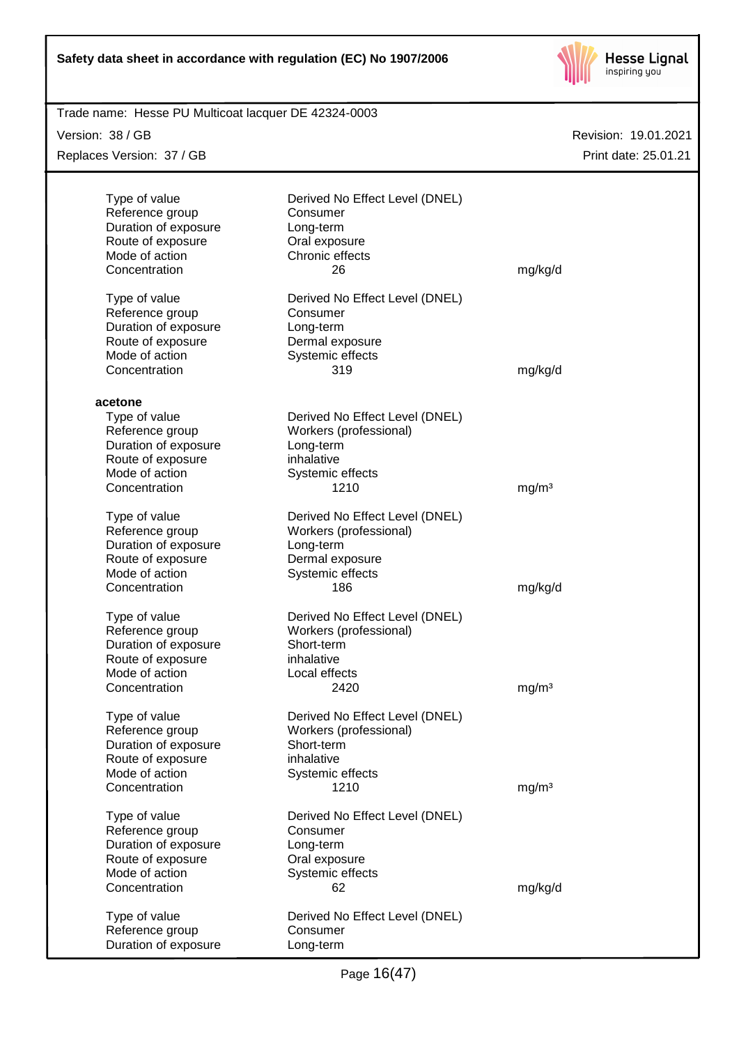| | | |
|---|---|---|
| Type of value | Derived No Effect Level (DNEL) | |
| Reference group | Consumer | |
| Duration of exposure | Long-term | |
| Route of exposure | Oral exposure | |
| Mode of action | Chronic effects | |
| Concentration | 26 | mg/kg/d |

| | | |
|---|---|---|
| Type of value | Derived No Effect Level (DNEL) | |
| Reference group | Consumer | |
| Duration of exposure | Long-term | |
| Route of exposure | Dermal exposure | |
| Mode of action | Systemic effects | |
| Concentration | 319 | mg/kg/d |

**acetone**

| | | |
|---|---|---|
| Type of value | Derived No Effect Level (DNEL) | |
| Reference group | Workers (professional) | |
| Duration of exposure | Long-term | |
| Route of exposure | inhalative | |
| Mode of action | Systemic effects | |
| Concentration | 1210 | mg/m³ |

| | | |
|---|---|---|
| Type of value | Derived No Effect Level (DNEL) | |
| Reference group | Workers (professional) | |
| Duration of exposure | Long-term | |
| Route of exposure | Dermal exposure | |
| Mode of action | Systemic effects | |
| Concentration | 186 | mg/kg/d |

| | | |
|---|---|---|
| Type of value | Derived No Effect Level (DNEL) | |
| Reference group | Workers (professional) | |
| Duration of exposure | Short-term | |
| Route of exposure | inhalative | |
| Mode of action | Local effects | |
| Concentration | 2420 | mg/m³ |

| | | |
|---|---|---|
| Type of value | Derived No Effect Level (DNEL) | |
| Reference group | Workers (professional) | |
| Duration of exposure | Short-term | |
| Route of exposure | inhalative | |
| Mode of action | Systemic effects | |
| Concentration | 1210 | mg/m³ |

| | | |
|---|---|---|
| Type of value | Derived No Effect Level (DNEL) | |
| Reference group | Consumer | |
| Duration of exposure | Long-term | |
| Route of exposure | Oral exposure | |
| Mode of action | Systemic effects | |
| Concentration | 62 | mg/kg/d |

| | | |
|---|---|---|
| Type of value | Derived No Effect Level (DNEL) | |
| Reference group | Consumer | |
| Duration of exposure | Long-term | |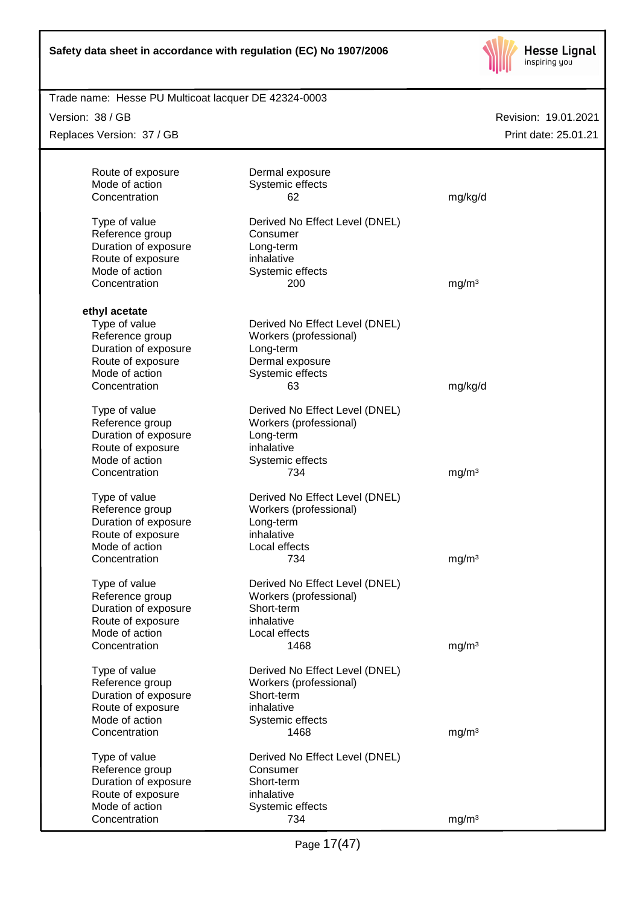| | | |
|---|---|---|
| Route of exposure | Dermal exposure | |
| Mode of action | Systemic effects | |
| Concentration | 62 | mg/kg/d |

| | | |
|---|---|---|
| Type of value | Derived No Effect Level (DNEL) | |
| Reference group | Consumer | |
| Duration of exposure | Long-term | |
| Route of exposure | inhalative | |
| Mode of action | Systemic effects | |
| Concentration | 200 | mg/m³ |

**ethyl acetate**

| | | |
|---|---|---|
| Type of value | Derived No Effect Level (DNEL) | |
| Reference group | Workers (professional) | |
| Duration of exposure | Long-term | |
| Route of exposure | Dermal exposure | |
| Mode of action | Systemic effects | |
| Concentration | 63 | mg/kg/d |

| | | |
|---|---|---|
| Type of value | Derived No Effect Level (DNEL) | |
| Reference group | Workers (professional) | |
| Duration of exposure | Long-term | |
| Route of exposure | inhalative | |
| Mode of action | Systemic effects | |
| Concentration | 734 | mg/m³ |

| | | |
|---|---|---|
| Type of value | Derived No Effect Level (DNEL) | |
| Reference group | Workers (professional) | |
| Duration of exposure | Long-term | |
| Route of exposure | inhalative | |
| Mode of action | Local effects | |
| Concentration | 734 | mg/m³ |

| | | |
|---|---|---|
| Type of value | Derived No Effect Level (DNEL) | |
| Reference group | Workers (professional) | |
| Duration of exposure | Short-term | |
| Route of exposure | inhalative | |
| Mode of action | Local effects | |
| Concentration | 1468 | mg/m³ |

| | | |
|---|---|---|
| Type of value | Derived No Effect Level (DNEL) | |
| Reference group | Workers (professional) | |
| Duration of exposure | Short-term | |
| Route of exposure | inhalative | |
| Mode of action | Systemic effects | |
| Concentration | 1468 | mg/m³ |

| | | |
|---|---|---|
| Type of value | Derived No Effect Level (DNEL) | |
| Reference group | Consumer | |
| Duration of exposure | Short-term | |
| Route of exposure | inhalative | |
| Mode of action | Systemic effects | |
| Concentration | 734 | mg/m³ |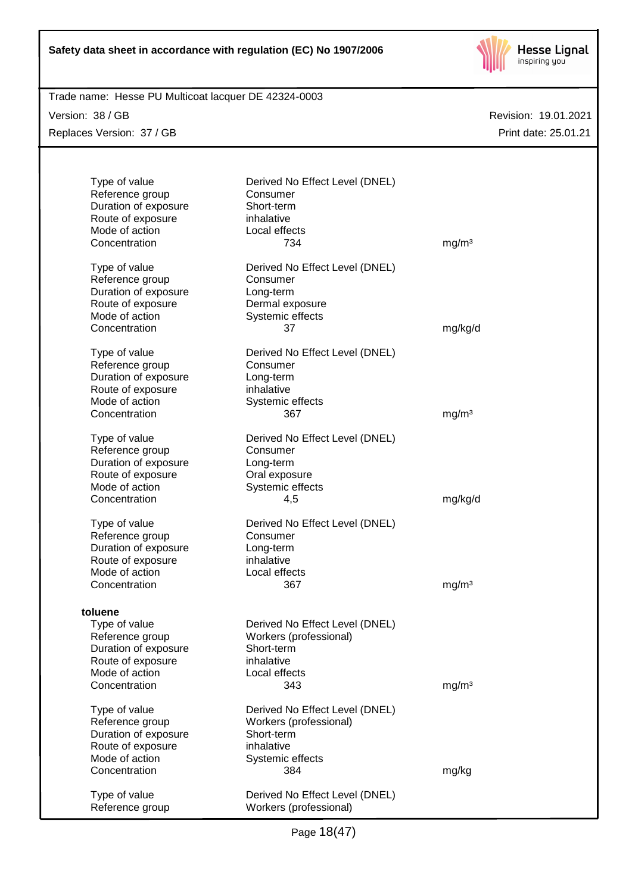| | | |
|---|---|---|
| Type of value | Derived No Effect Level (DNEL) | |
| Reference group | Consumer | |
| Duration of exposure | Short-term | |
| Route of exposure | inhalative | |
| Mode of action | Local effects | |
| Concentration | 734 | mg/m³ |
| | | |
| Type of value | Derived No Effect Level (DNEL) | |
| Reference group | Consumer | |
| Duration of exposure | Long-term | |
| Route of exposure | Dermal exposure | |
| Mode of action | Systemic effects | |
| Concentration | 37 | mg/kg/d |
| | | |
| Type of value | Derived No Effect Level (DNEL) | |
| Reference group | Consumer | |
| Duration of exposure | Long-term | |
| Route of exposure | inhalative | |
| Mode of action | Systemic effects | |
| Concentration | 367 | mg/m³ |
| | | |
| Type of value | Derived No Effect Level (DNEL) | |
| Reference group | Consumer | |
| Duration of exposure | Long-term | |
| Route of exposure | Oral exposure | |
| Mode of action | Systemic effects | |
| Concentration | 4,5 | mg/kg/d |
| | | |
| Type of value | Derived No Effect Level (DNEL) | |
| Reference group | Consumer | |
| Duration of exposure | Long-term | |
| Route of exposure | inhalative | |
| Mode of action | Local effects | |
| Concentration | 367 | mg/m³ |

**toluene**

| | | |
|---|---|---|
| Type of value | Derived No Effect Level (DNEL) | |
| Reference group | Workers (professional) | |
| Duration of exposure | Short-term | |
| Route of exposure | inhalative | |
| Mode of action | Local effects | |
| Concentration | 343 | mg/m³ |
| | | |
| Type of value | Derived No Effect Level (DNEL) | |
| Reference group | Workers (professional) | |
| Duration of exposure | Short-term | |
| Route of exposure | inhalative | |
| Mode of action | Systemic effects | |
| Concentration | 384 | mg/kg |
| | | |
| Type of value | Derived No Effect Level (DNEL) | |
| Reference group | Workers (professional) | |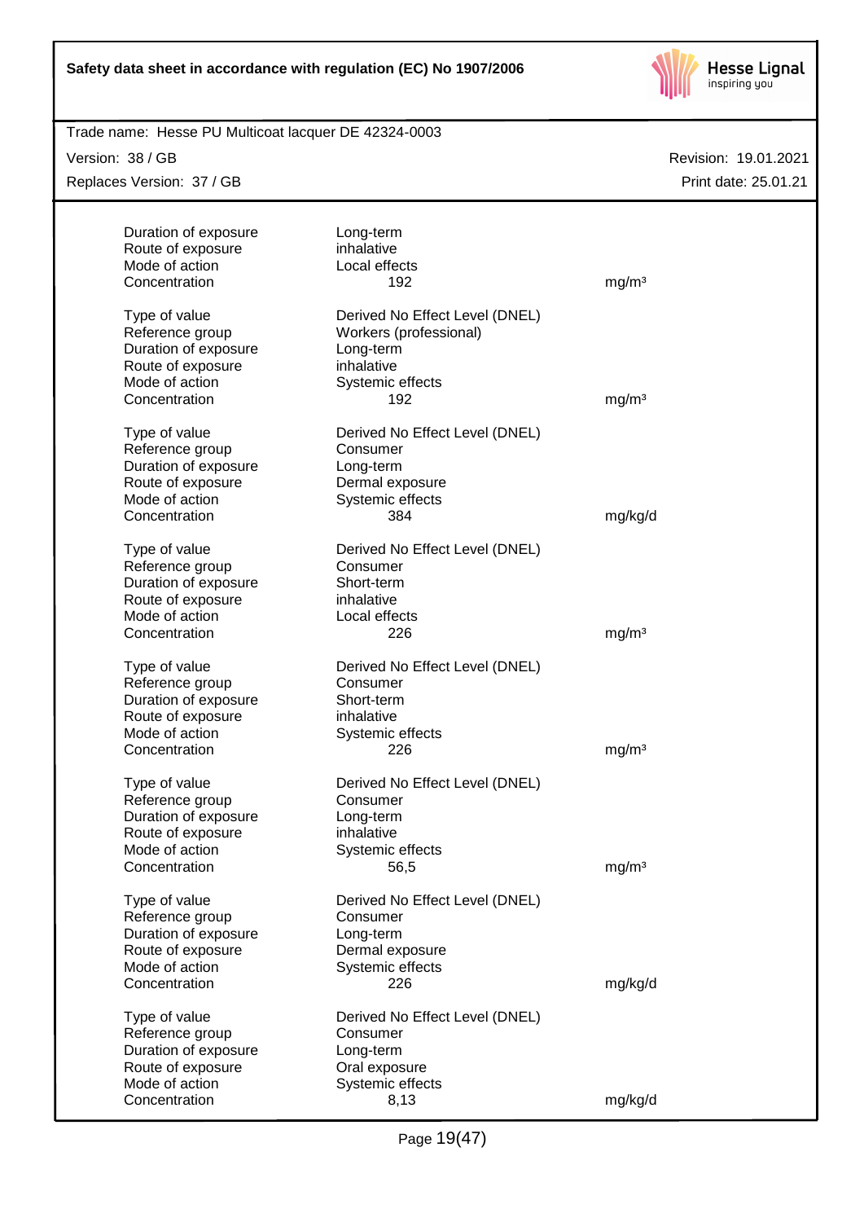| | | |
|---|---|---|
| Duration of exposure | Long-term | |
| Route of exposure | inhalative | |
| Mode of action | Local effects | |
| Concentration | 192 | mg/m³ |

| | | |
|---|---|---|
| Type of value | Derived No Effect Level (DNEL) | |
| Reference group | Workers (professional) | |
| Duration of exposure | Long-term | |
| Route of exposure | inhalative | |
| Mode of action | Systemic effects | |
| Concentration | 192 | mg/m³ |

| | | |
|---|---|---|
| Type of value | Derived No Effect Level (DNEL) | |
| Reference group | Consumer | |
| Duration of exposure | Long-term | |
| Route of exposure | Dermal exposure | |
| Mode of action | Systemic effects | |
| Concentration | 384 | mg/kg/d |

| | | |
|---|---|---|
| Type of value | Derived No Effect Level (DNEL) | |
| Reference group | Consumer | |
| Duration of exposure | Short-term | |
| Route of exposure | inhalative | |
| Mode of action | Local effects | |
| Concentration | 226 | mg/m³ |

| | | |
|---|---|---|
| Type of value | Derived No Effect Level (DNEL) | |
| Reference group | Consumer | |
| Duration of exposure | Short-term | |
| Route of exposure | inhalative | |
| Mode of action | Systemic effects | |
| Concentration | 226 | mg/m³ |

| | | |
|---|---|---|
| Type of value | Derived No Effect Level (DNEL) | |
| Reference group | Consumer | |
| Duration of exposure | Long-term | |
| Route of exposure | inhalative | |
| Mode of action | Systemic effects | |
| Concentration | 56,5 | mg/m³ |

| | | |
|---|---|---|
| Type of value | Derived No Effect Level (DNEL) | |
| Reference group | Consumer | |
| Duration of exposure | Long-term | |
| Route of exposure | Dermal exposure | |
| Mode of action | Systemic effects | |
| Concentration | 226 | mg/kg/d |

| | | |
|---|---|---|
| Type of value | Derived No Effect Level (DNEL) | |
| Reference group | Consumer | |
| Duration of exposure | Long-term | |
| Route of exposure | Oral exposure | |
| Mode of action | Systemic effects | |
| Concentration | 8,13 | mg/kg/d |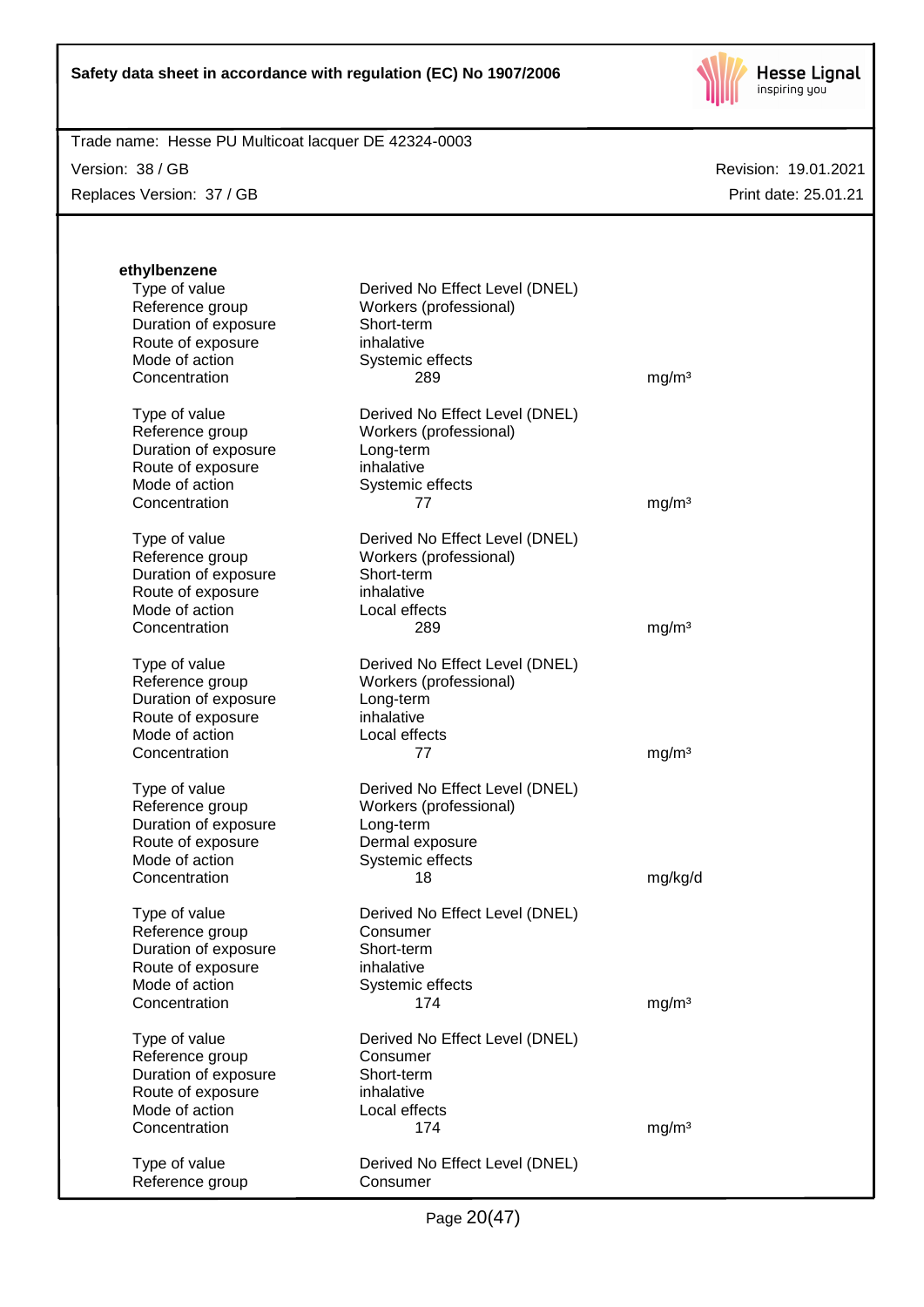**ethylbenzene**

| | | |
|---|---|---|
| Type of value | Derived No Effect Level (DNEL) | |
| Reference group | Workers (professional) | |
| Duration of exposure | Short-term | |
| Route of exposure | inhalative | |
| Mode of action | Systemic effects | |
| Concentration | 289 | mg/m³ |

| | | |
|---|---|---|
| Type of value | Derived No Effect Level (DNEL) | |
| Reference group | Workers (professional) | |
| Duration of exposure | Long-term | |
| Route of exposure | inhalative | |
| Mode of action | Systemic effects | |
| Concentration | 77 | mg/m³ |

| | | |
|---|---|---|
| Type of value | Derived No Effect Level (DNEL) | |
| Reference group | Workers (professional) | |
| Duration of exposure | Short-term | |
| Route of exposure | inhalative | |
| Mode of action | Local effects | |
| Concentration | 289 | mg/m³ |

| | | |
|---|---|---|
| Type of value | Derived No Effect Level (DNEL) | |
| Reference group | Workers (professional) | |
| Duration of exposure | Long-term | |
| Route of exposure | inhalative | |
| Mode of action | Local effects | |
| Concentration | 77 | mg/m³ |

| | | |
|---|---|---|
| Type of value | Derived No Effect Level (DNEL) | |
| Reference group | Workers (professional) | |
| Duration of exposure | Long-term | |
| Route of exposure | Dermal exposure | |
| Mode of action | Systemic effects | |
| Concentration | 18 | mg/kg/d |

| | | |
|---|---|---|
| Type of value | Derived No Effect Level (DNEL) | |
| Reference group | Consumer | |
| Duration of exposure | Short-term | |
| Route of exposure | inhalative | |
| Mode of action | Systemic effects | |
| Concentration | 174 | mg/m³ |

| | | |
|---|---|---|
| Type of value | Derived No Effect Level (DNEL) | |
| Reference group | Consumer | |
| Duration of exposure | Short-term | |
| Route of exposure | inhalative | |
| Mode of action | Local effects | |
| Concentration | 174 | mg/m³ |

| | | |
|---|---|---|
| Type of value | Derived No Effect Level (DNEL) | |
| Reference group | Consumer | |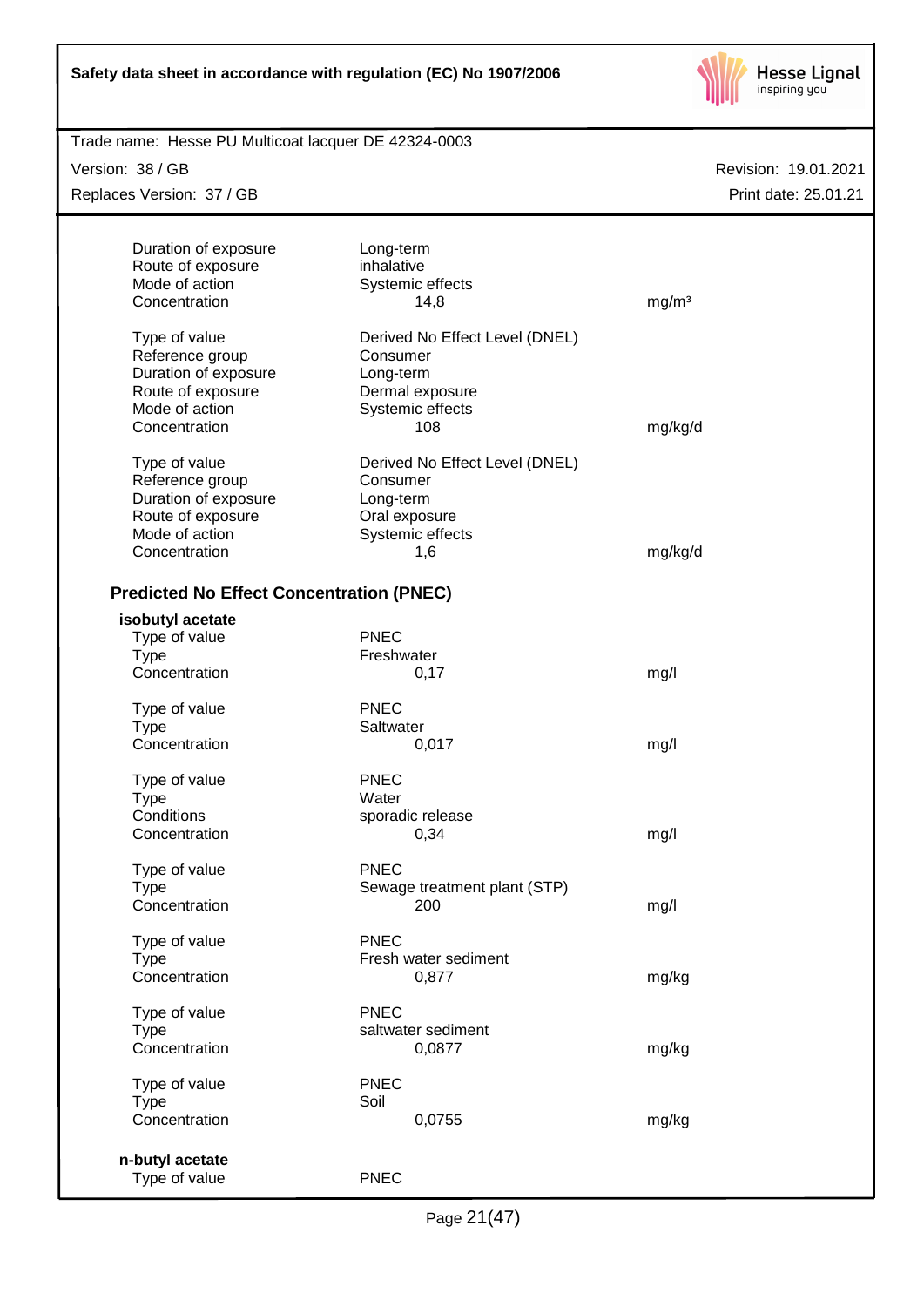| | | |
|---|---|---|
| Duration of exposure | Long-term | |
| Route of exposure | inhalative | |
| Mode of action | Systemic effects | |
| Concentration | 14,8 | mg/m³ |
| | | |
| Type of value | Derived No Effect Level (DNEL) | |
| Reference group | Consumer | |
| Duration of exposure | Long-term | |
| Route of exposure | Dermal exposure | |
| Mode of action | Systemic effects | |
| Concentration | 108 | mg/kg/d |
| | | |
| Type of value | Derived No Effect Level (DNEL) | |
| Reference group | Consumer | |
| Duration of exposure | Long-term | |
| Route of exposure | Oral exposure | |
| Mode of action | Systemic effects | |
| Concentration | 1,6 | mg/kg/d |

### Predicted No Effect Concentration (PNEC)

**isobutyl acetate**

| | | |
|---|---|---|
| Type of value | PNEC | |
| Type | Freshwater | |
| Concentration | 0,17 | mg/l |
| | | |
| Type of value | PNEC | |
| Type | Saltwater | |
| Concentration | 0,017 | mg/l |
| | | |
| Type of value | PNEC | |
| Type | Water | |
| Conditions | sporadic release | |
| Concentration | 0,34 | mg/l |
| | | |
| Type of value | PNEC | |
| Type | Sewage treatment plant (STP) | |
| Concentration | 200 | mg/l |
| | | |
| Type of value | PNEC | |
| Type | Fresh water sediment | |
| Concentration | 0,877 | mg/kg |
| | | |
| Type of value | PNEC | |
| Type | saltwater sediment | |
| Concentration | 0,0877 | mg/kg |
| | | |
| Type of value | PNEC | |
| Type | Soil | |
| Concentration | 0,0755 | mg/kg |

**n-butyl acetate**

| | |
|---|---|
| Type of value | PNEC |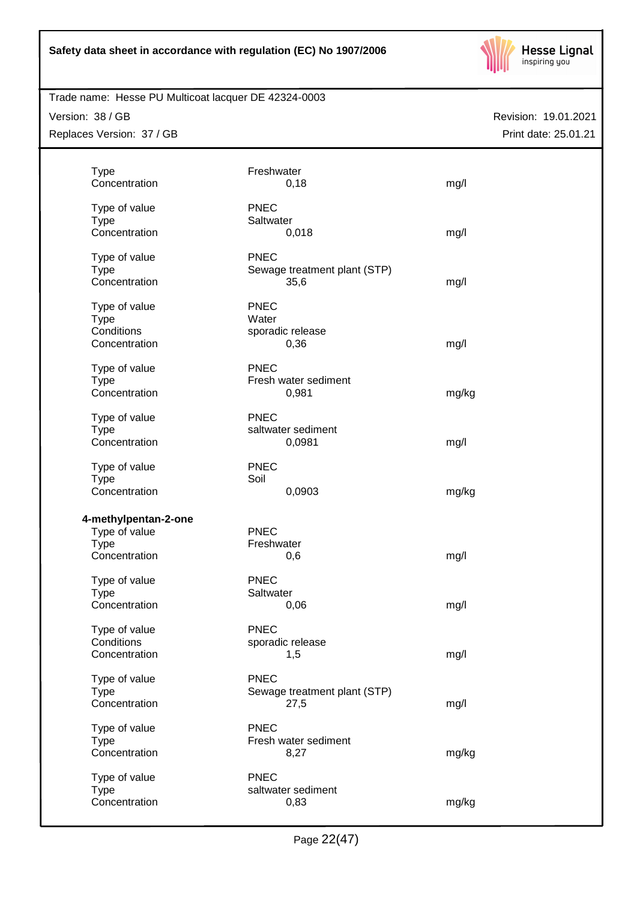| | | |
|---|---|---|
| Type | Freshwater | |
| Concentration | 0,18 | mg/l |
| | | |
| Type of value | PNEC | |
| Type | Saltwater | |
| Concentration | 0,018 | mg/l |
| | | |
| Type of value | PNEC | |
| Type | Sewage treatment plant (STP) | |
| Concentration | 35,6 | mg/l |
| | | |
| Type of value | PNEC | |
| Type | Water | |
| Conditions | sporadic release | |
| Concentration | 0,36 | mg/l |
| | | |
| Type of value | PNEC | |
| Type | Fresh water sediment | |
| Concentration | 0,981 | mg/kg |
| | | |
| Type of value | PNEC | |
| Type | saltwater sediment | |
| Concentration | 0,0981 | mg/l |
| | | |
| Type of value | PNEC | |
| Type | Soil | |
| Concentration | 0,0903 | mg/kg |

**4-methylpentan-2-one**

| | | |
|---|---|---|
| Type of value | PNEC | |
| Type | Freshwater | |
| Concentration | 0,6 | mg/l |
| | | |
| Type of value | PNEC | |
| Type | Saltwater | |
| Concentration | 0,06 | mg/l |
| | | |
| Type of value | PNEC | |
| Conditions | sporadic release | |
| Concentration | 1,5 | mg/l |
| | | |
| Type of value | PNEC | |
| Type | Sewage treatment plant (STP) | |
| Concentration | 27,5 | mg/l |
| | | |
| Type of value | PNEC | |
| Type | Fresh water sediment | |
| Concentration | 8,27 | mg/kg |
| | | |
| Type of value | PNEC | |
| Type | saltwater sediment | |
| Concentration | 0,83 | mg/kg |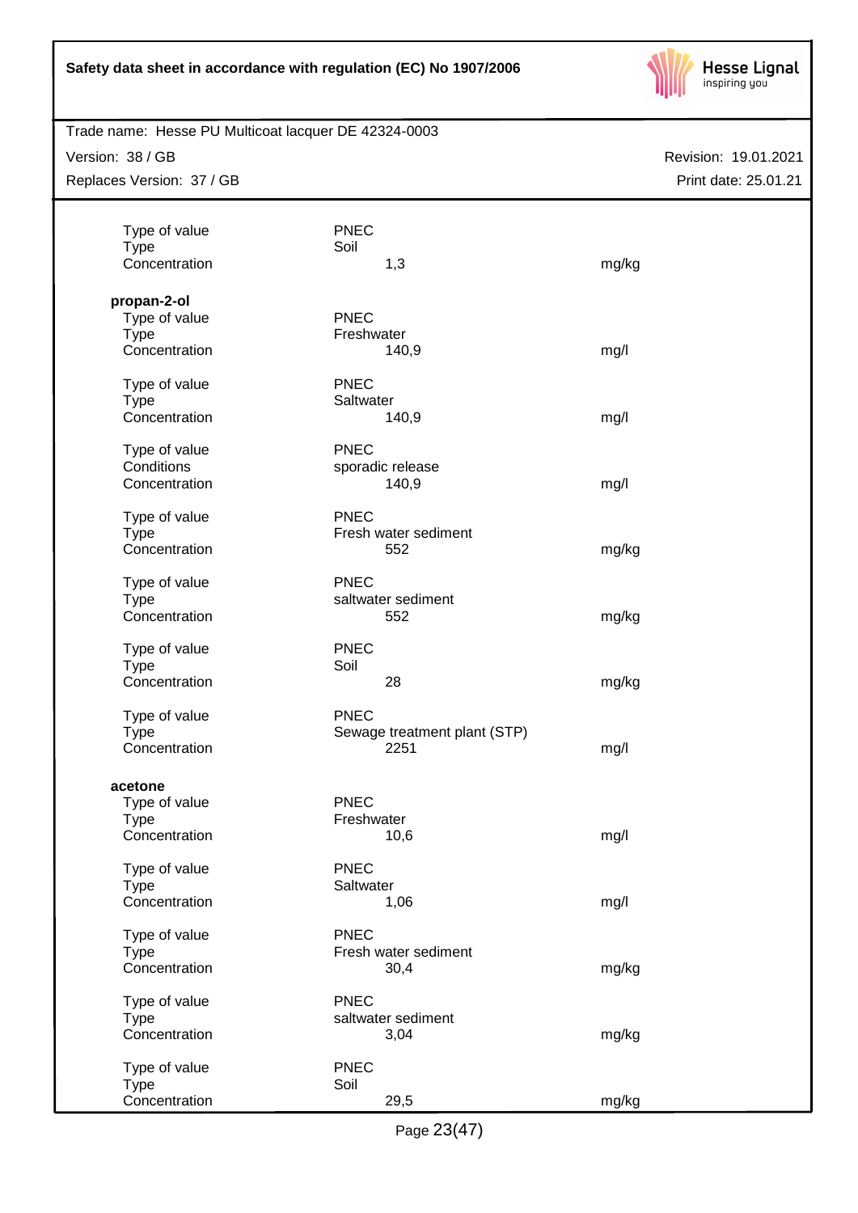| | | |
|---|---|---|
| Type of value | PNEC | |
| Type | Soil | |
| Concentration | 1,3 | mg/kg |

**propan-2-ol**

| | | |
|---|---|---|
| Type of value | PNEC | |
| Type | Freshwater | |
| Concentration | 140,9 | mg/l |
| | | |
| Type of value | PNEC | |
| Type | Saltwater | |
| Concentration | 140,9 | mg/l |
| | | |
| Type of value | PNEC | |
| Conditions | sporadic release | |
| Concentration | 140,9 | mg/l |
| | | |
| Type of value | PNEC | |
| Type | Fresh water sediment | |
| Concentration | 552 | mg/kg |
| | | |
| Type of value | PNEC | |
| Type | saltwater sediment | |
| Concentration | 552 | mg/kg |
| | | |
| Type of value | PNEC | |
| Type | Soil | |
| Concentration | 28 | mg/kg |
| | | |
| Type of value | PNEC | |
| Type | Sewage treatment plant (STP) | |
| Concentration | 2251 | mg/l |

**acetone**

| | | |
|---|---|---|
| Type of value | PNEC | |
| Type | Freshwater | |
| Concentration | 10,6 | mg/l |
| | | |
| Type of value | PNEC | |
| Type | Saltwater | |
| Concentration | 1,06 | mg/l |
| | | |
| Type of value | PNEC | |
| Type | Fresh water sediment | |
| Concentration | 30,4 | mg/kg |
| | | |
| Type of value | PNEC | |
| Type | saltwater sediment | |
| Concentration | 3,04 | mg/kg |
| | | |
| Type of value | PNEC | |
| Type | Soil | |
| Concentration | 29,5 | mg/kg |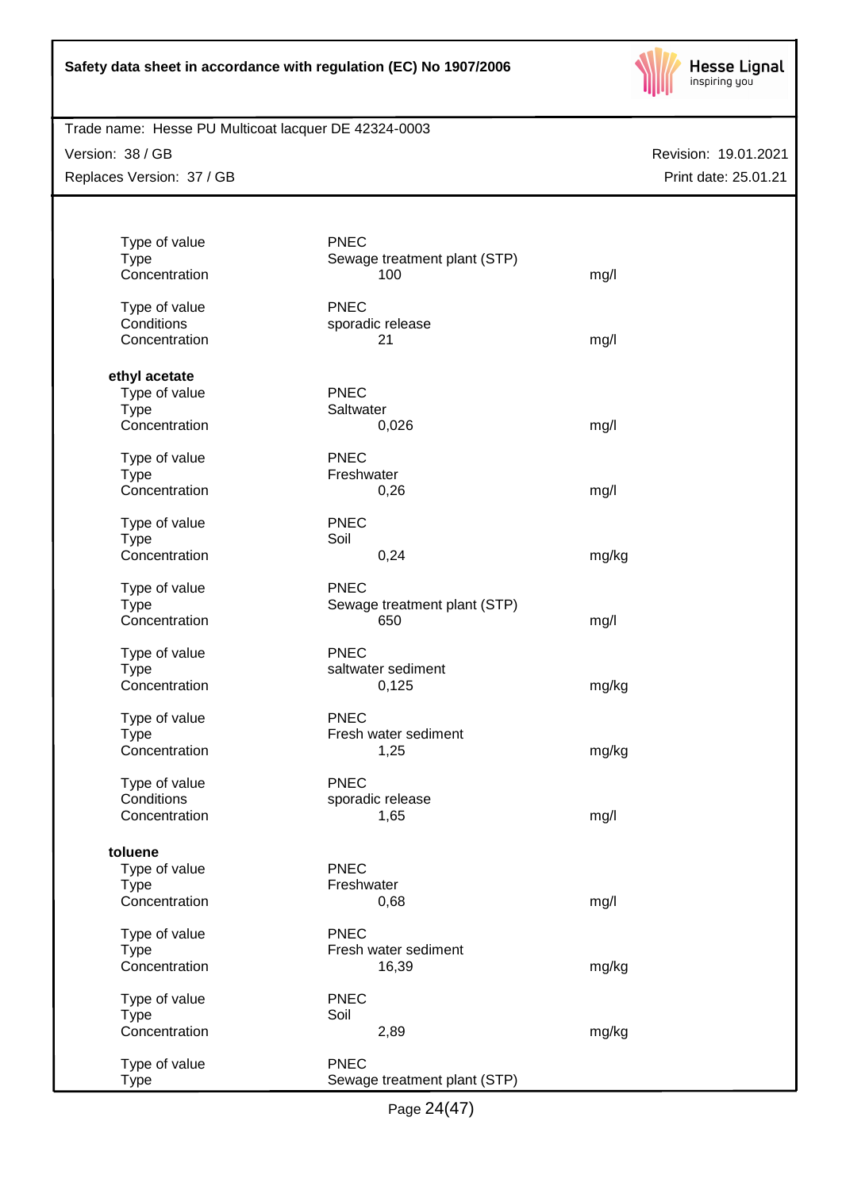| | | |
|---|---|---|
| Type of value | PNEC | |
| Type | Sewage treatment plant (STP) | |
| Concentration | 100 | mg/l |
| | | |
| Type of value | PNEC | |
| Conditions | sporadic release | |
| Concentration | 21 | mg/l |

**ethyl acetate**

| | | |
|---|---|---|
| Type of value | PNEC | |
| Type | Saltwater | |
| Concentration | 0,026 | mg/l |
| | | |
| Type of value | PNEC | |
| Type | Freshwater | |
| Concentration | 0,26 | mg/l |
| | | |
| Type of value | PNEC | |
| Type | Soil | |
| Concentration | 0,24 | mg/kg |
| | | |
| Type of value | PNEC | |
| Type | Sewage treatment plant (STP) | |
| Concentration | 650 | mg/l |
| | | |
| Type of value | PNEC | |
| Type | saltwater sediment | |
| Concentration | 0,125 | mg/kg |
| | | |
| Type of value | PNEC | |
| Type | Fresh water sediment | |
| Concentration | 1,25 | mg/kg |
| | | |
| Type of value | PNEC | |
| Conditions | sporadic release | |
| Concentration | 1,65 | mg/l |

**toluene**

| | | |
|---|---|---|
| Type of value | PNEC | |
| Type | Freshwater | |
| Concentration | 0,68 | mg/l |
| | | |
| Type of value | PNEC | |
| Type | Fresh water sediment | |
| Concentration | 16,39 | mg/kg |
| | | |
| Type of value | PNEC | |
| Type | Soil | |
| Concentration | 2,89 | mg/kg |
| | | |
| Type of value | PNEC | |
| Type | Sewage treatment plant (STP) | |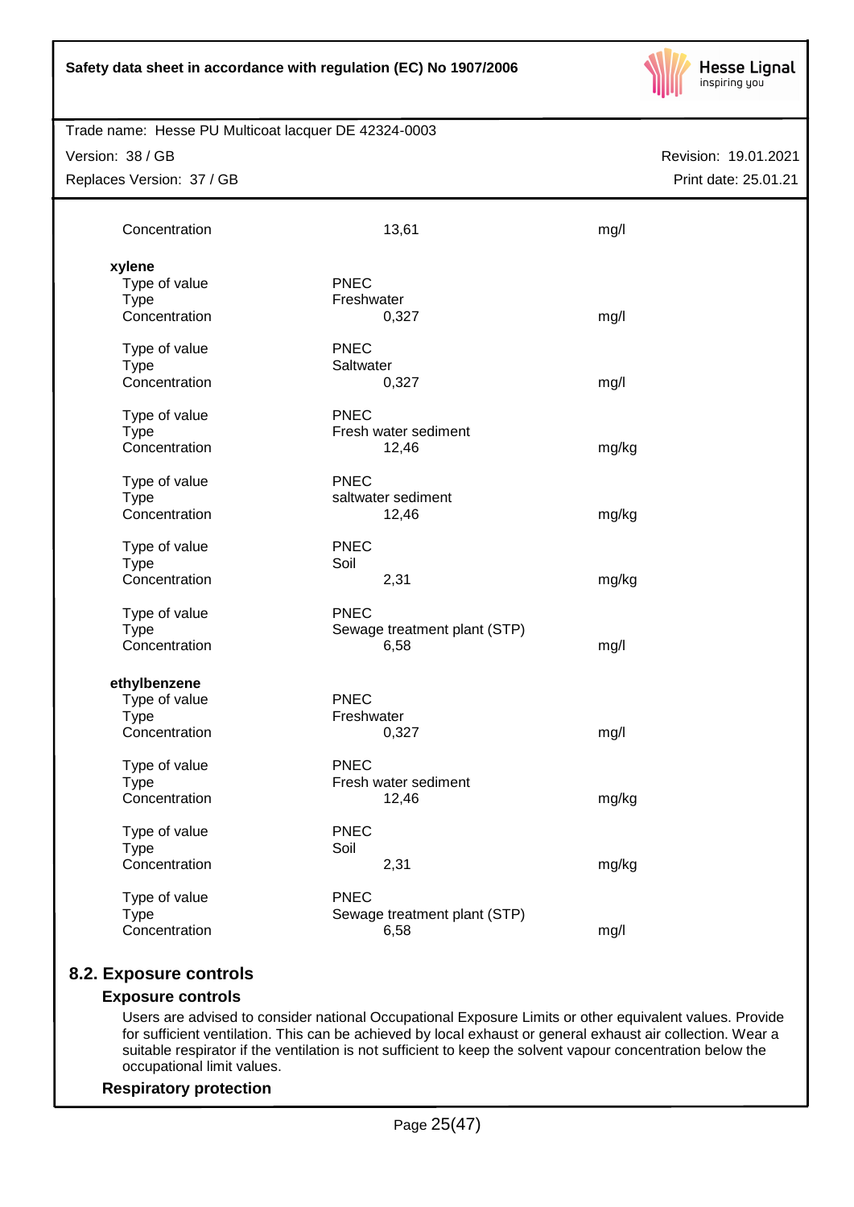| | | |
|---|---|---|
| Concentration | 13,61 | mg/l |

**xylene**

| | | |
|---|---|---|
| Type of value | PNEC | |
| Type | Freshwater | |
| Concentration | 0,327 | mg/l |
| Type of value | PNEC | |
| Type | Saltwater | |
| Concentration | 0,327 | mg/l |
| Type of value | PNEC | |
| Type | Fresh water sediment | |
| Concentration | 12,46 | mg/kg |
| Type of value | PNEC | |
| Type | saltwater sediment | |
| Concentration | 12,46 | mg/kg |
| Type of value | PNEC | |
| Type | Soil | |
| Concentration | 2,31 | mg/kg |
| Type of value | PNEC | |
| Type | Sewage treatment plant (STP) | |
| Concentration | 6,58 | mg/l |

**ethylbenzene**

| | | |
|---|---|---|
| Type of value | PNEC | |
| Type | Freshwater | |
| Concentration | 0,327 | mg/l |
| Type of value | PNEC | |
| Type | Fresh water sediment | |
| Concentration | 12,46 | mg/kg |
| Type of value | PNEC | |
| Type | Soil | |
| Concentration | 2,31 | mg/kg |
| Type of value | PNEC | |
| Type | Sewage treatment plant (STP) | |
| Concentration | 6,58 | mg/l |

## 8.2. Exposure controls

### Exposure controls

Users are advised to consider national Occupational Exposure Limits or other equivalent values. Provide for sufficient ventilation. This can be achieved by local exhaust or general exhaust air collection. Wear a suitable respirator if the ventilation is not sufficient to keep the solvent vapour concentration below the occupational limit values.

### Respiratory protection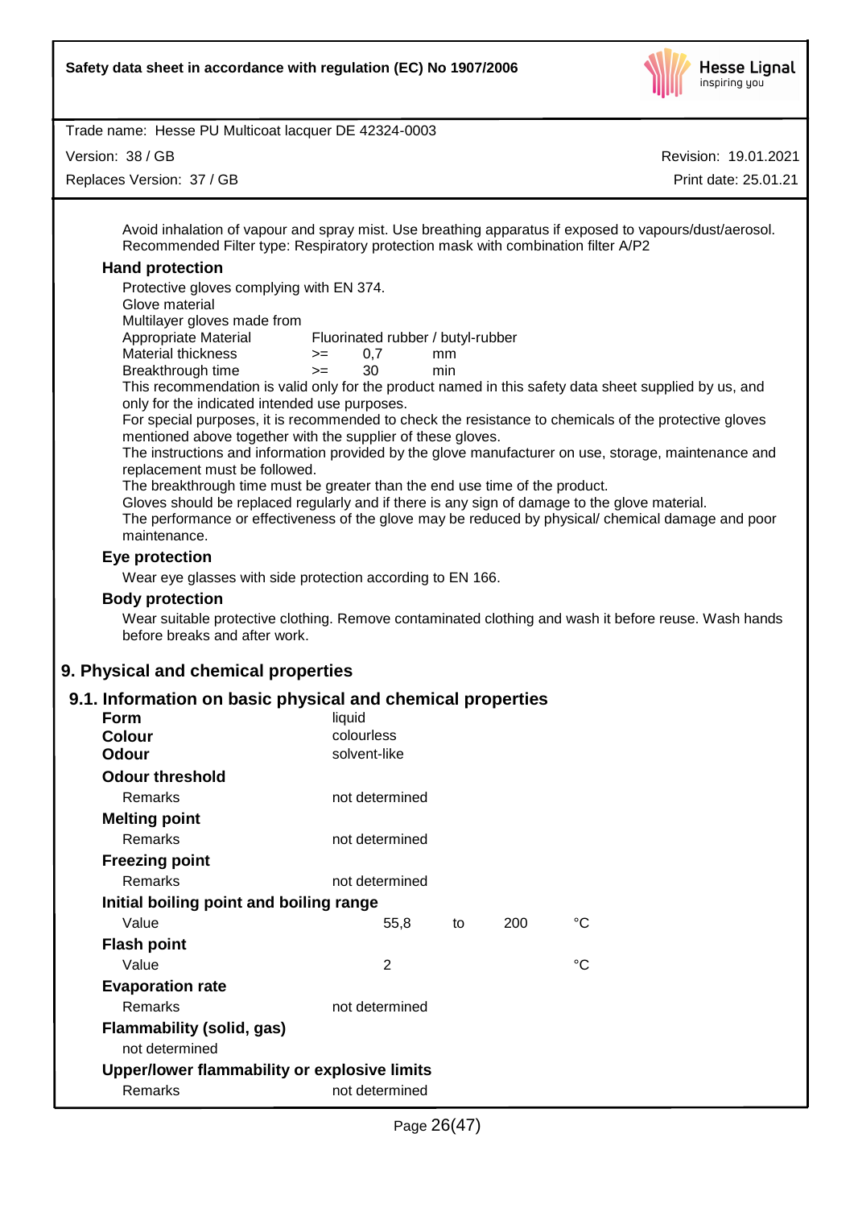Avoid inhalation of vapour and spray mist. Use breathing apparatus if exposed to vapours/dust/aerosol. Recommended Filter type: Respiratory protection mask with combination filter A/P2

### Hand protection

Protective gloves complying with EN 374.
Glove material
Multilayer gloves made from

| | | | |
|---|---|---|---|
| Appropriate Material | Fluorinated rubber / butyl-rubber | | |
| Material thickness | >= | 0,7 | mm |
| Breakthrough time | >= | 30 | min |

This recommendation is valid only for the product named in this safety data sheet supplied by us, and only for the indicated intended use purposes.
For special purposes, it is recommended to check the resistance to chemicals of the protective gloves mentioned above together with the supplier of these gloves.
The instructions and information provided by the glove manufacturer on use, storage, maintenance and replacement must be followed.
The breakthrough time must be greater than the end use time of the product.
Gloves should be replaced regularly and if there is any sign of damage to the glove material.
The performance or effectiveness of the glove may be reduced by physical/ chemical damage and poor maintenance.

### Eye protection

Wear eye glasses with side protection according to EN 166.

### Body protection

Wear suitable protective clothing. Remove contaminated clothing and wash it before reuse. Wash hands before breaks and after work.

## 9. Physical and chemical properties

### 9.1. Information on basic physical and chemical properties

| | |
|---|---|
| **Form** | liquid |
| **Colour** | colourless |
| **Odour** | solvent-like |

**Odour threshold**

| | |
|---|---|
| Remarks | not determined |

**Melting point**

| | |
|---|---|
| Remarks | not determined |

**Freezing point**

| | |
|---|---|
| Remarks | not determined |

**Initial boiling point and boiling range**

| | | | | |
|---|---|---|---|---|
| Value | 55,8 | to | 200 | °C |

**Flash point**

| | | |
|---|---|---|
| Value | 2 | °C |

**Evaporation rate**

| | |
|---|---|
| Remarks | not determined |

**Flammability (solid, gas)**

not determined

**Upper/lower flammability or explosive limits**

| | |
|---|---|
| Remarks | not determined |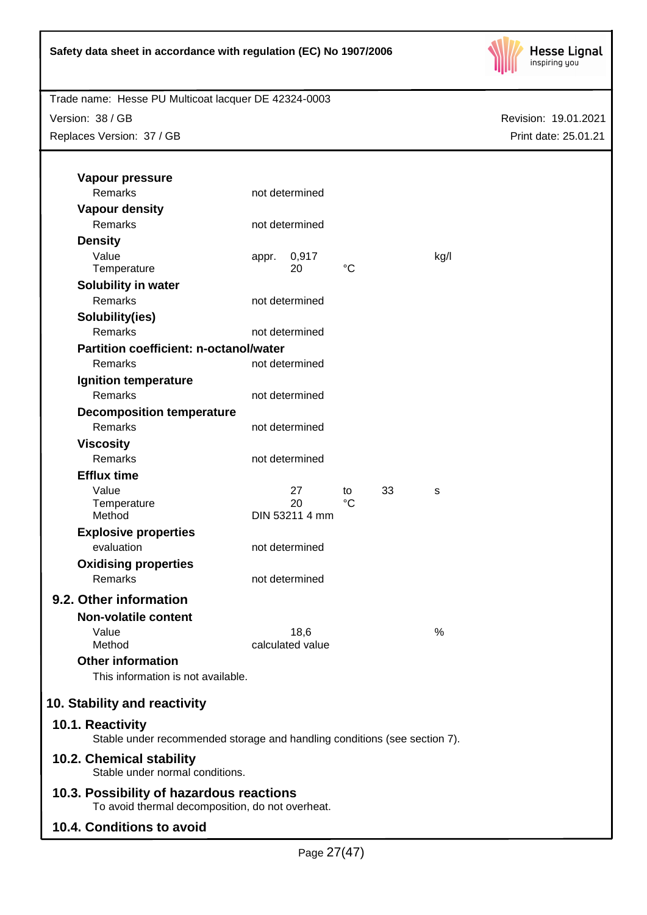**Vapour pressure**

| | |
|---|---|
| Remarks | not determined |

**Vapour density**

| | |
|---|---|
| Remarks | not determined |

**Density**

| | | | | |
|---|---|---|---|---|
| Value | appr. | 0,917 | | kg/l |
| Temperature | | 20 | °C | |

**Solubility in water**

| | |
|---|---|
| Remarks | not determined |

**Solubility(ies)**

| | |
|---|---|
| Remarks | not determined |

**Partition coefficient: n-octanol/water**

| | |
|---|---|
| Remarks | not determined |

**Ignition temperature**

| | |
|---|---|
| Remarks | not determined |

**Decomposition temperature**

| | |
|---|---|
| Remarks | not determined |

**Viscosity**

| | |
|---|---|
| Remarks | not determined |

**Efflux time**

| | | | | |
|---|---|---|---|---|
| Value | 27 | to | 33 | s |
| Temperature | 20 | °C | | |
| Method | DIN 53211 4 mm | | | |

**Explosive properties**

| | |
|---|---|
| evaluation | not determined |

**Oxidising properties**

| | |
|---|---|
| Remarks | not determined |

## 9.2. Other information

**Non-volatile content**

| | | |
|---|---|---|
| Value | 18,6 | % |
| Method | calculated value | |

**Other information**

This information is not available.

# 10. Stability and reactivity

## 10.1. Reactivity

Stable under recommended storage and handling conditions (see section 7).

## 10.2. Chemical stability

Stable under normal conditions.

## 10.3. Possibility of hazardous reactions

To avoid thermal decomposition, do not overheat.

## 10.4. Conditions to avoid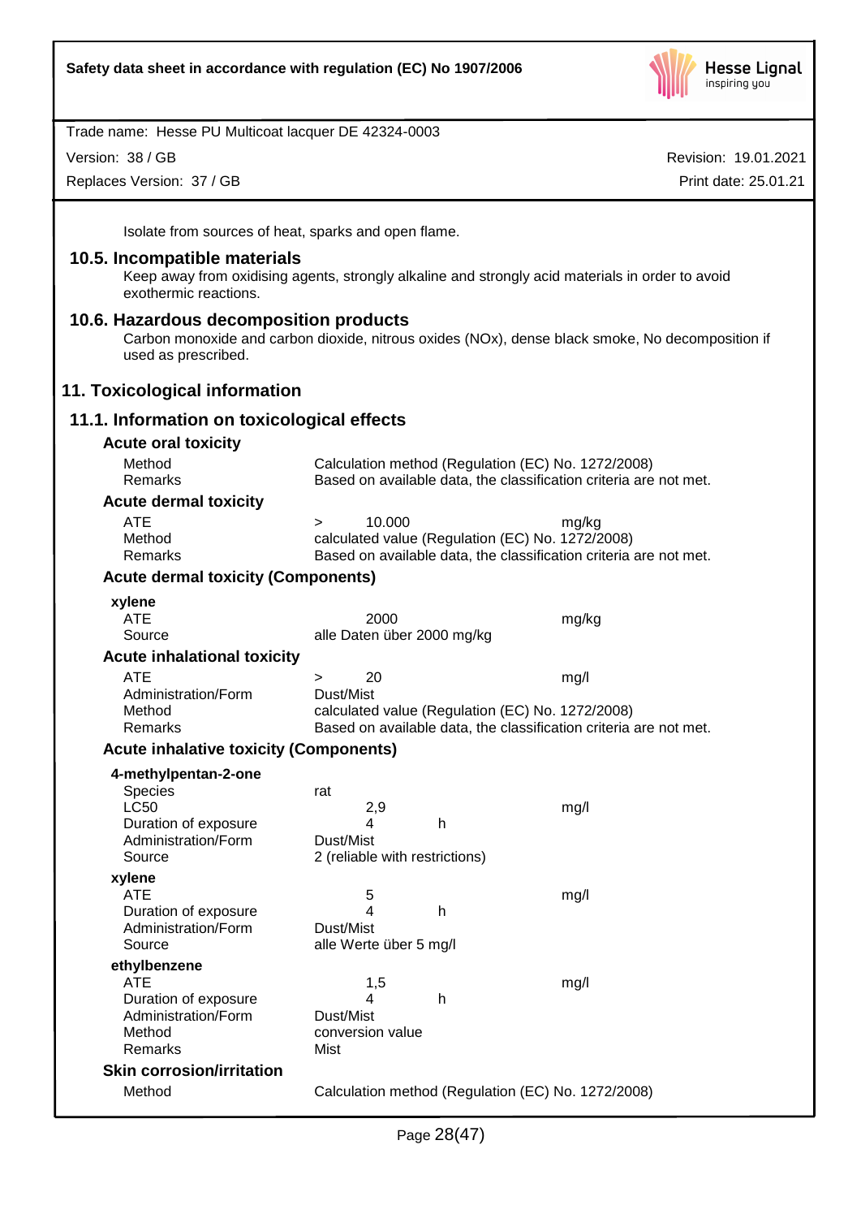Isolate from sources of heat, sparks and open flame.

## 10.5. Incompatible materials

Keep away from oxidising agents, strongly alkaline and strongly acid materials in order to avoid exothermic reactions.

## 10.6. Hazardous decomposition products

Carbon monoxide and carbon dioxide, nitrous oxides (NOx), dense black smoke, No decomposition if used as prescribed.

# 11. Toxicological information

## 11.1. Information on toxicological effects

### Acute oral toxicity

| | |
|---|---|
| Method | Calculation method (Regulation (EC) No. 1272/2008) |
| Remarks | Based on available data, the classification criteria are not met. |

### Acute dermal toxicity

| | | |
|---|---|---|
| ATE | > 10.000 | mg/kg |
| Method | calculated value (Regulation (EC) No. 1272/2008) | |
| Remarks | Based on available data, the classification criteria are not met. | |

### Acute dermal toxicity (Components)

**xylene**

| | | |
|---|---|---|
| ATE | 2000 | mg/kg |
| Source | alle Daten über 2000 mg/kg | |

### Acute inhalational toxicity

| | | |
|---|---|---|
| ATE | > 20 | mg/l |
| Administration/Form | Dust/Mist | |
| Method | calculated value (Regulation (EC) No. 1272/2008) | |
| Remarks | Based on available data, the classification criteria are not met. | |

### Acute inhalative toxicity (Components)

**4-methylpentan-2-one**

| | | |
|---|---|---|
| Species | rat | |
| LC50 | 2,9 | mg/l |
| Duration of exposure | 4 h | |
| Administration/Form | Dust/Mist | |
| Source | 2 (reliable with restrictions) | |

**xylene**

| | | |
|---|---|---|
| ATE | 5 | mg/l |
| Duration of exposure | 4 h | |
| Administration/Form | Dust/Mist | |
| Source | alle Werte über 5 mg/l | |

**ethylbenzene**

| | | |
|---|---|---|
| ATE | 1,5 | mg/l |
| Duration of exposure | 4 h | |
| Administration/Form | Dust/Mist | |
| Method | conversion value | |
| Remarks | Mist | |

### Skin corrosion/irritation

| | |
|---|---|
| Method | Calculation method (Regulation (EC) No. 1272/2008) |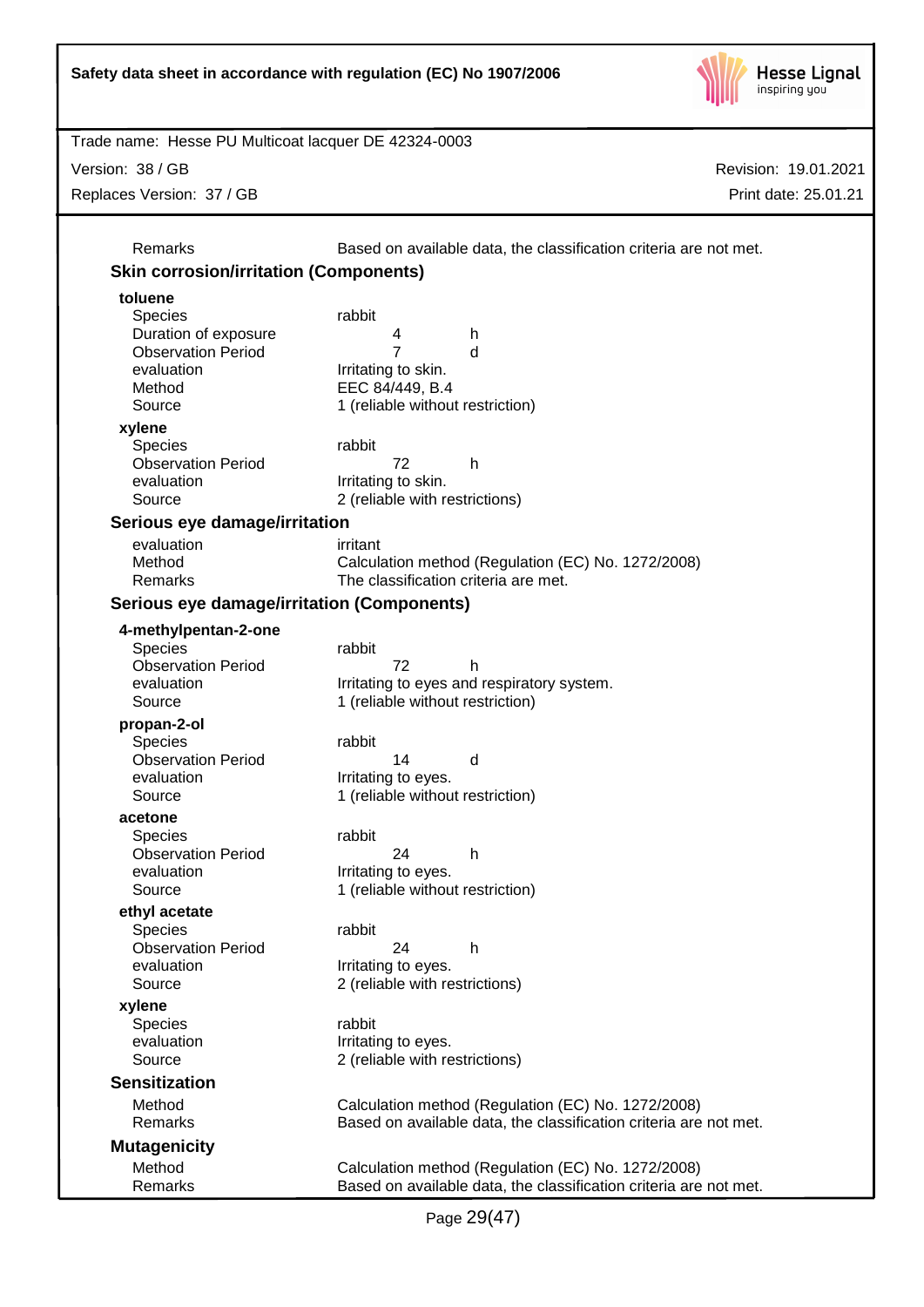| | |
|---|---|
| Remarks | Based on available data, the classification criteria are not met. |

### Skin corrosion/irritation (Components)

**toluene**

| | |
|---|---|
| Species | rabbit |
| Duration of exposure | 4 h |
| Observation Period | 7 d |
| evaluation | Irritating to skin. |
| Method | EEC 84/449, B.4 |
| Source | 1 (reliable without restriction) |

**xylene**

| | |
|---|---|
| Species | rabbit |
| Observation Period | 72 h |
| evaluation | Irritating to skin. |
| Source | 2 (reliable with restrictions) |

### Serious eye damage/irritation

| | |
|---|---|
| evaluation | irritant |
| Method | Calculation method (Regulation (EC) No. 1272/2008) |
| Remarks | The classification criteria are met. |

### Serious eye damage/irritation (Components)

**4-methylpentan-2-one**

| | |
|---|---|
| Species | rabbit |
| Observation Period | 72 h |
| evaluation | Irritating to eyes and respiratory system. |
| Source | 1 (reliable without restriction) |

**propan-2-ol**

| | |
|---|---|
| Species | rabbit |
| Observation Period | 14 d |
| evaluation | Irritating to eyes. |
| Source | 1 (reliable without restriction) |

**acetone**

| | |
|---|---|
| Species | rabbit |
| Observation Period | 24 h |
| evaluation | Irritating to eyes. |
| Source | 1 (reliable without restriction) |

**ethyl acetate**

| | |
|---|---|
| Species | rabbit |
| Observation Period | 24 h |
| evaluation | Irritating to eyes. |
| Source | 2 (reliable with restrictions) |

**xylene**

| | |
|---|---|
| Species | rabbit |
| evaluation | Irritating to eyes. |
| Source | 2 (reliable with restrictions) |

### Sensitization

| | |
|---|---|
| Method | Calculation method (Regulation (EC) No. 1272/2008) |
| Remarks | Based on available data, the classification criteria are not met. |

### Mutagenicity

| | |
|---|---|
| Method | Calculation method (Regulation (EC) No. 1272/2008) |
| Remarks | Based on available data, the classification criteria are not met. |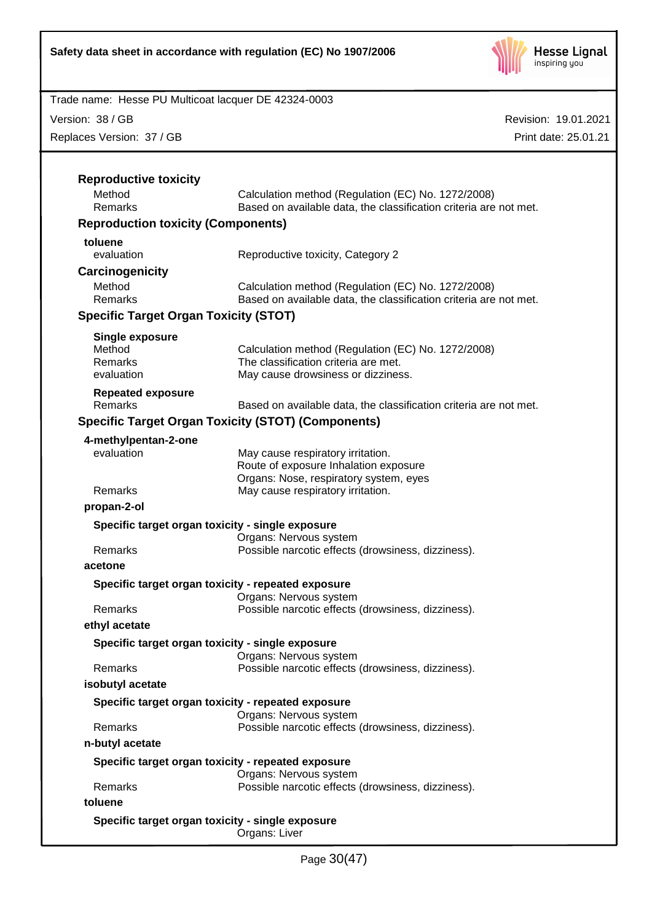### Reproductive toxicity

| | |
|---|---|
| Method | Calculation method (Regulation (EC) No. 1272/2008) |
| Remarks | Based on available data, the classification criteria are not met. |

### Reproduction toxicity (Components)

**toluene**

| | |
|---|---|
| evaluation | Reproductive toxicity, Category 2 |

### Carcinogenicity

| | |
|---|---|
| Method | Calculation method (Regulation (EC) No. 1272/2008) |
| Remarks | Based on available data, the classification criteria are not met. |

### Specific Target Organ Toxicity (STOT)

**Single exposure**

| | |
|---|---|
| Method | Calculation method (Regulation (EC) No. 1272/2008) |
| Remarks | The classification criteria are met. |
| evaluation | May cause drowsiness or dizziness. |

**Repeated exposure**

| | |
|---|---|
| Remarks | Based on available data, the classification criteria are not met. |

### Specific Target Organ Toxicity (STOT) (Components)

**4-methylpentan-2-one**

| | |
|---|---|
| evaluation | May cause respiratory irritation.<br>Route of exposure Inhalation exposure<br>Organs: Nose, respiratory system, eyes |
| Remarks | May cause respiratory irritation. |

**propan-2-ol**

**Specific target organ toxicity - single exposure**

| | |
|---|---|
| | Organs: Nervous system |
| Remarks | Possible narcotic effects (drowsiness, dizziness). |

**acetone**

**Specific target organ toxicity - repeated exposure**

| | |
|---|---|
| | Organs: Nervous system |
| Remarks | Possible narcotic effects (drowsiness, dizziness). |

**ethyl acetate**

**Specific target organ toxicity - single exposure**

| | |
|---|---|
| | Organs: Nervous system |
| Remarks | Possible narcotic effects (drowsiness, dizziness). |

**isobutyl acetate**

**Specific target organ toxicity - repeated exposure**

| | |
|---|---|
| | Organs: Nervous system |
| Remarks | Possible narcotic effects (drowsiness, dizziness). |

**n-butyl acetate**

**Specific target organ toxicity - repeated exposure**

| | |
|---|---|
| | Organs: Nervous system |
| Remarks | Possible narcotic effects (drowsiness, dizziness). |

**toluene**

**Specific target organ toxicity - single exposure**

| | |
|---|---|
| | Organs: Liver |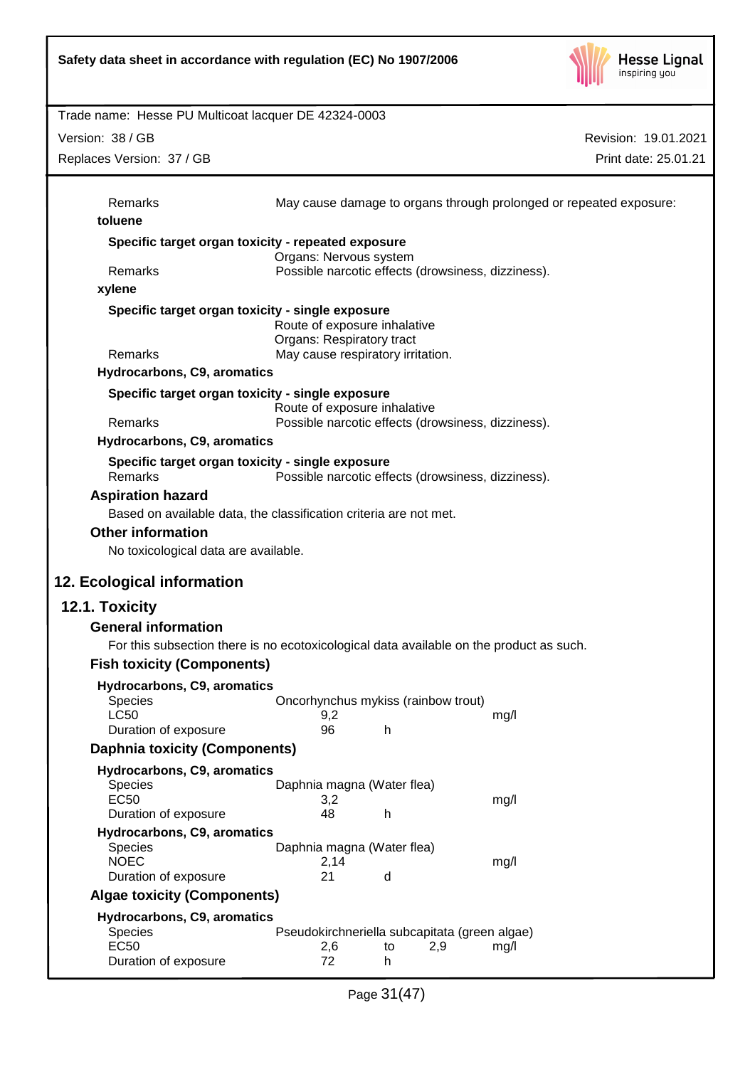| | |
|---|---|
| Remarks | May cause damage to organs through prolonged or repeated exposure: |

**toluene**

**Specific target organ toxicity - repeated exposure**

| | |
|---|---|
| | Organs: Nervous system |
| Remarks | Possible narcotic effects (drowsiness, dizziness). |

**xylene**

**Specific target organ toxicity - single exposure**

| | |
|---|---|
| | Route of exposure inhalative |
| | Organs: Respiratory tract |
| Remarks | May cause respiratory irritation. |

**Hydrocarbons, C9, aromatics**

**Specific target organ toxicity - single exposure**

| | |
|---|---|
| | Route of exposure inhalative |
| Remarks | Possible narcotic effects (drowsiness, dizziness). |

**Hydrocarbons, C9, aromatics**

**Specific target organ toxicity - single exposure**

| | |
|---|---|
| Remarks | Possible narcotic effects (drowsiness, dizziness). |

### Aspiration hazard

Based on available data, the classification criteria are not met.

### Other information

No toxicological data are available.

## 12. Ecological information

## 12.1. Toxicity

### General information

For this subsection there is no ecotoxicological data available on the product as such.

### Fish toxicity (Components)

**Hydrocarbons, C9, aromatics**

| | | | | |
|---|---|---|---|---|
| Species | Oncorhynchus mykiss (rainbow trout) | | | |
| LC50 | 9,2 | | | mg/l |
| Duration of exposure | 96 | h | | |

### Daphnia toxicity (Components)

**Hydrocarbons, C9, aromatics**

| | | | | |
|---|---|---|---|---|
| Species | Daphnia magna (Water flea) | | | |
| EC50 | 3,2 | | | mg/l |
| Duration of exposure | 48 | h | | |

**Hydrocarbons, C9, aromatics**

| | | | | |
|---|---|---|---|---|
| Species | Daphnia magna (Water flea) | | | |
| NOEC | 2,14 | | | mg/l |
| Duration of exposure | 21 | d | | |

### Algae toxicity (Components)

**Hydrocarbons, C9, aromatics**

| | | | | |
|---|---|---|---|---|
| Species | Pseudokirchneriella subcapitata (green algae) | | | |
| EC50 | 2,6 | to | 2,9 | mg/l |
| Duration of exposure | 72 | h | | |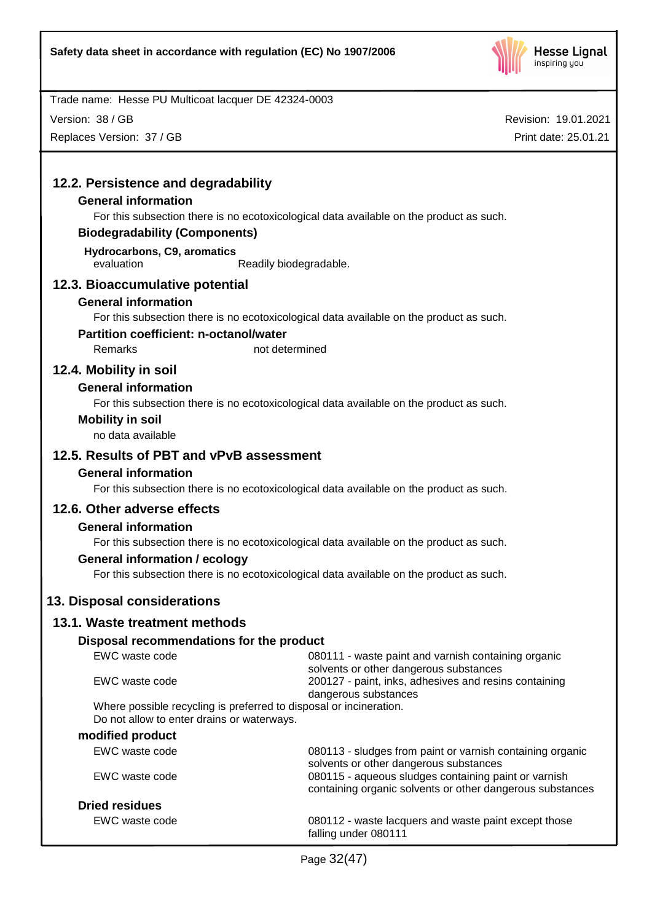## 12.2. Persistence and degradability

### General information

For this subsection there is no ecotoxicological data available on the product as such.

### Biodegradability (Components)

**Hydrocarbons, C9, aromatics**

| | |
|---|---|
| evaluation | Readily biodegradable. |

## 12.3. Bioaccumulative potential

### General information

For this subsection there is no ecotoxicological data available on the product as such.

### Partition coefficient: n-octanol/water

| | |
|---|---|
| Remarks | not determined |

## 12.4. Mobility in soil

### General information

For this subsection there is no ecotoxicological data available on the product as such.

### Mobility in soil

no data available

## 12.5. Results of PBT and vPvB assessment

### General information

For this subsection there is no ecotoxicological data available on the product as such.

## 12.6. Other adverse effects

### General information

For this subsection there is no ecotoxicological data available on the product as such.

### General information / ecology

For this subsection there is no ecotoxicological data available on the product as such.

# 13. Disposal considerations

## 13.1. Waste treatment methods

### Disposal recommendations for the product

| | |
|---|---|
| EWC waste code | 080111 - waste paint and varnish containing organic solvents or other dangerous substances |
| EWC waste code | 200127 - paint, inks, adhesives and resins containing dangerous substances |

Where possible recycling is preferred to disposal or incineration.
Do not allow to enter drains or waterways.

### modified product

| | |
|---|---|
| EWC waste code | 080113 - sludges from paint or varnish containing organic solvents or other dangerous substances |
| EWC waste code | 080115 - aqueous sludges containing paint or varnish containing organic solvents or other dangerous substances |

### Dried residues

| | |
|---|---|
| EWC waste code | 080112 - waste lacquers and waste paint except those falling under 080111 |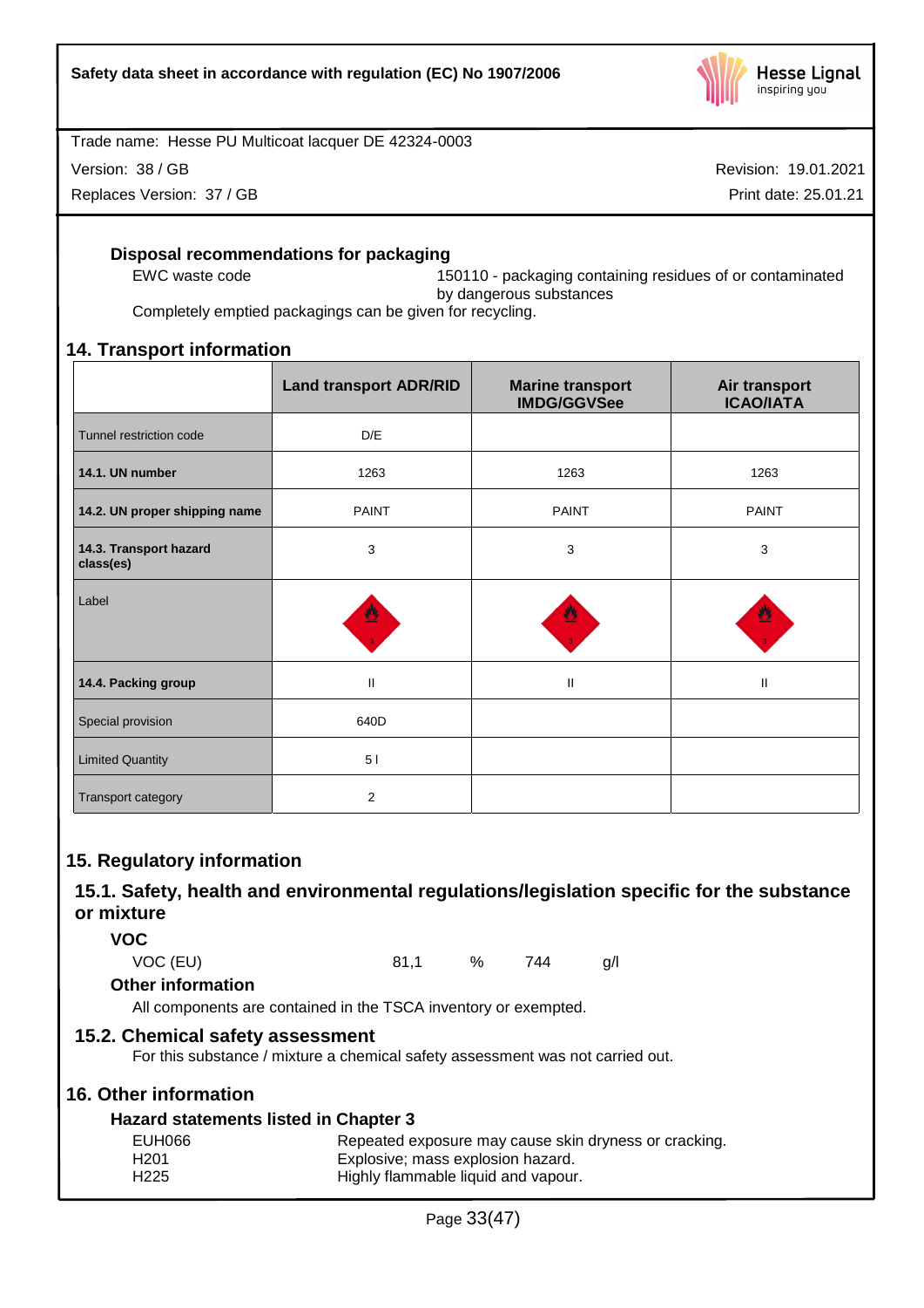### Disposal recommendations for packaging

EWC waste code — 150110 - packaging containing residues of or contaminated by dangerous substances

Completely emptied packagings can be given for recycling.

## 14. Transport information

| | Land transport ADR/RID | Marine transport IMDG/GGVSee | Air transport ICAO/IATA |
|---|---|---|---|
| Tunnel restriction code | D/E | | |
| **14.1. UN number** | 1263 | 1263 | 1263 |
| **14.2. UN proper shipping name** | PAINT | PAINT | PAINT |
| **14.3. Transport hazard class(es)** | 3 | 3 | 3 |
| Label | 3 | 3 | 3 |
| **14.4. Packing group** | II | II | II |
| Special provision | 640D | | |
| Limited Quantity | 5 l | | |
| Transport category | 2 | | |

## 15. Regulatory information

### 15.1. Safety, health and environmental regulations/legislation specific for the substance or mixture

**VOC**

VOC (EU) 81,1 % 744 g/l

**Other information**

All components are contained in the TSCA inventory or exempted.

### 15.2. Chemical safety assessment

For this substance / mixture a chemical safety assessment was not carried out.

## 16. Other information

### Hazard statements listed in Chapter 3

| | |
|---|---|
| EUH066 | Repeated exposure may cause skin dryness or cracking. |
| H201 | Explosive; mass explosion hazard. |
| H225 | Highly flammable liquid and vapour. |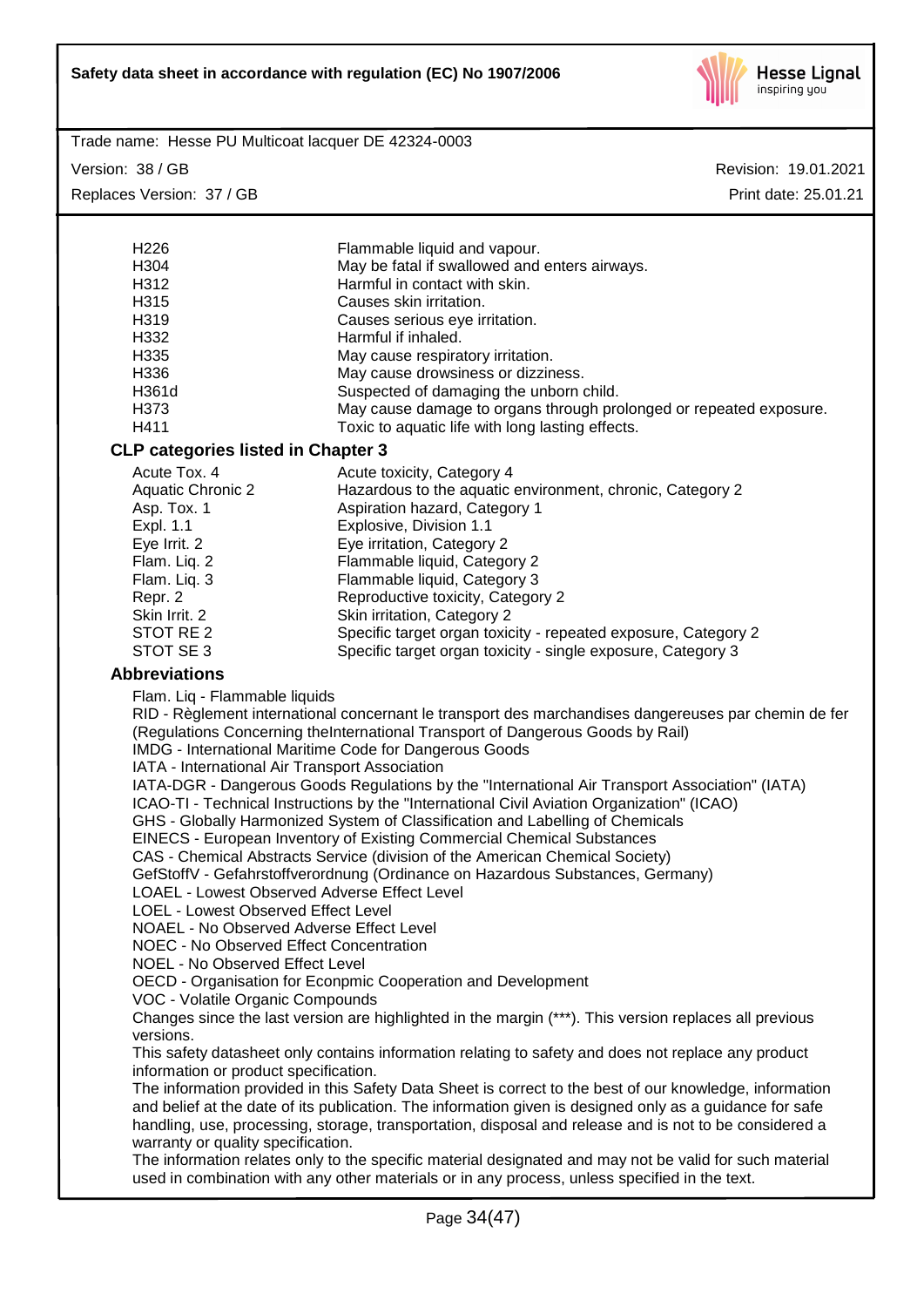| | |
|---|---|
| H226 | Flammable liquid and vapour. |
| H304 | May be fatal if swallowed and enters airways. |
| H312 | Harmful in contact with skin. |
| H315 | Causes skin irritation. |
| H319 | Causes serious eye irritation. |
| H332 | Harmful if inhaled. |
| H335 | May cause respiratory irritation. |
| H336 | May cause drowsiness or dizziness. |
| H361d | Suspected of damaging the unborn child. |
| H373 | May cause damage to organs through prolonged or repeated exposure. |
| H411 | Toxic to aquatic life with long lasting effects. |

### CLP categories listed in Chapter 3

| | |
|---|---|
| Acute Tox. 4 | Acute toxicity, Category 4 |
| Aquatic Chronic 2 | Hazardous to the aquatic environment, chronic, Category 2 |
| Asp. Tox. 1 | Aspiration hazard, Category 1 |
| Expl. 1.1 | Explosive, Division 1.1 |
| Eye Irrit. 2 | Eye irritation, Category 2 |
| Flam. Liq. 2 | Flammable liquid, Category 2 |
| Flam. Liq. 3 | Flammable liquid, Category 3 |
| Repr. 2 | Reproductive toxicity, Category 2 |
| Skin Irrit. 2 | Skin irritation, Category 2 |
| STOT RE 2 | Specific target organ toxicity - repeated exposure, Category 2 |
| STOT SE 3 | Specific target organ toxicity - single exposure, Category 3 |

### Abbreviations

Flam. Liq - Flammable liquids
RID - Règlement international concernant le transport des marchandises dangereuses par chemin de fer (Regulations Concerning theInternational Transport of Dangerous Goods by Rail)
IMDG - International Maritime Code for Dangerous Goods
IATA - International Air Transport Association
IATA-DGR - Dangerous Goods Regulations by the "International Air Transport Association" (IATA)
ICAO-TI - Technical Instructions by the "International Civil Aviation Organization" (ICAO)
GHS - Globally Harmonized System of Classification and Labelling of Chemicals
EINECS - European Inventory of Existing Commercial Chemical Substances
CAS - Chemical Abstracts Service (division of the American Chemical Society)
GefStoffV - Gefahrstoffverordnung (Ordinance on Hazardous Substances, Germany)
LOAEL - Lowest Observed Adverse Effect Level
LOEL - Lowest Observed Effect Level
NOAEL - No Observed Adverse Effect Level
NOEC - No Observed Effect Concentration
NOEL - No Observed Effect Level
OECD - Organisation for Econpmic Cooperation and Development
VOC - Volatile Organic Compounds

Changes since the last version are highlighted in the margin (***). This version replaces all previous versions.

This safety datasheet only contains information relating to safety and does not replace any product information or product specification.

The information provided in this Safety Data Sheet is correct to the best of our knowledge, information and belief at the date of its publication. The information given is designed only as a guidance for safe handling, use, processing, storage, transportation, disposal and release and is not to be considered a warranty or quality specification.

The information relates only to the specific material designated and may not be valid for such material used in combination with any other materials or in any process, unless specified in the text.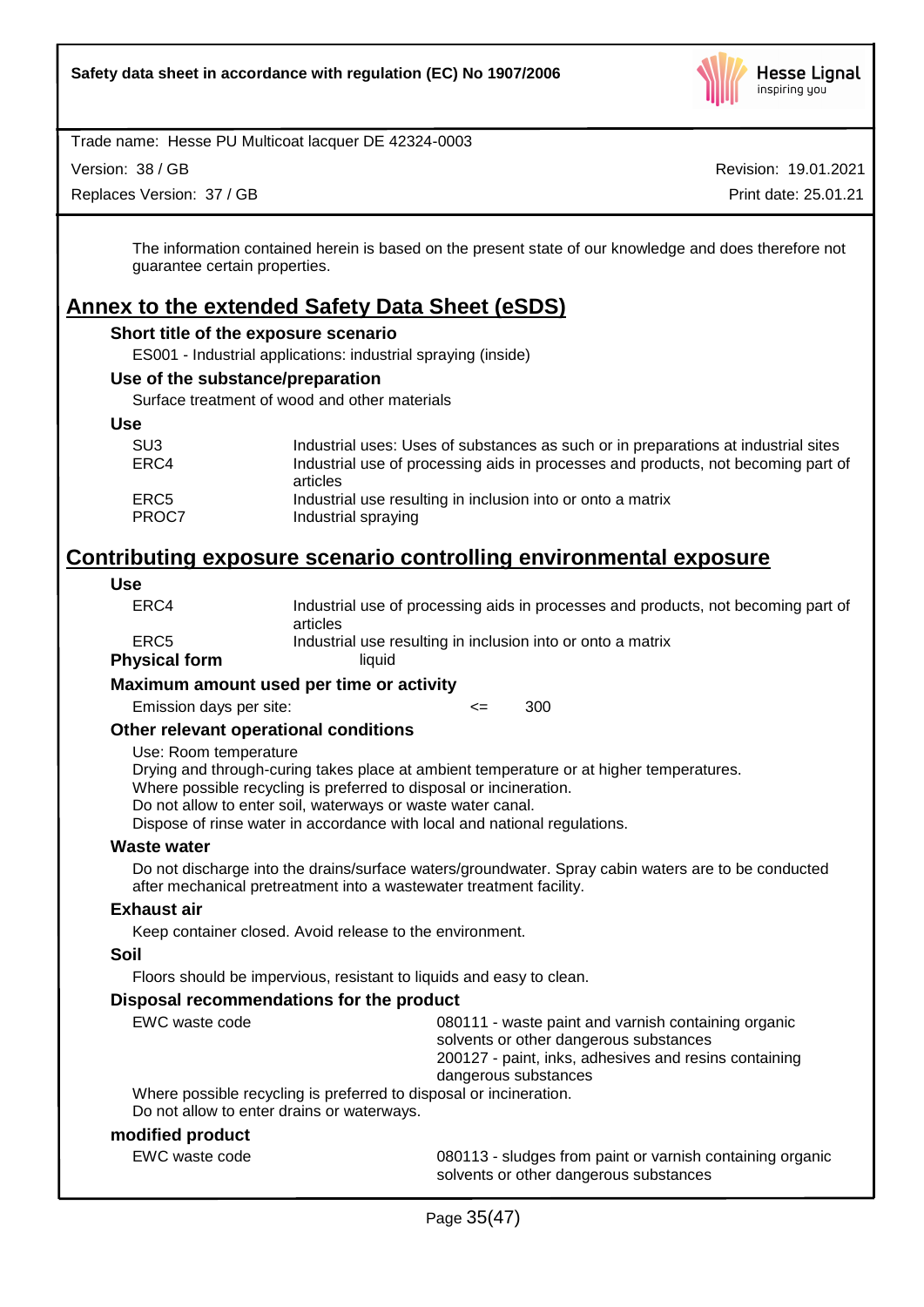The information contained herein is based on the present state of our knowledge and does therefore not guarantee certain properties.

# Annex to the extended Safety Data Sheet (eSDS)

### Short title of the exposure scenario

ES001 - Industrial applications: industrial spraying (inside)

### Use of the substance/preparation

Surface treatment of wood and other materials

### Use

| | |
|---|---|
| SU3 | Industrial uses: Uses of substances as such or in preparations at industrial sites |
| ERC4 | Industrial use of processing aids in processes and products, not becoming part of articles |
| ERC5 | Industrial use resulting in inclusion into or onto a matrix |
| PROC7 | Industrial spraying |

# Contributing exposure scenario controlling environmental exposure

### Use

| | |
|---|---|
| ERC4 | Industrial use of processing aids in processes and products, not becoming part of articles |
| ERC5 | Industrial use resulting in inclusion into or onto a matrix |

**Physical form** liquid

### Maximum amount used per time or activity

Emission days per site: <= 300

### Other relevant operational conditions

Use: Room temperature
Drying and through-curing takes place at ambient temperature or at higher temperatures.
Where possible recycling is preferred to disposal or incineration.
Do not allow to enter soil, waterways or waste water canal.
Dispose of rinse water in accordance with local and national regulations.

### Waste water

Do not discharge into the drains/surface waters/groundwater. Spray cabin waters are to be conducted after mechanical pretreatment into a wastewater treatment facility.

### Exhaust air

Keep container closed. Avoid release to the environment.

### Soil

Floors should be impervious, resistant to liquids and easy to clean.

### Disposal recommendations for the product

EWC waste code: 080111 - waste paint and varnish containing organic solvents or other dangerous substances
200127 - paint, inks, adhesives and resins containing dangerous substances

Where possible recycling is preferred to disposal or incineration.
Do not allow to enter drains or waterways.

### modified product

EWC waste code: 080113 - sludges from paint or varnish containing organic solvents or other dangerous substances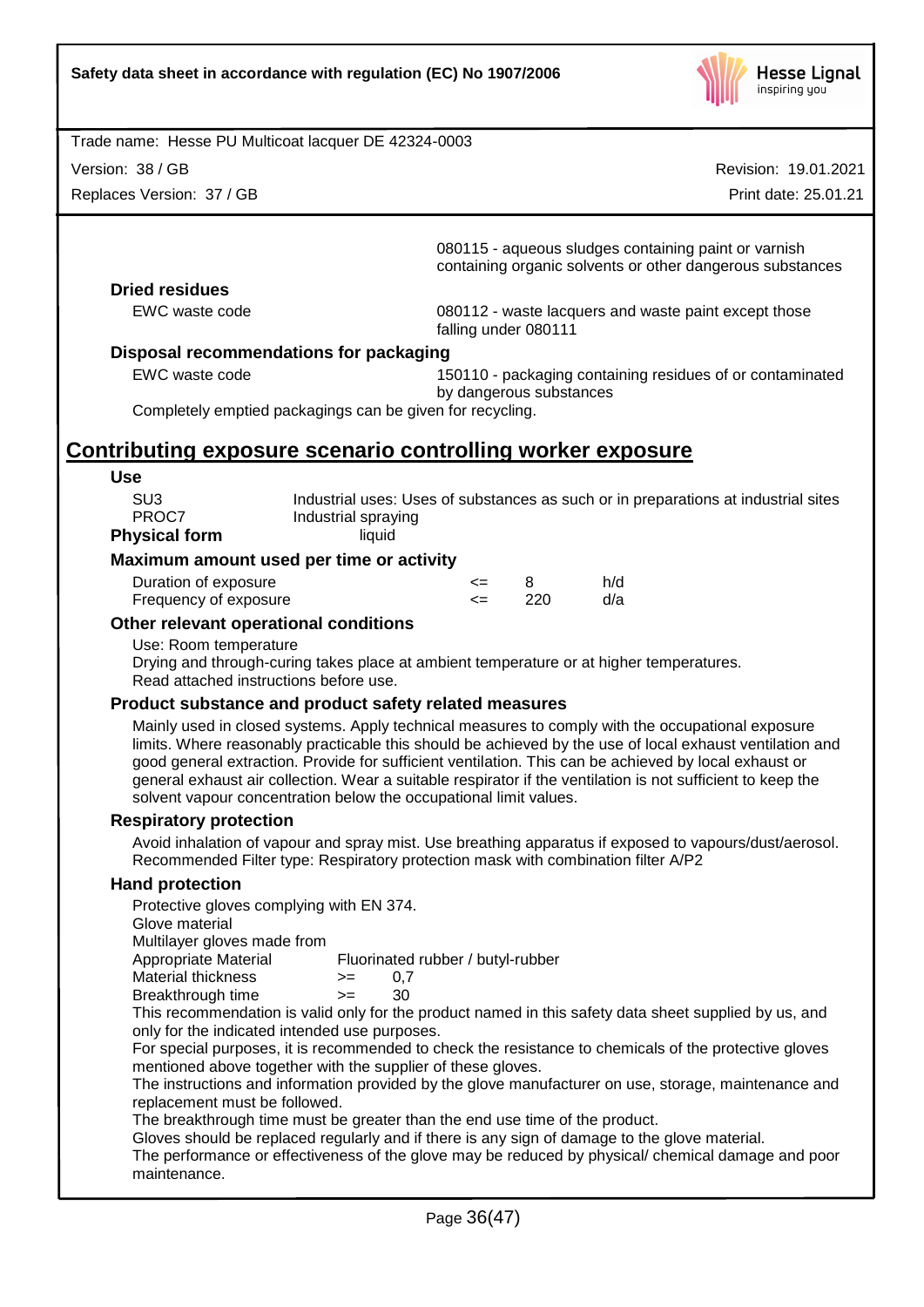080115 - aqueous sludges containing paint or varnish containing organic solvents or other dangerous substances

**Dried residues**

| | |
|---|---|
| EWC waste code | 080112 - waste lacquers and waste paint except those falling under 080111 |

**Disposal recommendations for packaging**

| | |
|---|---|
| EWC waste code | 150110 - packaging containing residues of or contaminated by dangerous substances |

Completely emptied packagings can be given for recycling.

## Contributing exposure scenario controlling worker exposure

**Use**

| | |
|---|---|
| SU3 | Industrial uses: Uses of substances as such or in preparations at industrial sites |
| PROC7 | Industrial spraying |

**Physical form** liquid

**Maximum amount used per time or activity**

| | | | |
|---|---|---|---|
| Duration of exposure | <= | 8 | h/d |
| Frequency of exposure | <= | 220 | d/a |

**Other relevant operational conditions**

Use: Room temperature
Drying and through-curing takes place at ambient temperature or at higher temperatures.
Read attached instructions before use.

**Product substance and product safety related measures**

Mainly used in closed systems. Apply technical measures to comply with the occupational exposure limits. Where reasonably practicable this should be achieved by the use of local exhaust ventilation and good general extraction. Provide for sufficient ventilation. This can be achieved by local exhaust or general exhaust air collection. Wear a suitable respirator if the ventilation is not sufficient to keep the solvent vapour concentration below the occupational limit values.

**Respiratory protection**

Avoid inhalation of vapour and spray mist. Use breathing apparatus if exposed to vapours/dust/aerosol.
Recommended Filter type: Respiratory protection mask with combination filter A/P2

**Hand protection**

Protective gloves complying with EN 374.
Glove material
Multilayer gloves made from

| | | |
|---|---|---|
| Appropriate Material | Fluorinated rubber / butyl-rubber | |
| Material thickness | >= | 0,7 |
| Breakthrough time | >= | 30 |

This recommendation is valid only for the product named in this safety data sheet supplied by us, and only for the indicated intended use purposes.
For special purposes, it is recommended to check the resistance to chemicals of the protective gloves mentioned above together with the supplier of these gloves.
The instructions and information provided by the glove manufacturer on use, storage, maintenance and replacement must be followed.
The breakthrough time must be greater than the end use time of the product.
Gloves should be replaced regularly and if there is any sign of damage to the glove material.
The performance or effectiveness of the glove may be reduced by physical/ chemical damage and poor maintenance.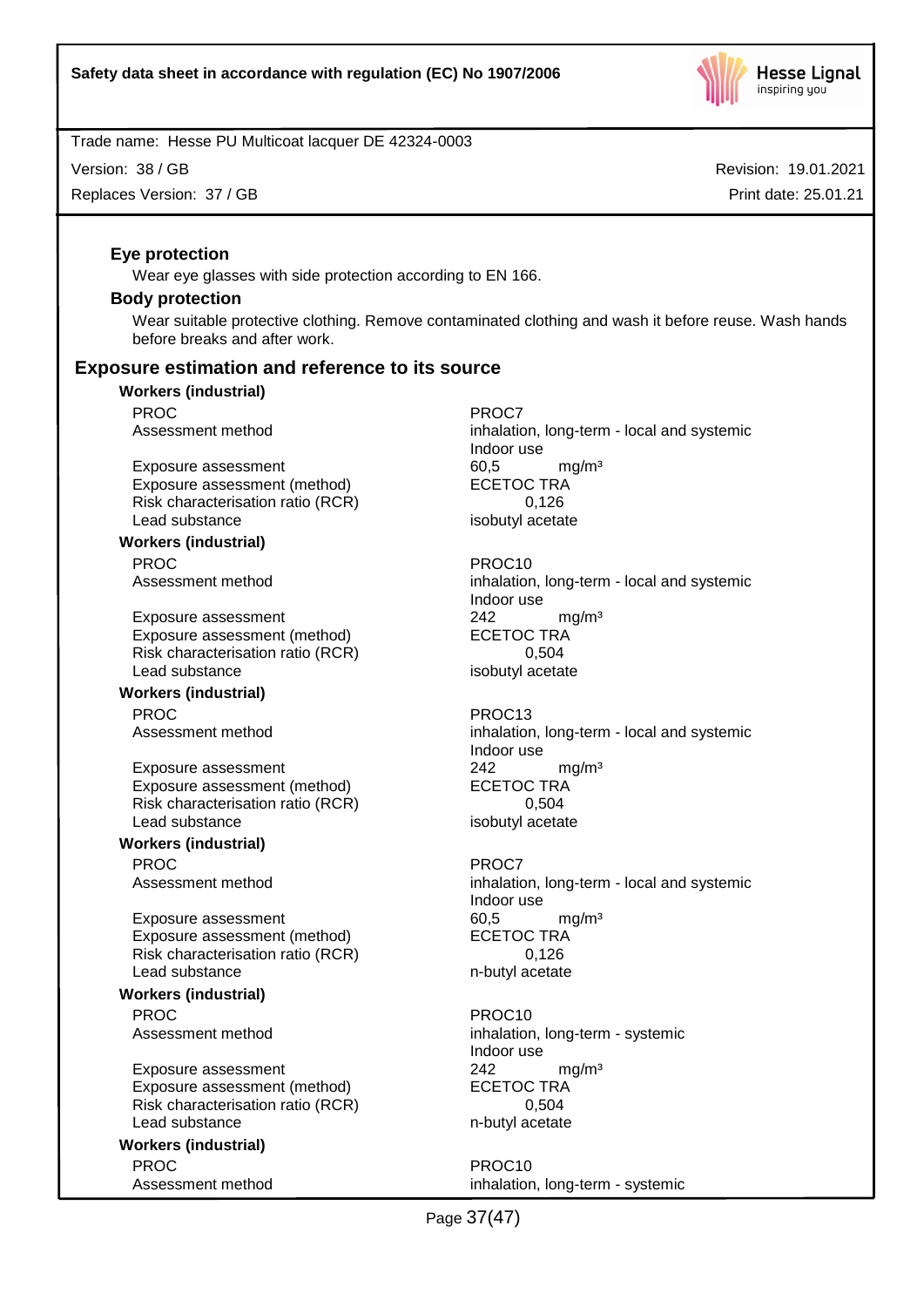**Eye protection**

Wear eye glasses with side protection according to EN 166.

**Body protection**

Wear suitable protective clothing. Remove contaminated clothing and wash it before reuse. Wash hands before breaks and after work.

## Exposure estimation and reference to its source

**Workers (industrial)**

| | |
|---|---|
| PROC | PROC7 |
| Assessment method | inhalation, long-term - local and systemic<br>Indoor use |
| Exposure assessment | 60,5 mg/m³ |
| Exposure assessment (method) | ECETOC TRA |
| Risk characterisation ratio (RCR) | 0,126 |
| Lead substance | isobutyl acetate |

**Workers (industrial)**

| | |
|---|---|
| PROC | PROC10 |
| Assessment method | inhalation, long-term - local and systemic<br>Indoor use |
| Exposure assessment | 242 mg/m³ |
| Exposure assessment (method) | ECETOC TRA |
| Risk characterisation ratio (RCR) | 0,504 |
| Lead substance | isobutyl acetate |

**Workers (industrial)**

| | |
|---|---|
| PROC | PROC13 |
| Assessment method | inhalation, long-term - local and systemic<br>Indoor use |
| Exposure assessment | 242 mg/m³ |
| Exposure assessment (method) | ECETOC TRA |
| Risk characterisation ratio (RCR) | 0,504 |
| Lead substance | isobutyl acetate |

**Workers (industrial)**

| | |
|---|---|
| PROC | PROC7 |
| Assessment method | inhalation, long-term - local and systemic<br>Indoor use |
| Exposure assessment | 60,5 mg/m³ |
| Exposure assessment (method) | ECETOC TRA |
| Risk characterisation ratio (RCR) | 0,126 |
| Lead substance | n-butyl acetate |

**Workers (industrial)**

| | |
|---|---|
| PROC | PROC10 |
| Assessment method | inhalation, long-term - systemic<br>Indoor use |
| Exposure assessment | 242 mg/m³ |
| Exposure assessment (method) | ECETOC TRA |
| Risk characterisation ratio (RCR) | 0,504 |
| Lead substance | n-butyl acetate |

**Workers (industrial)**

| | |
|---|---|
| PROC | PROC10 |
| Assessment method | inhalation, long-term - systemic |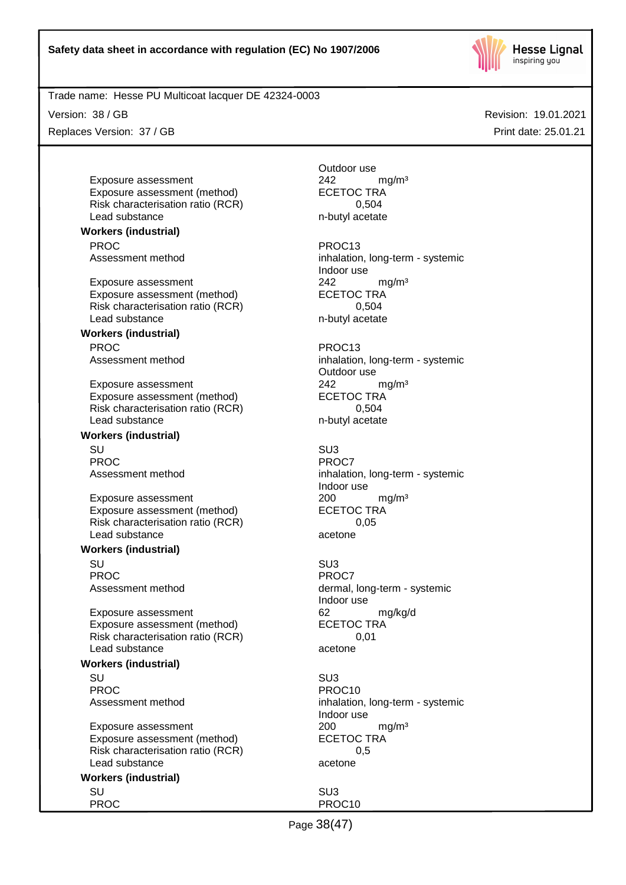| | |
|---|---|
| | Outdoor use |
| Exposure assessment | 242 mg/m³ |
| Exposure assessment (method) | ECETOC TRA |
| Risk characterisation ratio (RCR) | 0,504 |
| Lead substance | n-butyl acetate |

**Workers (industrial)**

| | |
|---|---|
| PROC | PROC13 |
| Assessment method | inhalation, long-term - systemic<br>Indoor use |
| Exposure assessment | 242 mg/m³ |
| Exposure assessment (method) | ECETOC TRA |
| Risk characterisation ratio (RCR) | 0,504 |
| Lead substance | n-butyl acetate |

**Workers (industrial)**

| | |
|---|---|
| PROC | PROC13 |
| Assessment method | inhalation, long-term - systemic<br>Outdoor use |
| Exposure assessment | 242 mg/m³ |
| Exposure assessment (method) | ECETOC TRA |
| Risk characterisation ratio (RCR) | 0,504 |
| Lead substance | n-butyl acetate |

**Workers (industrial)**

| | |
|---|---|
| SU | SU3 |
| PROC | PROC7 |
| Assessment method | inhalation, long-term - systemic<br>Indoor use |
| Exposure assessment | 200 mg/m³ |
| Exposure assessment (method) | ECETOC TRA |
| Risk characterisation ratio (RCR) | 0,05 |
| Lead substance | acetone |

**Workers (industrial)**

| | |
|---|---|
| SU | SU3 |
| PROC | PROC7 |
| Assessment method | dermal, long-term - systemic<br>Indoor use |
| Exposure assessment | 62 mg/kg/d |
| Exposure assessment (method) | ECETOC TRA |
| Risk characterisation ratio (RCR) | 0,01 |
| Lead substance | acetone |

**Workers (industrial)**

| | |
|---|---|
| SU | SU3 |
| PROC | PROC10 |
| Assessment method | inhalation, long-term - systemic<br>Indoor use |
| Exposure assessment | 200 mg/m³ |
| Exposure assessment (method) | ECETOC TRA |
| Risk characterisation ratio (RCR) | 0,5 |
| Lead substance | acetone |

**Workers (industrial)**

| | |
|---|---|
| SU | SU3 |
| PROC | PROC10 |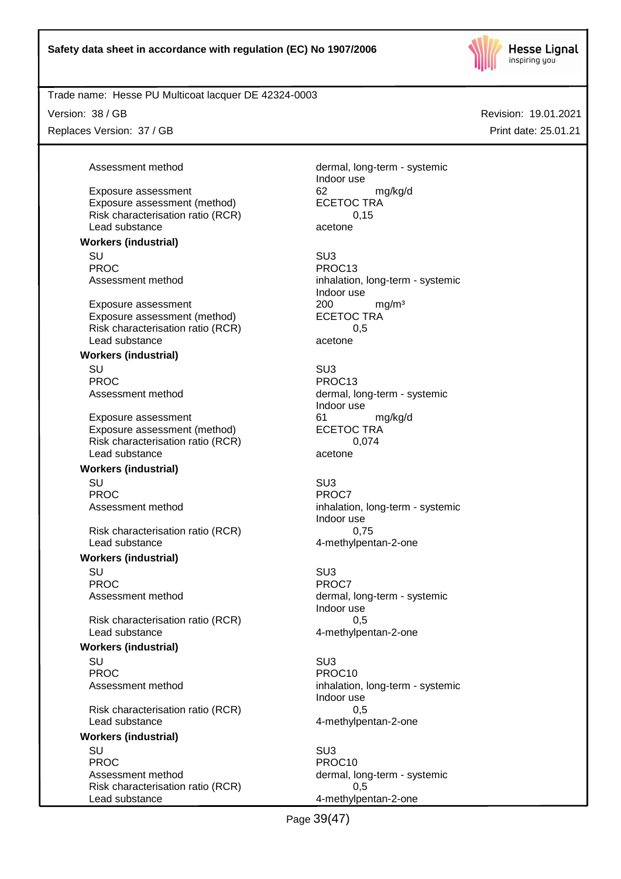| | |
|---|---|
| Assessment method | dermal, long-term - systemic<br>Indoor use |
| Exposure assessment | 62 mg/kg/d |
| Exposure assessment (method) | ECETOC TRA |
| Risk characterisation ratio (RCR) | 0,15 |
| Lead substance | acetone |

**Workers (industrial)**

| | |
|---|---|
| SU | SU3 |
| PROC | PROC13 |
| Assessment method | inhalation, long-term - systemic<br>Indoor use |
| Exposure assessment | 200 mg/m³ |
| Exposure assessment (method) | ECETOC TRA |
| Risk characterisation ratio (RCR) | 0,5 |
| Lead substance | acetone |

**Workers (industrial)**

| | |
|---|---|
| SU | SU3 |
| PROC | PROC13 |
| Assessment method | dermal, long-term - systemic<br>Indoor use |
| Exposure assessment | 61 mg/kg/d |
| Exposure assessment (method) | ECETOC TRA |
| Risk characterisation ratio (RCR) | 0,074 |
| Lead substance | acetone |

**Workers (industrial)**

| | |
|---|---|
| SU | SU3 |
| PROC | PROC7 |
| Assessment method | inhalation, long-term - systemic<br>Indoor use |
| Risk characterisation ratio (RCR) | 0,75 |
| Lead substance | 4-methylpentan-2-one |

**Workers (industrial)**

| | |
|---|---|
| SU | SU3 |
| PROC | PROC7 |
| Assessment method | dermal, long-term - systemic<br>Indoor use |
| Risk characterisation ratio (RCR) | 0,5 |
| Lead substance | 4-methylpentan-2-one |

**Workers (industrial)**

| | |
|---|---|
| SU | SU3 |
| PROC | PROC10 |
| Assessment method | inhalation, long-term - systemic<br>Indoor use |
| Risk characterisation ratio (RCR) | 0,5 |
| Lead substance | 4-methylpentan-2-one |

**Workers (industrial)**

| | |
|---|---|
| SU | SU3 |
| PROC | PROC10 |
| Assessment method | dermal, long-term - systemic |
| Risk characterisation ratio (RCR) | 0,5 |
| Lead substance | 4-methylpentan-2-one |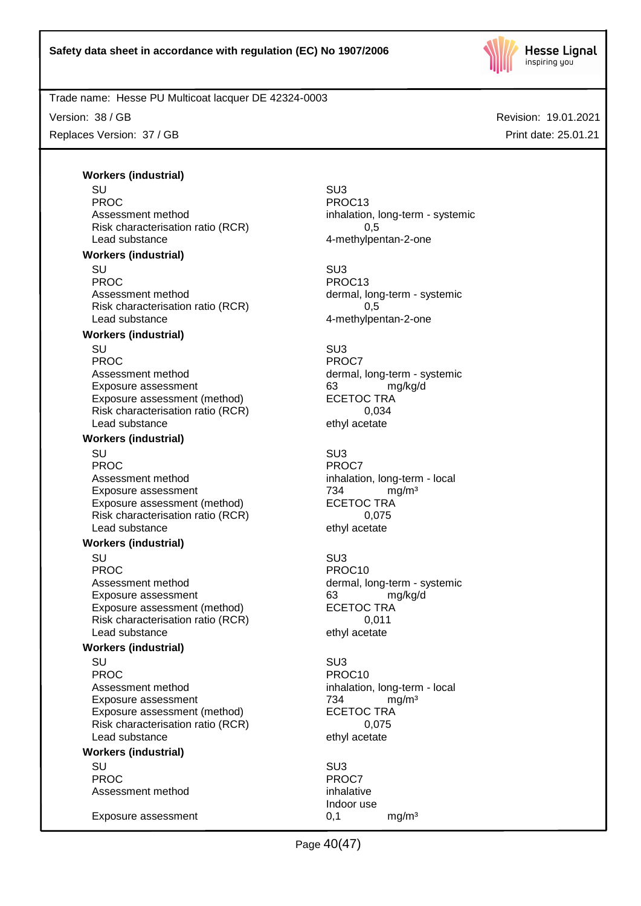**Workers (industrial)**

| | |
|---|---|
| SU | SU3 |
| PROC | PROC13 |
| Assessment method | inhalation, long-term - systemic |
| Risk characterisation ratio (RCR) | 0,5 |
| Lead substance | 4-methylpentan-2-one |

**Workers (industrial)**

| | |
|---|---|
| SU | SU3 |
| PROC | PROC13 |
| Assessment method | dermal, long-term - systemic |
| Risk characterisation ratio (RCR) | 0,5 |
| Lead substance | 4-methylpentan-2-one |

**Workers (industrial)**

| | |
|---|---|
| SU | SU3 |
| PROC | PROC7 |
| Assessment method | dermal, long-term - systemic |
| Exposure assessment | 63 mg/kg/d |
| Exposure assessment (method) | ECETOC TRA |
| Risk characterisation ratio (RCR) | 0,034 |
| Lead substance | ethyl acetate |

**Workers (industrial)**

| | |
|---|---|
| SU | SU3 |
| PROC | PROC7 |
| Assessment method | inhalation, long-term - local |
| Exposure assessment | 734 mg/m³ |
| Exposure assessment (method) | ECETOC TRA |
| Risk characterisation ratio (RCR) | 0,075 |
| Lead substance | ethyl acetate |

**Workers (industrial)**

| | |
|---|---|
| SU | SU3 |
| PROC | PROC10 |
| Assessment method | dermal, long-term - systemic |
| Exposure assessment | 63 mg/kg/d |
| Exposure assessment (method) | ECETOC TRA |
| Risk characterisation ratio (RCR) | 0,011 |
| Lead substance | ethyl acetate |

**Workers (industrial)**

| | |
|---|---|
| SU | SU3 |
| PROC | PROC10 |
| Assessment method | inhalation, long-term - local |
| Exposure assessment | 734 mg/m³ |
| Exposure assessment (method) | ECETOC TRA |
| Risk characterisation ratio (RCR) | 0,075 |
| Lead substance | ethyl acetate |

**Workers (industrial)**

| | |
|---|---|
| SU | SU3 |
| PROC | PROC7 |
| Assessment method | inhalative<br>Indoor use |
| Exposure assessment | 0,1 mg/m³ |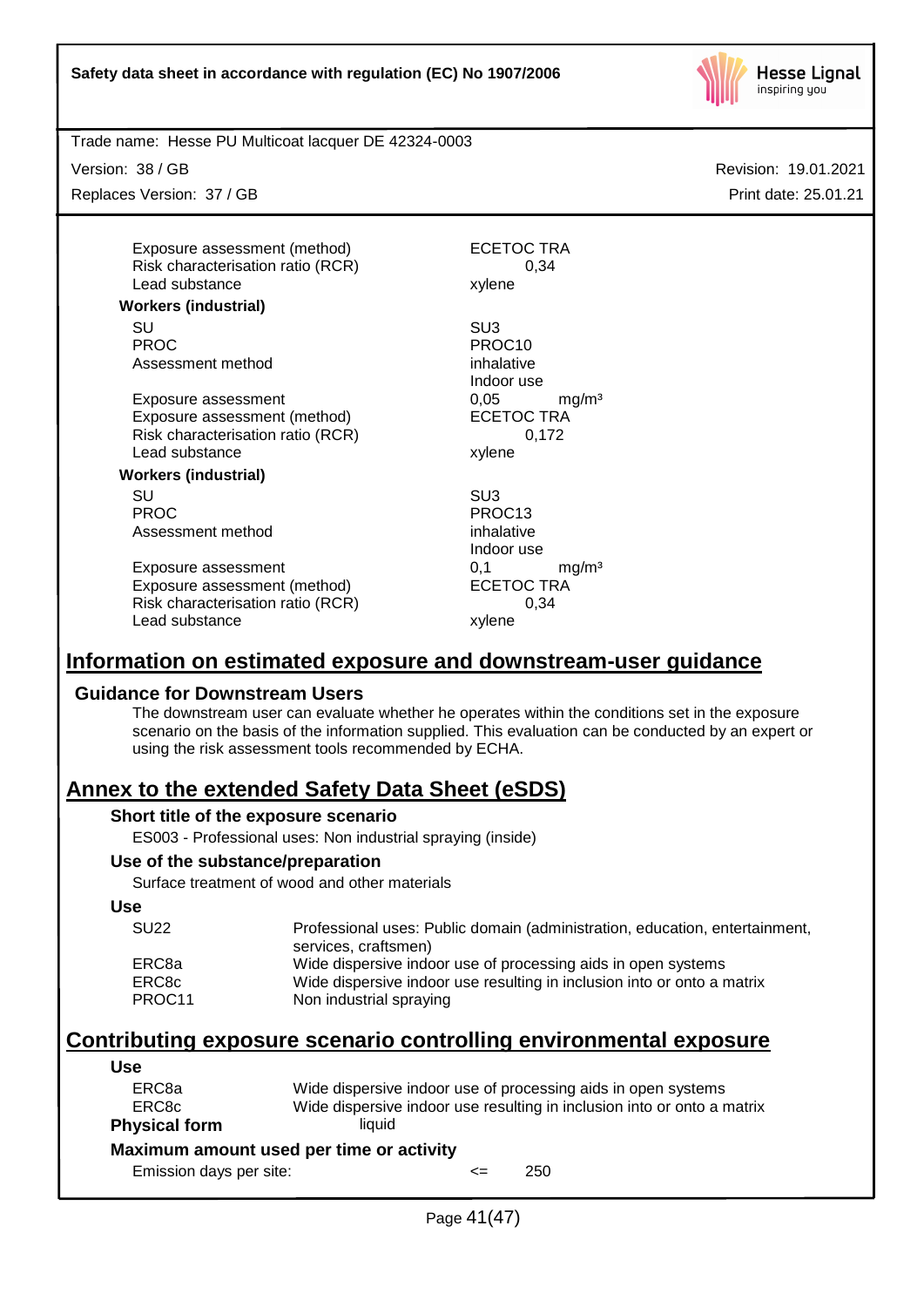| | |
|---|---|
| Exposure assessment (method) | ECETOC TRA |
| Risk characterisation ratio (RCR) | 0,34 |
| Lead substance | xylene |

**Workers (industrial)**

| | |
|---|---|
| SU | SU3 |
| PROC | PROC10 |
| Assessment method | inhalative<br>Indoor use |
| Exposure assessment | 0,05 mg/m³ |
| Exposure assessment (method) | ECETOC TRA |
| Risk characterisation ratio (RCR) | 0,172 |
| Lead substance | xylene |

**Workers (industrial)**

| | |
|---|---|
| SU | SU3 |
| PROC | PROC13 |
| Assessment method | inhalative<br>Indoor use |
| Exposure assessment | 0,1 mg/m³ |
| Exposure assessment (method) | ECETOC TRA |
| Risk characterisation ratio (RCR) | 0,34 |
| Lead substance | xylene |

## Information on estimated exposure and downstream-user guidance

### Guidance for Downstream Users

The downstream user can evaluate whether he operates within the conditions set in the exposure scenario on the basis of the information supplied. This evaluation can be conducted by an expert or using the risk assessment tools recommended by ECHA.

## Annex to the extended Safety Data Sheet (eSDS)

### Short title of the exposure scenario

ES003 - Professional uses: Non industrial spraying (inside)

### Use of the substance/preparation

Surface treatment of wood and other materials

### Use

| | |
|---|---|
| SU22 | Professional uses: Public domain (administration, education, entertainment, services, craftsmen) |
| ERC8a | Wide dispersive indoor use of processing aids in open systems |
| ERC8c | Wide dispersive indoor use resulting in inclusion into or onto a matrix |
| PROC11 | Non industrial spraying |

## Contributing exposure scenario controlling environmental exposure

### Use

| | |
|---|---|
| ERC8a | Wide dispersive indoor use of processing aids in open systems |
| ERC8c | Wide dispersive indoor use resulting in inclusion into or onto a matrix |

**Physical form** liquid

### Maximum amount used per time or activity

Emission days per site: <= 250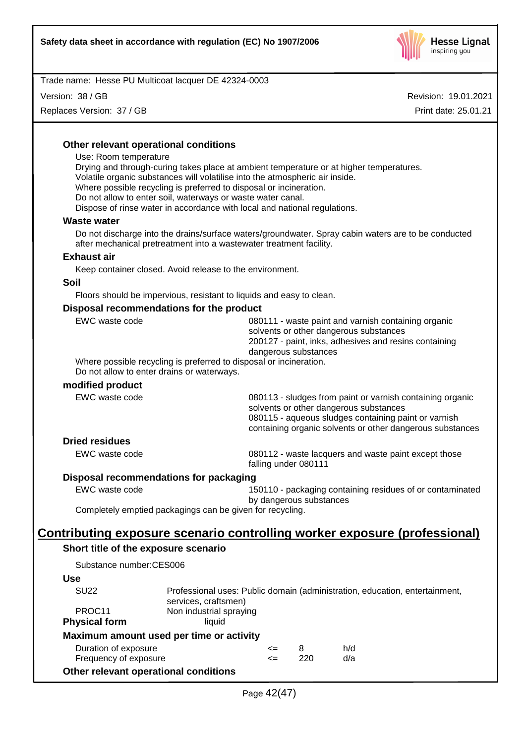### Other relevant operational conditions

Use: Room temperature
Drying and through-curing takes place at ambient temperature or at higher temperatures.
Volatile organic substances will volatilise into the atmospheric air inside.
Where possible recycling is preferred to disposal or incineration.
Do not allow to enter soil, waterways or waste water canal.
Dispose of rinse water in accordance with local and national regulations.

### Waste water

Do not discharge into the drains/surface waters/groundwater. Spray cabin waters are to be conducted after mechanical pretreatment into a wastewater treatment facility.

### Exhaust air

Keep container closed. Avoid release to the environment.

### Soil

Floors should be impervious, resistant to liquids and easy to clean.

### Disposal recommendations for the product

| | |
|---|---|
| EWC waste code | 080111 - waste paint and varnish containing organic solvents or other dangerous substances<br>200127 - paint, inks, adhesives and resins containing dangerous substances |

Where possible recycling is preferred to disposal or incineration.
Do not allow to enter drains or waterways.

### modified product

| | |
|---|---|
| EWC waste code | 080113 - sludges from paint or varnish containing organic solvents or other dangerous substances<br>080115 - aqueous sludges containing paint or varnish containing organic solvents or other dangerous substances |

### Dried residues

| | |
|---|---|
| EWC waste code | 080112 - waste lacquers and waste paint except those falling under 080111 |

### Disposal recommendations for packaging

| | |
|---|---|
| EWC waste code | 150110 - packaging containing residues of or contaminated by dangerous substances |

Completely emptied packagings can be given for recycling.

## Contributing exposure scenario controlling worker exposure (professional)

### Short title of the exposure scenario

Substance number:CES006

### Use

| | |
|---|---|
| SU22 | Professional uses: Public domain (administration, education, entertainment, services, craftsmen) |
| PROC11 | Non industrial spraying |

**Physical form** liquid

### Maximum amount used per time or activity

| | | | |
|---|---|---|---|
| Duration of exposure | <= | 8 | h/d |
| Frequency of exposure | <= | 220 | d/a |

### Other relevant operational conditions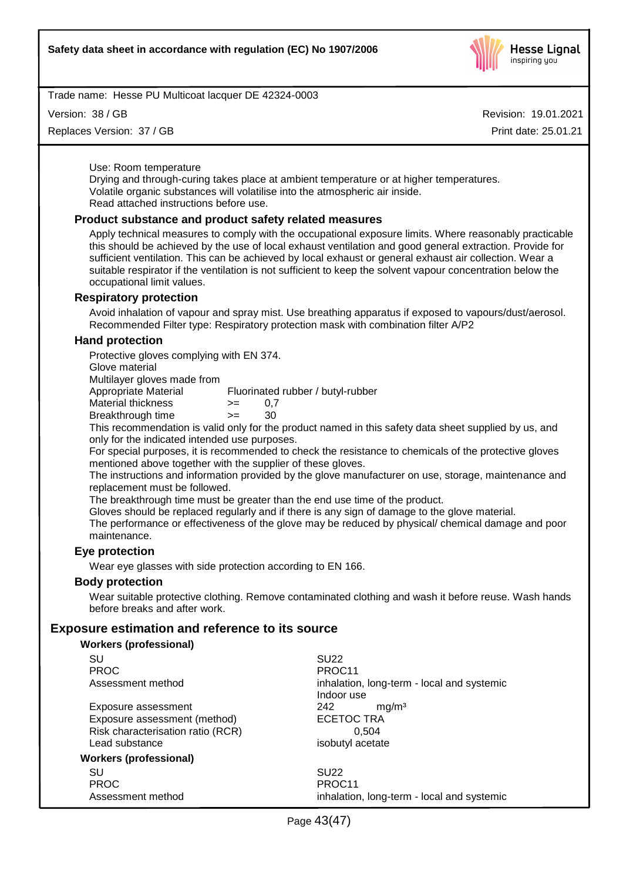Use: Room temperature
Drying and through-curing takes place at ambient temperature or at higher temperatures.
Volatile organic substances will volatilise into the atmospheric air inside.
Read attached instructions before use.

### Product substance and product safety related measures

Apply technical measures to comply with the occupational exposure limits. Where reasonably practicable this should be achieved by the use of local exhaust ventilation and good general extraction. Provide for sufficient ventilation. This can be achieved by local exhaust or general exhaust air collection. Wear a suitable respirator if the ventilation is not sufficient to keep the solvent vapour concentration below the occupational limit values.

### Respiratory protection

Avoid inhalation of vapour and spray mist. Use breathing apparatus if exposed to vapours/dust/aerosol.
Recommended Filter type: Respiratory protection mask with combination filter A/P2

### Hand protection

Protective gloves complying with EN 374.
Glove material
Multilayer gloves made from

| | | |
|---|---|---|
| Appropriate Material | Fluorinated rubber / butyl-rubber | |
| Material thickness | >= | 0,7 |
| Breakthrough time | >= | 30 |

This recommendation is valid only for the product named in this safety data sheet supplied by us, and only for the indicated intended use purposes.
For special purposes, it is recommended to check the resistance to chemicals of the protective gloves mentioned above together with the supplier of these gloves.
The instructions and information provided by the glove manufacturer on use, storage, maintenance and replacement must be followed.
The breakthrough time must be greater than the end use time of the product.
Gloves should be replaced regularly and if there is any sign of damage to the glove material.
The performance or effectiveness of the glove may be reduced by physical/ chemical damage and poor maintenance.

### Eye protection

Wear eye glasses with side protection according to EN 166.

### Body protection

Wear suitable protective clothing. Remove contaminated clothing and wash it before reuse. Wash hands before breaks and after work.

## Exposure estimation and reference to its source

**Workers (professional)**

| | |
|---|---|
| SU | SU22 |
| PROC | PROC11 |
| Assessment method | inhalation, long-term - local and systemic<br>Indoor use |
| Exposure assessment | 242 mg/m³ |
| Exposure assessment (method) | ECETOC TRA |
| Risk characterisation ratio (RCR) | 0,504 |
| Lead substance | isobutyl acetate |

**Workers (professional)**

| | |
|---|---|
| SU | SU22 |
| PROC | PROC11 |
| Assessment method | inhalation, long-term - local and systemic |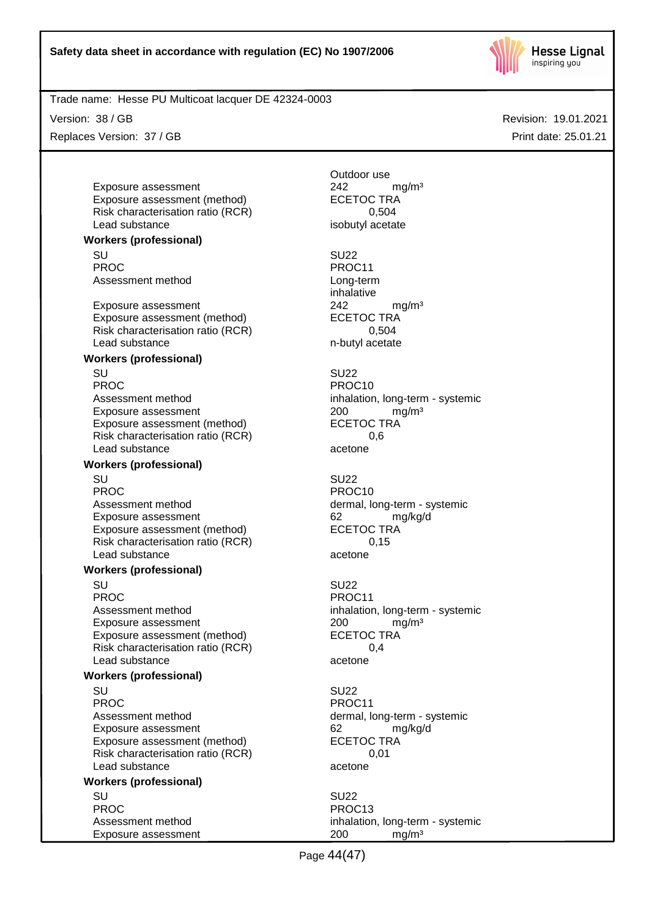| | |
|---|---|
| | Outdoor use |
| Exposure assessment | 242 mg/m³ |
| Exposure assessment (method) | ECETOC TRA |
| Risk characterisation ratio (RCR) | 0,504 |
| Lead substance | isobutyl acetate |

**Workers (professional)**

| | |
|---|---|
| SU | SU22 |
| PROC | PROC11 |
| Assessment method | Long-term inhalative |
| Exposure assessment | 242 mg/m³ |
| Exposure assessment (method) | ECETOC TRA |
| Risk characterisation ratio (RCR) | 0,504 |
| Lead substance | n-butyl acetate |

**Workers (professional)**

| | |
|---|---|
| SU | SU22 |
| PROC | PROC10 |
| Assessment method | inhalation, long-term - systemic |
| Exposure assessment | 200 mg/m³ |
| Exposure assessment (method) | ECETOC TRA |
| Risk characterisation ratio (RCR) | 0,6 |
| Lead substance | acetone |

**Workers (professional)**

| | |
|---|---|
| SU | SU22 |
| PROC | PROC10 |
| Assessment method | dermal, long-term - systemic |
| Exposure assessment | 62 mg/kg/d |
| Exposure assessment (method) | ECETOC TRA |
| Risk characterisation ratio (RCR) | 0,15 |
| Lead substance | acetone |

**Workers (professional)**

| | |
|---|---|
| SU | SU22 |
| PROC | PROC11 |
| Assessment method | inhalation, long-term - systemic |
| Exposure assessment | 200 mg/m³ |
| Exposure assessment (method) | ECETOC TRA |
| Risk characterisation ratio (RCR) | 0,4 |
| Lead substance | acetone |

**Workers (professional)**

| | |
|---|---|
| SU | SU22 |
| PROC | PROC11 |
| Assessment method | dermal, long-term - systemic |
| Exposure assessment | 62 mg/kg/d |
| Exposure assessment (method) | ECETOC TRA |
| Risk characterisation ratio (RCR) | 0,01 |
| Lead substance | acetone |

**Workers (professional)**

| | |
|---|---|
| SU | SU22 |
| PROC | PROC13 |
| Assessment method | inhalation, long-term - systemic |
| Exposure assessment | 200 mg/m³ |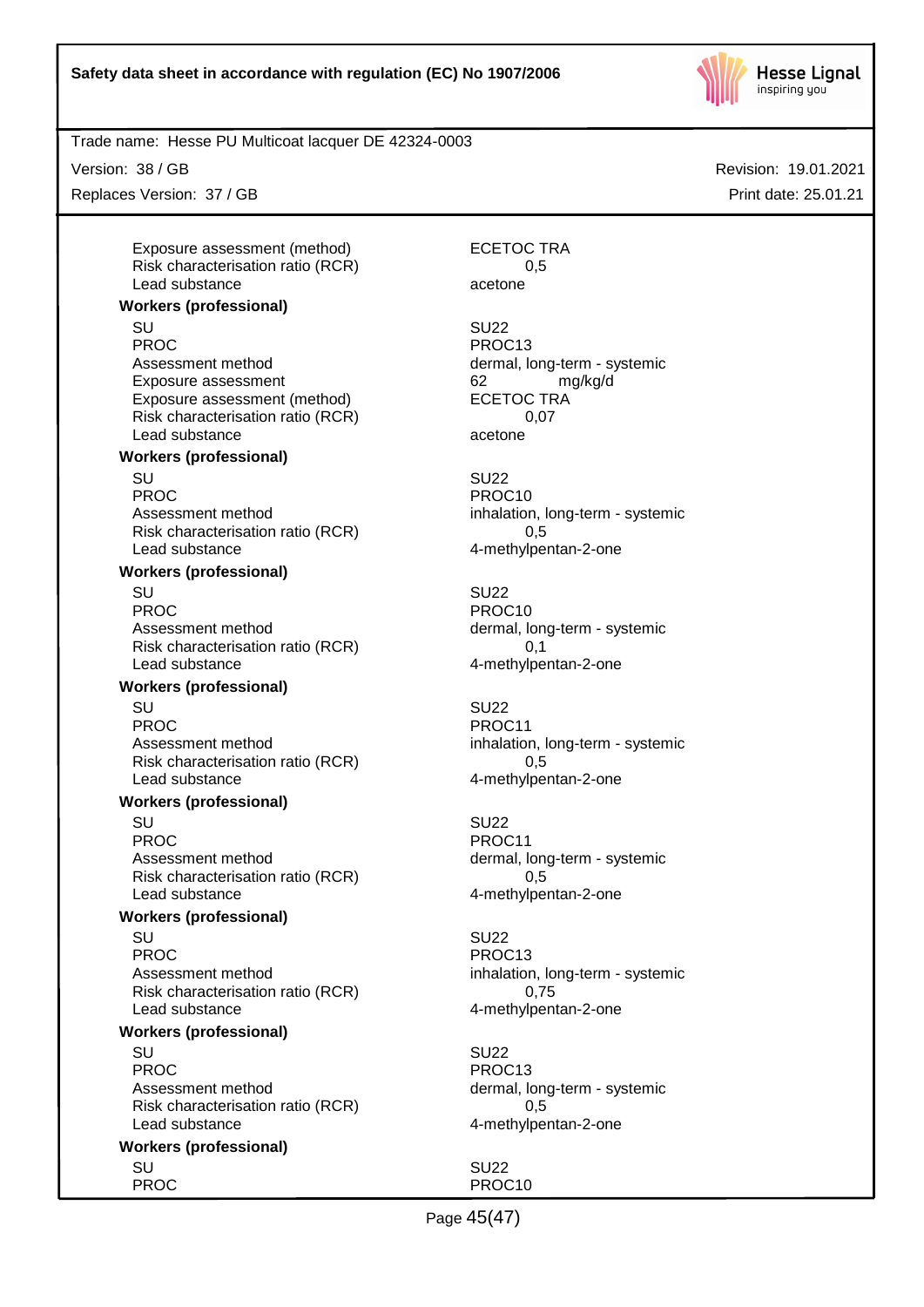| | |
|---|---|
| Exposure assessment (method) | ECETOC TRA |
| Risk characterisation ratio (RCR) | 0,5 |
| Lead substance | acetone |

**Workers (professional)**

| | |
|---|---|
| SU | SU22 |
| PROC | PROC13 |
| Assessment method | dermal, long-term - systemic |
| Exposure assessment | 62 mg/kg/d |
| Exposure assessment (method) | ECETOC TRA |
| Risk characterisation ratio (RCR) | 0,07 |
| Lead substance | acetone |

**Workers (professional)**

| | |
|---|---|
| SU | SU22 |
| PROC | PROC10 |
| Assessment method | inhalation, long-term - systemic |
| Risk characterisation ratio (RCR) | 0,5 |
| Lead substance | 4-methylpentan-2-one |

**Workers (professional)**

| | |
|---|---|
| SU | SU22 |
| PROC | PROC10 |
| Assessment method | dermal, long-term - systemic |
| Risk characterisation ratio (RCR) | 0,1 |
| Lead substance | 4-methylpentan-2-one |

**Workers (professional)**

| | |
|---|---|
| SU | SU22 |
| PROC | PROC11 |
| Assessment method | inhalation, long-term - systemic |
| Risk characterisation ratio (RCR) | 0,5 |
| Lead substance | 4-methylpentan-2-one |

**Workers (professional)**

| | |
|---|---|
| SU | SU22 |
| PROC | PROC11 |
| Assessment method | dermal, long-term - systemic |
| Risk characterisation ratio (RCR) | 0,5 |
| Lead substance | 4-methylpentan-2-one |

**Workers (professional)**

| | |
|---|---|
| SU | SU22 |
| PROC | PROC13 |
| Assessment method | inhalation, long-term - systemic |
| Risk characterisation ratio (RCR) | 0,75 |
| Lead substance | 4-methylpentan-2-one |

**Workers (professional)**

| | |
|---|---|
| SU | SU22 |
| PROC | PROC13 |
| Assessment method | dermal, long-term - systemic |
| Risk characterisation ratio (RCR) | 0,5 |
| Lead substance | 4-methylpentan-2-one |

**Workers (professional)**

| | |
|---|---|
| SU | SU22 |
| PROC | PROC10 |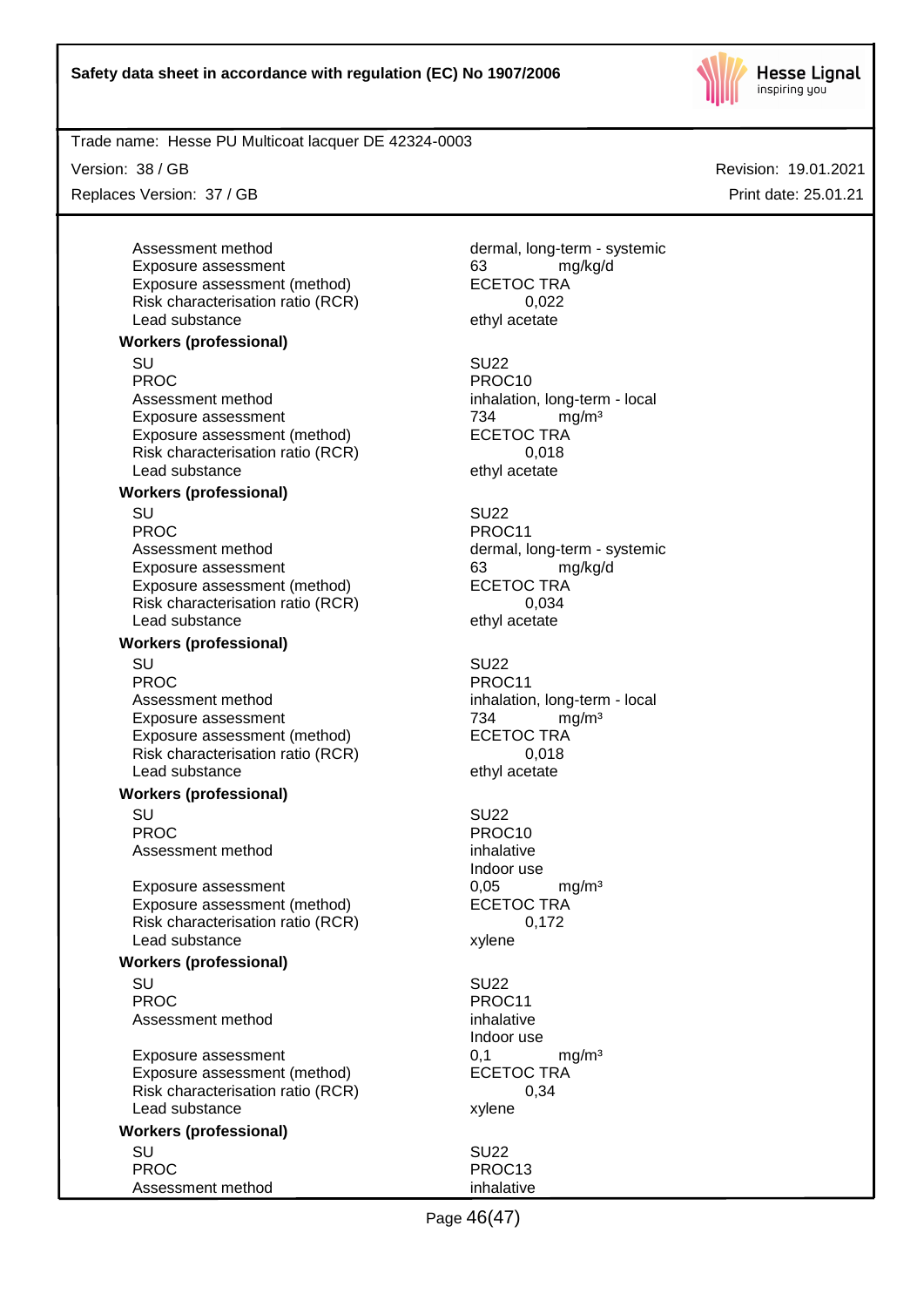| | |
|---|---|
| Assessment method | dermal, long-term - systemic |
| Exposure assessment | 63 mg/kg/d |
| Exposure assessment (method) | ECETOC TRA |
| Risk characterisation ratio (RCR) | 0,022 |
| Lead substance | ethyl acetate |

**Workers (professional)**

| | |
|---|---|
| SU | SU22 |
| PROC | PROC10 |
| Assessment method | inhalation, long-term - local |
| Exposure assessment | 734 mg/m³ |
| Exposure assessment (method) | ECETOC TRA |
| Risk characterisation ratio (RCR) | 0,018 |
| Lead substance | ethyl acetate |

**Workers (professional)**

| | |
|---|---|
| SU | SU22 |
| PROC | PROC11 |
| Assessment method | dermal, long-term - systemic |
| Exposure assessment | 63 mg/kg/d |
| Exposure assessment (method) | ECETOC TRA |
| Risk characterisation ratio (RCR) | 0,034 |
| Lead substance | ethyl acetate |

**Workers (professional)**

| | |
|---|---|
| SU | SU22 |
| PROC | PROC11 |
| Assessment method | inhalation, long-term - local |
| Exposure assessment | 734 mg/m³ |
| Exposure assessment (method) | ECETOC TRA |
| Risk characterisation ratio (RCR) | 0,018 |
| Lead substance | ethyl acetate |

**Workers (professional)**

| | |
|---|---|
| SU | SU22 |
| PROC | PROC10 |
| Assessment method | inhalative<br>Indoor use |
| Exposure assessment | 0,05 mg/m³ |
| Exposure assessment (method) | ECETOC TRA |
| Risk characterisation ratio (RCR) | 0,172 |
| Lead substance | xylene |

**Workers (professional)**

| | |
|---|---|
| SU | SU22 |
| PROC | PROC11 |
| Assessment method | inhalative<br>Indoor use |
| Exposure assessment | 0,1 mg/m³ |
| Exposure assessment (method) | ECETOC TRA |
| Risk characterisation ratio (RCR) | 0,34 |
| Lead substance | xylene |

**Workers (professional)**

| | |
|---|---|
| SU | SU22 |
| PROC | PROC13 |
| Assessment method | inhalative |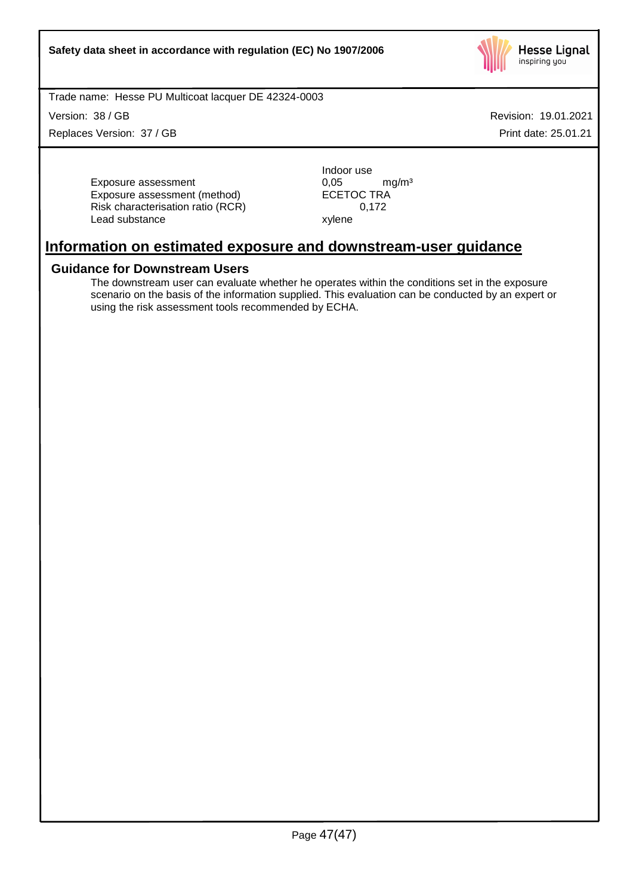| | |
|---|---|
| | Indoor use |
| Exposure assessment | 0,05 mg/m³ |
| Exposure assessment (method) | ECETOC TRA |
| Risk characterisation ratio (RCR) | 0,172 |
| Lead substance | xylene |

## Information on estimated exposure and downstream-user guidance

### Guidance for Downstream Users

The downstream user can evaluate whether he operates within the conditions set in the exposure scenario on the basis of the information supplied. This evaluation can be conducted by an expert or using the risk assessment tools recommended by ECHA.